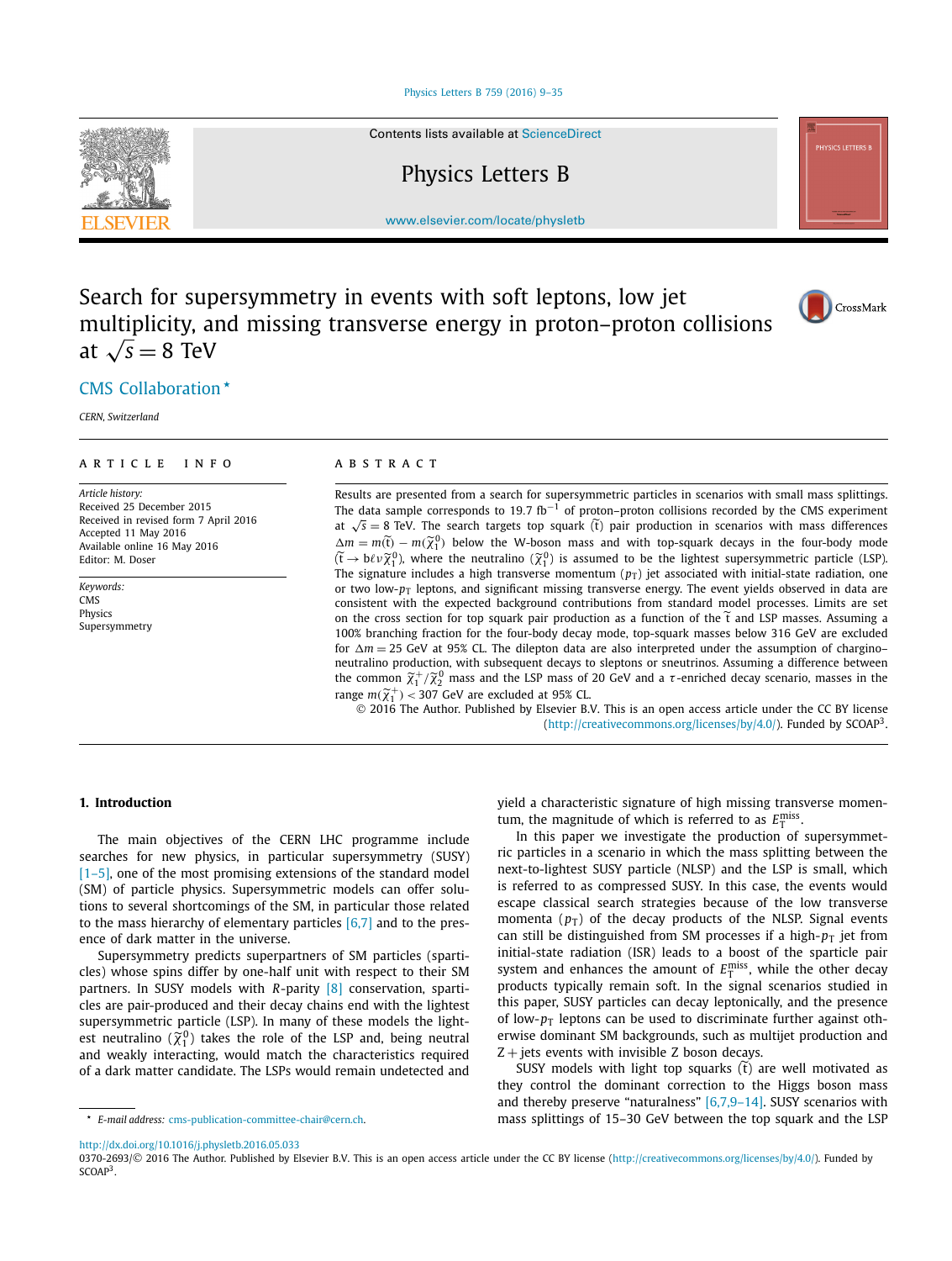#### [Physics Letters B 759 \(2016\) 9–35](http://dx.doi.org/10.1016/j.physletb.2016.05.033)



Physics Letters B

[www.elsevier.com/locate/physletb](http://www.elsevier.com/locate/physletb)

## Search for supersymmetry in events with soft leptons, low jet multiplicity, and missing transverse energy in proton–proton collisions at  $\sqrt{s} = 8$  TeV

# $\Gamma$ CrossMark

### .CMS [Collaboration](#page-11-0) *-*

*CERN, Switzerland*

#### A R T I C L E I N F O A B S T R A C T

*Article history:* Received 25 December 2015 Received in revised form 7 April 2016 Accepted 11 May 2016 Available online 16 May 2016 Editor: M. Doser

*Keywords:* CMS Physics Supersymmetry

Results are presented from a search for supersymmetric particles in scenarios with small mass splittings. The data sample corresponds to 19.7 fb<sup>-1</sup> of proton–proton collisions recorded by the CMS experiment at  $\sqrt{s} = 8$  TeV. The search targets top squark  $(\tilde{t})$  pair production in scenarios with mass differences  $\Delta m = m(\tilde{t}) - m(\tilde{\chi}_1^0)$  below the W-boson mass and with top-squark decays in the four-body mode  $(\widetilde{t} \to b\ell\nu \widetilde{\chi}_1^0)$ , where the neutralino  $(\widetilde{\chi}_1^0)$  is assumed to be the lightest supersymmetric particle (LSP). The signature includes a high transverse momentum  $(p_T)$  jet associated with initial-state radiation, one or two low- $p_T$  leptons, and significant missing transverse energy. The event yields observed in data are consistent with the expected background contributions from standard model processes. Limits are set on the cross section for top squark pair production as a function of the t and LSP masses. Assuming a 100% branching fraction for the four-body decay mode, top-squark masses below 316 GeV are excluded for  $\Delta m = 25$  GeV at 95% CL. The dilepton data are also interpreted under the assumption of chargino– neutralino production, with subsequent decays to sleptons or sneutrinos. Assuming a difference between the common  $\widetilde{\chi}_1^+/\widetilde{\chi}_2^0$  mass and the LSP mass of 20 GeV and a *τ*-enriched decay scenario, masses in the range  $m(\widetilde{\chi}_1^+)$  < 307 GeV are excluded at 95% CL.

© 2016 The Author. Published by Elsevier B.V. This is an open access article under the CC BY license [\(http://creativecommons.org/licenses/by/4.0/\)](http://creativecommons.org/licenses/by/4.0/). Funded by  $SCOAP<sup>3</sup>$ .

#### **1. Introduction**

The main objectives of the CERN LHC programme include searches for new physics, in particular supersymmetry (SUSY)  $[1-5]$ , one of the most promising extensions of the standard model (SM) of particle physics. Supersymmetric models can offer solutions to several shortcomings of the SM, in particular those related to the mass hierarchy of elementary particles  $[6,7]$  and to the presence of dark matter in the universe.

Supersymmetry predicts superpartners of SM particles (sparticles) whose spins differ by one-half unit with respect to their SM partners. In SUSY models with *R*-parity [\[8\]](#page-10-0) conservation, sparticles are pair-produced and their decay chains end with the lightest supersymmetric particle (LSP). In many of these models the lightest neutralino  $({\tilde{\chi}}_1^0)$  takes the role of the LSP and, being neutral and weakly interacting, would match the characteristics required of a dark matter candidate. The LSPs would remain undetected and



In this paper we investigate the production of supersymmetric particles in a scenario in which the mass splitting between the next-to-lightest SUSY particle (NLSP) and the LSP is small, which is referred to as compressed SUSY. In this case, the events would escape classical search strategies because of the low transverse momenta  $(p_T)$  of the decay products of the NLSP. Signal events can still be distinguished from SM processes if a high- $p<sub>T</sub>$  jet from initial-state radiation (ISR) leads to a boost of the sparticle pair system and enhances the amount of  $E_{\text{T}}^{\text{miss}}$ , while the other decay products typically remain soft. In the signal scenarios studied in this paper, SUSY particles can decay leptonically, and the presence of low- $p_T$  leptons can be used to discriminate further against otherwise dominant SM backgrounds, such as multijet production and  $Z + jets$  events with invisible Z boson decays.

SUSY models with light top squarks (t) are well motivated as they control the dominant correction to the Higgs boson mass and thereby preserve "naturalness"  $[6,7,9-14]$ . SUSY scenarios with mass splittings of 15–30 GeV between the top squark and the LSP



*<sup>-</sup> E-mail address:* [cms-publication-committee-chair@cern.ch](mailto:cms-publication-committee-chair@cern.ch).

<http://dx.doi.org/10.1016/j.physletb.2016.05.033>

<sup>0370-2693/© 2016</sup> The Author. Published by Elsevier B.V. This is an open access article under the CC BY license [\(http://creativecommons.org/licenses/by/4.0/](http://creativecommons.org/licenses/by/4.0/)). Funded by SCOAP<sup>3</sup>.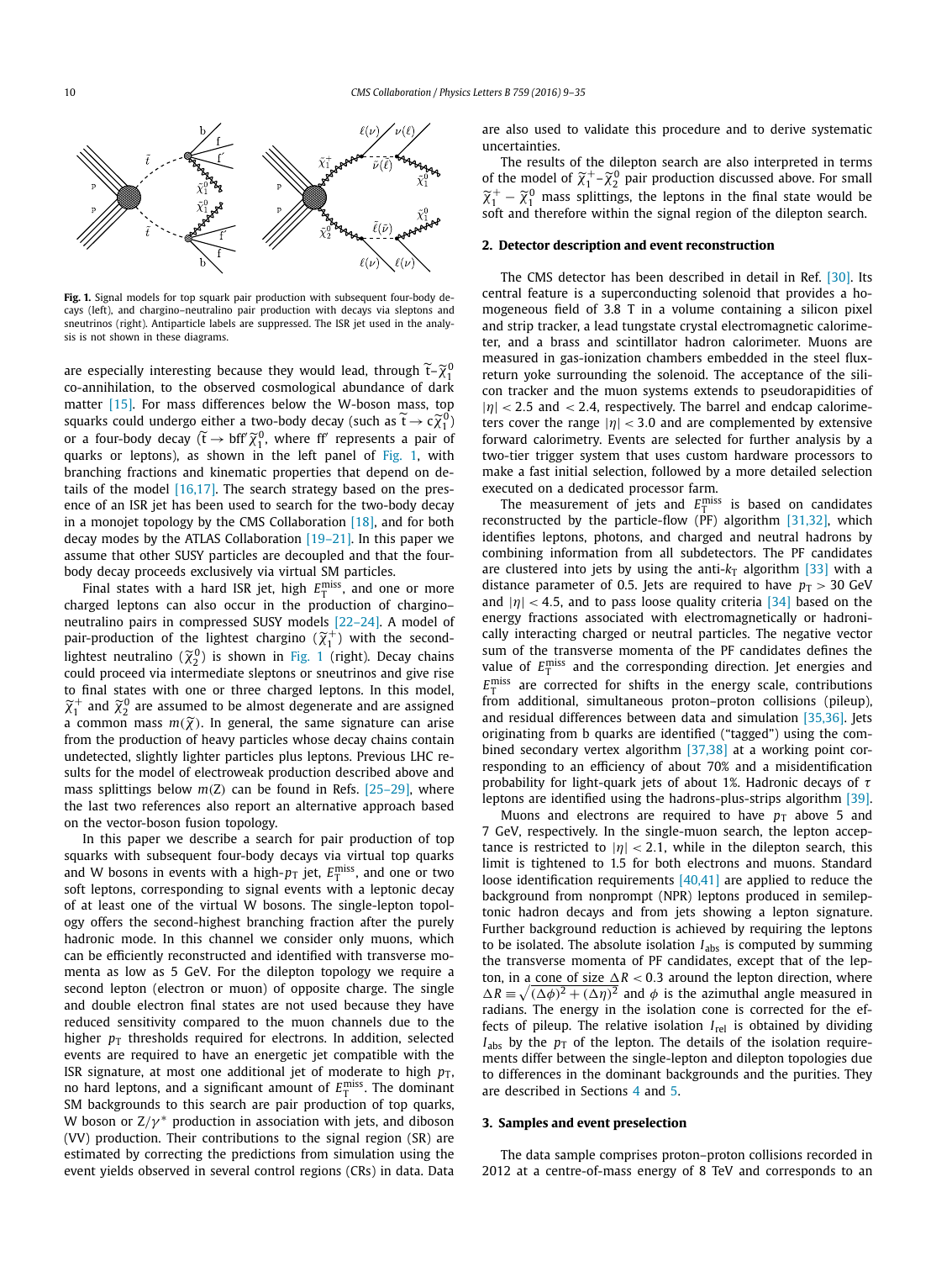<span id="page-1-0"></span>

**Fig. 1.** Signal models for top squark pair production with subsequent four-body decays (left), and chargino–neutralino pair production with decays via sleptons and sneutrinos (right). Antiparticle labels are suppressed. The ISR jet used in the analysis is not shown in these diagrams.

are especially interesting because they would lead, through  $\widetilde{t}$  –  $\widetilde{\chi}_1^0$ co-annihilation, to the observed cosmological abundance of dark matter [\[15\].](#page-10-0) For mass differences below the W-boson mass, top squarks could undergo either a two-body decay (such as  $\widetilde{\mathsf{t}} \to \mathsf{c}\widetilde{\chi}_1^0$ ) or a four-body decay ( $\tilde{t} \rightarrow bff' \tilde{\chi}_1^0$ , where ff' represents a pair of quarks or leptons), as shown in the left panel of Fig. 1, with branching fractions and kinematic properties that depend on details of the model  $[16,17]$ . The search strategy based on the presence of an ISR jet has been used to search for the two-body decay in a monojet topology by the CMS Collaboration [\[18\],](#page-10-0) and for both decay modes by the ATLAS Collaboration [\[19–21\].](#page-10-0) In this paper we assume that other SUSY particles are decoupled and that the fourbody decay proceeds exclusively via virtual SM particles.

Final states with a hard ISR jet, high  $E_{\rm T}^{\rm miss}$ , and one or more charged leptons can also occur in the production of chargino– neutralino pairs in compressed SUSY models [\[22–24\].](#page-10-0) A model of pair-production of the lightest chargino  $(\widetilde{\chi}_1^+)$  with the secondlightest neutralino  $({\tilde{\chi}}_2^0)$  is shown in Fig. 1 (right). Decay chains could proceed via intermediate sleptons or sneutrinos and give rise to final states with one or three charged leptons. In this model,  $\widetilde{\chi}_1^+$  and  $\widetilde{\chi}_2^0$  are assumed to be almost degenerate and are assigned a common mass  $m(\tilde{\chi})$ . In general, the same signature can arise from the production of heavy particles whose decay chains contain undetected, slightly lighter particles plus leptons. Previous LHC results for the model of electroweak production described above and mass splittings below  $m(Z)$  can be found in Refs.  $[25-29]$ , where the last two references also report an alternative approach based on the vector-boson fusion topology.

In this paper we describe a search for pair production of top squarks with subsequent four-body decays via virtual top quarks and W bosons in events with a high- $p_{\rm T}$  jet,  $E_{\rm T}^{\rm miss}$ , and one or two soft leptons, corresponding to signal events with a leptonic decay of at least one of the virtual W bosons. The single-lepton topology offers the second-highest branching fraction after the purely hadronic mode. In this channel we consider only muons, which can be efficiently reconstructed and identified with transverse momenta as low as 5 GeV. For the dilepton topology we require a second lepton (electron or muon) of opposite charge. The single and double electron final states are not used because they have reduced sensitivity compared to the muon channels due to the higher  $p_T$  thresholds required for electrons. In addition, selected events are required to have an energetic jet compatible with the ISR signature, at most one additional jet of moderate to high  $p<sub>T</sub>$ , no hard leptons, and a significant amount of  $E_{\textrm{T}}^{\textrm{miss}}$ . The dominant SM backgrounds to this search are pair production of top quarks, W boson or *Z*/*γ*<sup>\*</sup> production in association with jets, and diboson (VV) production. Their contributions to the signal region (SR) are estimated by correcting the predictions from simulation using the event yields observed in several control regions (CRs) in data. Data

are also used to validate this procedure and to derive systematic uncertainties.

The results of the dilepton search are also interpreted in terms of the model of  $\widetilde{\chi}_1^+$ – $\widetilde{\chi}_2^0$  pair production discussed above. For small  $\widetilde{\chi}_{1}^{+} - \widetilde{\chi}_{1}^{0}$  mass splittings, the leptons in the final state would be soft and therefore within the signal region of the dilepton search.

#### **2. Detector description and event reconstruction**

The CMS detector has been described in detail in Ref. [\[30\].](#page-10-0) Its central feature is a superconducting solenoid that provides a homogeneous field of 3.8 T in a volume containing a silicon pixel and strip tracker, a lead tungstate crystal electromagnetic calorimeter, and a brass and scintillator hadron calorimeter. Muons are measured in gas-ionization chambers embedded in the steel fluxreturn yoke surrounding the solenoid. The acceptance of the silicon tracker and the muon systems extends to pseudorapidities of |*η*| *<* <sup>2</sup>*.*5 and *<* <sup>2</sup>*.*4, respectively. The barrel and endcap calorimeters cover the range  $|\eta|$  < 3.0 and are complemented by extensive forward calorimetry. Events are selected for further analysis by a two-tier trigger system that uses custom hardware processors to make a fast initial selection, followed by a more detailed selection executed on a dedicated processor farm.

The measurement of jets and  $E_{\text{T}}^{\text{miss}}$  is based on candidates reconstructed by the particle-flow  $(\Pr)$  algorithm [\[31,32\],](#page-10-0) which identifies leptons, photons, and charged and neutral hadrons by combining information from all subdetectors. The PF candidates are clustered into jets by using the anti- $k<sub>T</sub>$  algorithm [\[33\]](#page-10-0) with a distance parameter of 0.5. Jets are required to have  $p_T > 30$  GeV and  $|\eta|$  < 4.5, and to pass loose quality criteria [\[34\]](#page-10-0) based on the energy fractions associated with electromagnetically or hadronically interacting charged or neutral particles. The negative vector sum of the transverse momenta of the PF candidates defines the value of  $E_T^{\text{miss}}$  and the corresponding direction. Jet energies and  $E_{\text{T}}^{\text{miss}}$  are corrected for shifts in the energy scale, contributions from additional, simultaneous proton–proton collisions (pileup), and residual differences between data and simulation [\[35,36\].](#page-10-0) Jets originating from b quarks are identified ("tagged") using the com-bined secondary vertex algorithm [\[37,38\]](#page-10-0) at a working point corresponding to an efficiency of about 70% and a misidentification probability for light-quark jets of about 1%. Hadronic decays of *τ* leptons are identified using the hadrons-plus-strips algorithm [\[39\].](#page-10-0)

Muons and electrons are required to have  $p_T$  above 5 and 7 GeV, respectively. In the single-muon search, the lepton acceptance is restricted to  $|\eta|$  < 2.1, while in the dilepton search, this limit is tightened to 1.5 for both electrons and muons. Standard loose identification requirements [\[40,41\]](#page-10-0) are applied to reduce the background from nonprompt (NPR) leptons produced in semileptonic hadron decays and from jets showing a lepton signature. Further background reduction is achieved by requiring the leptons to be isolated. The absolute isolation  $I_{\text{abs}}$  is computed by summing the transverse momenta of PF candidates, except that of the lepton, in a cone of size  $\Delta R < 0.3$  around the lepton direction, where  $\Delta R = \sqrt{(\Delta \phi)^2 + (\Delta \eta)^2}$  and  $\phi$  is the azimuthal angle measured in radians. The energy in the isolation cone is corrected for the effects of pileup. The relative isolation *I*<sub>rel</sub> is obtained by dividing  $I_{\text{abs}}$  by the  $p_{\text{T}}$  of the lepton. The details of the isolation requirements differ between the single-lepton and dilepton topologies due to differences in the dominant backgrounds and the purities. They are described in Sections [4](#page-2-0) and [5.](#page-5-0)

#### **3. Samples and event preselection**

The data sample comprises proton–proton collisions recorded in 2012 at a centre-of-mass energy of 8 TeV and corresponds to an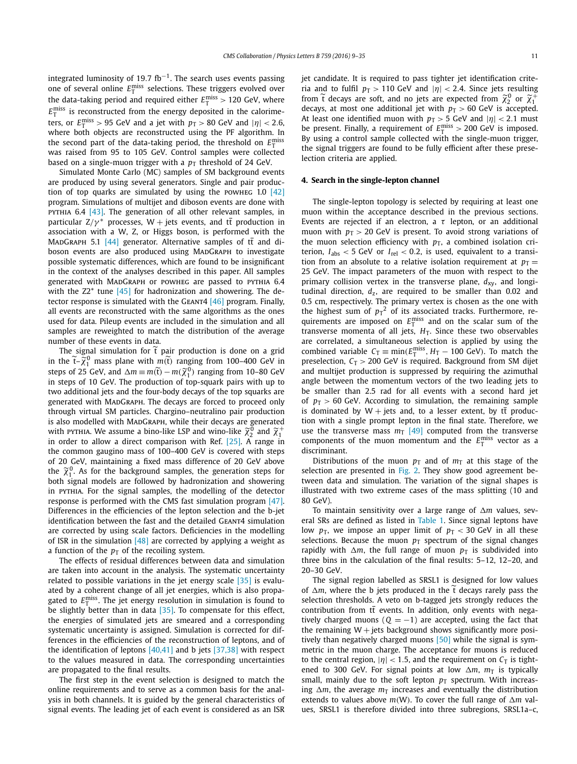<span id="page-2-0"></span>integrated luminosity of 19*.*7 fb<sup>−</sup>1. The search uses events passing one of several online  $E_{\text{T}}^{\text{miss}}$  selections. These triggers evolved over the data-taking period and required either  $E_T^{\text{miss}} > 120$  GeV, where  $E_{\text{T}}^{\text{miss}}$  is reconstructed from the energy deposited in the calorimeters, or  $E_{\text{T}}^{\text{miss}} > 95$  GeV and a jet with  $p_{\text{T}} > 80$  GeV and  $|\eta| < 2.6$ , where both objects are reconstructed using the PF algorithm. In the second part of the data-taking period, the threshold on *E*miss T was raised from 95 to 105 GeV. Control samples were collected based on a single-muon trigger with a  $p<sub>T</sub>$  threshold of 24 GeV.

Simulated Monte Carlo (MC) samples of SM background events are produced by using several generators. Single and pair production of top quarks are simulated by using the POWHEG 1.0  $[42]$ program. Simulations of multijet and diboson events are done with PYTHIA  $6.4$  [\[43\].](#page-10-0) The generation of all other relevant samples, in particular  $Z/\gamma^*$  processes, W + jets events, and tt production in association with a W, Z, or Higgs boson, is performed with the MADGRAPH 5.1 [\[44\]](#page-10-0) generator. Alternative samples of tt and diboson events are also produced using MADGRAPH to investigate possible systematic differences, which are found to be insignificant in the context of the analyses described in this paper. All samples generated with MadGraph or powheg are passed to pythia 6.4 with the  $Z2^*$  tune  $[45]$  for hadronization and showering. The detector response is simulated with the GEANT4  $[46]$  program. Finally, all events are reconstructed with the same algorithms as the ones used for data. Pileup events are included in the simulation and all samples are reweighted to match the distribution of the average number of these events in data.

The signal simulation for t pair production is done on a grid in the  $\widetilde{t}$ - $\widetilde{\chi}_1^0$  mass plane with  $m(\widetilde{t})$  ranging from 100-400 GeV in steps of 25 GeV, and  $\Delta m \equiv m(\tilde{t}) - m(\tilde{\chi}_1^0)$  ranging from 10–80 GeV in steps of 10 GeV. The production of top-squark pairs with up to two additional jets and the four-body decays of the top squarks are generated with MADGRAPH. The decays are forced to proceed only through virtual SM particles. Chargino–neutralino pair production is also modelled with MADGRAPH, while their decays are generated with pythia. We assume a bino-like LSP and wino-like  $\widetilde{\chi}_2^0$  and  $\widetilde{\chi}_1^+$ in order to allow a direct comparison with Ref. [\[25\].](#page-10-0) A range in the common gaugino mass of 100–400 GeV is covered with steps of 20 GeV, maintaining a fixed mass difference of 20 GeV above the  $\widetilde{\chi}_1^0$ . As for the background samples, the generation steps for both signal models are followed by hadronization and showering in pythia. For the signal samples, the modelling of the detector response is performed with the CMS fast simulation program [\[47\].](#page-10-0) Differences in the efficiencies of the lepton selection and the b-jet identification between the fast and the detailed GEANT4 simulation are corrected by using scale factors. Deficiencies in the modelling of ISR in the simulation  $[48]$  are corrected by applying a weight as a function of the  $p<sub>T</sub>$  of the recoiling system.

The effects of residual differences between data and simulation are taken into account in the analysis. The systematic uncertainty related to possible variations in the jet energy scale [\[35\]](#page-10-0) is evaluated by a coherent change of all jet energies, which is also propagated to  $E_{\textrm{T}}^{\textrm{miss}}$ . The jet energy resolution in simulation is found to be slightly better than in data [\[35\].](#page-10-0) To compensate for this effect, the energies of simulated jets are smeared and a corresponding systematic uncertainty is assigned. Simulation is corrected for differences in the efficiencies of the reconstruction of leptons, and of the identification of leptons  $[40,41]$  and b jets  $[37,38]$  with respect to the values measured in data. The corresponding uncertainties are propagated to the final results.

The first step in the event selection is designed to match the online requirements and to serve as a common basis for the analysis in both channels. It is guided by the general characteristics of signal events. The leading jet of each event is considered as an ISR jet candidate. It is required to pass tighter jet identification criteria and to fulfil  $p_T > 110$  GeV and  $|\eta| < 2.4$ . Since jets resulting from  $\tilde{t}$  decays are soft, and no jets are expected from  $\tilde{\chi}_2^0$  or  $\tilde{\chi}_1^+$ decays, at most one additional jet with  $p_T > 60$  GeV is accepted. At least one identified muon with  $p_T > 5$  GeV and  $|\eta| < 2.1$  must be present. Finally, a requirement of  $E_{\text{T}}^{\text{miss}} > 200$  GeV is imposed. By using a control sample collected with the single-muon trigger, the signal triggers are found to be fully efficient after these preselection criteria are applied.

#### **4. Search in the single-lepton channel**

The single-lepton topology is selected by requiring at least one muon within the acceptance described in the previous sections. Events are rejected if an electron, a *τ* lepton, or an additional muon with  $p_T > 20$  GeV is present. To avoid strong variations of the muon selection efficiency with  $p<sub>T</sub>$ , a combined isolation criterion,  $I_{\text{abs}} < 5$  GeV or  $I_{\text{rel}} < 0.2$ , is used, equivalent to a transition from an absolute to a relative isolation requirement at  $p_T =$ 25 GeV. The impact parameters of the muon with respect to the primary collision vertex in the transverse plane,  $d_{xy}$ , and longitudinal direction,  $d_{z}$ , are required to be smaller than  $0.02$  and 0.5 cm, respectively. The primary vertex is chosen as the one with the highest sum of  $p_T^2$  of its associated tracks. Furthermore, requirements are imposed on  $E_{\text{T}}^{\text{miss}}$  and on the scalar sum of the transverse momenta of all jets,  $H<sub>T</sub>$ . Since these two observables are correlated, a simultaneous selection is applied by using the combined variable  $C_T \equiv \min(E_T^{\text{miss}}, H_T - 100 \text{ GeV})$ . To match the preselection,  $C_T > 200$  GeV is required. Background from SM dijet and multijet production is suppressed by requiring the azimuthal angle between the momentum vectors of the two leading jets to be smaller than 2.5 rad for all events with a second hard jet of  $p_T > 60$  GeV. According to simulation, the remaining sample is dominated by  $W +$  jets and, to a lesser extent, by tt production with a single prompt lepton in the final state. Therefore, we use the transverse mass  $m<sub>T</sub>$  [\[49\]](#page-11-0) computed from the transverse components of the muon momentum and the  $E_{\text{T}}^{\text{miss}}$  vector as a discriminant.

Distributions of the muon  $p<sub>T</sub>$  and of  $m<sub>T</sub>$  at this stage of the selection are presented in [Fig. 2.](#page-3-0) They show good agreement between data and simulation. The variation of the signal shapes is illustrated with two extreme cases of the mass splitting (10 and 80 GeV).

To maintain sensitivity over a large range of  $\Delta m$  values, several SRs are defined as listed in [Table 1.](#page-4-0) Since signal leptons have low  $p_T$ , we impose an upper limit of  $p_T < 30$  GeV in all these selections. Because the muon  $p<sub>T</sub>$  spectrum of the signal changes rapidly with  $\Delta m$ , the full range of muon  $p<sub>T</sub>$  is subdivided into three bins in the calculation of the final results: 5–12, 12–20, and 20–30 GeV.

The signal region labelled as SRSL1 is designed for low values of  $\Delta m$ , where the b jets produced in the t decays rarely pass the selection thresholds. A veto on b-tagged jets strongly reduces the contribution from tt events. In addition, only events with negatively charged muons ( $Q = -1$ ) are accepted, using the fact that the remaining  $W +$  jets background shows significantly more positively than negatively charged muons [\[50\]](#page-11-0) while the signal is symmetric in the muon charge. The acceptance for muons is reduced to the central region,  $|\eta|$  < 1.5, and the requirement on  $C_T$  is tightened to 300 GeV. For signal points at low  $\Delta m$ ,  $m<sub>T</sub>$  is typically small, mainly due to the soft lepton  $p<sub>T</sub>$  spectrum. With increasing  $\Delta m$ , the average  $m<sub>T</sub>$  increases and eventually the distribution extends to values above  $m(W)$ . To cover the full range of  $\Delta m$  values, SRSL1 is therefore divided into three subregions, SRSL1a–c,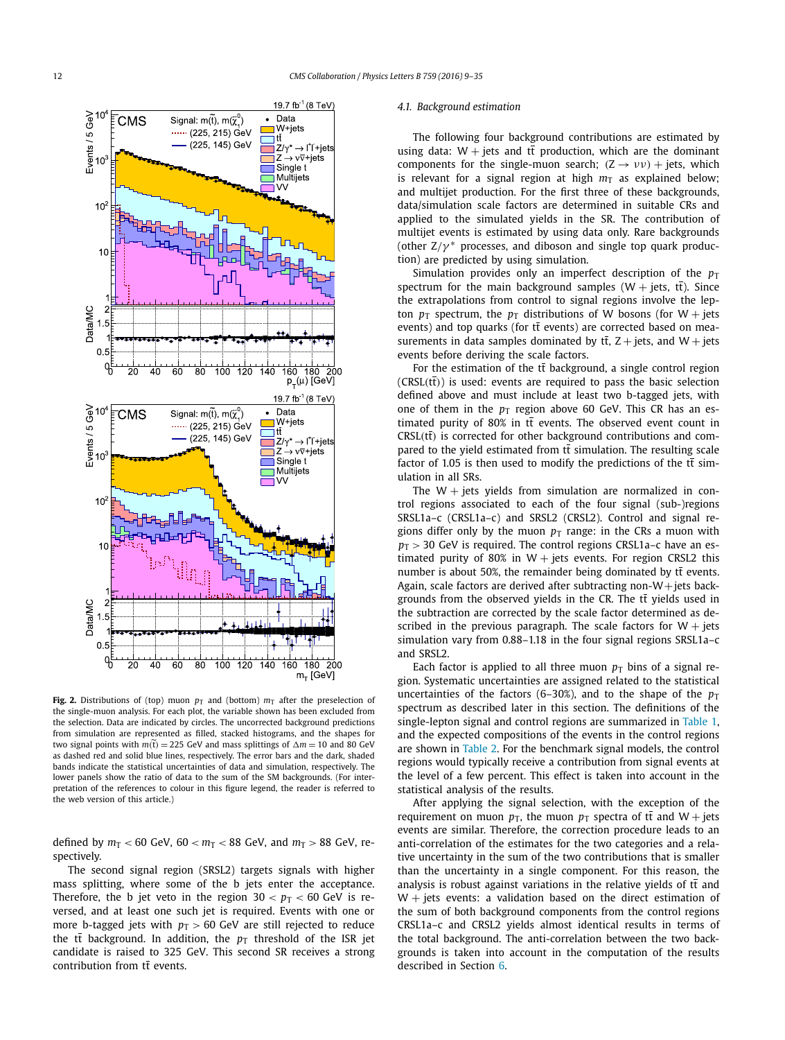<span id="page-3-0"></span>

Fig. 2. Distributions of (top) muon  $p_T$  and (bottom)  $m_T$  after the preselection of the single-muon analysis. For each plot, the variable shown has been excluded from the selection. Data are indicated by circles. The uncorrected background predictions from simulation are represented as filled, stacked histograms, and the shapes for two signal points with  $m(t) = 225$  GeV and mass splittings of  $\Delta m = 10$  and 80 GeV as dashed red and solid blue lines, respectively. The error bars and the dark, shaded bands indicate the statistical uncertainties of data and simulation, respectively. The lower panels show the ratio of data to the sum of the SM backgrounds. (For interpretation of the references to colour in this figure legend, the reader is referred to the web version of this article.)

defined by  $m_T < 60$  GeV,  $60 < m_T < 88$  GeV, and  $m_T > 88$  GeV, respectively.

The second signal region (SRSL2) targets signals with higher mass splitting, where some of the b jets enter the acceptance. Therefore, the b jet veto in the region  $30 < p_T < 60$  GeV is reversed, and at least one such jet is required. Events with one or more b-tagged jets with  $p_T > 60$  GeV are still rejected to reduce the tt background. In addition, the  $p<sub>T</sub>$  threshold of the ISR jet candidate is raised to 325 GeV. This second SR receives a strong contribution from tt events.

#### *4.1. Background estimation*

The following four background contributions are estimated by using data:  $W + jets$  and tt production, which are the dominant components for the single-muon search;  $(Z \rightarrow \nu \nu)$  + jets, which is relevant for a signal region at high  $m<sub>T</sub>$  as explained below; and multijet production. For the first three of these backgrounds, data/simulation scale factors are determined in suitable CRs and applied to the simulated yields in the SR. The contribution of multijet events is estimated by using data only. Rare backgrounds (other  $Z/\gamma^*$  processes, and diboson and single top quark production) are predicted by using simulation.

Simulation provides only an imperfect description of the  $p<sub>T</sub>$ spectrum for the main background samples ( $W +$  jets, tt). Since the extrapolations from control to signal regions involve the lepton  $p_T$  spectrum, the  $p_T$  distributions of W bosons (for W + jets events) and top quarks (for tt events) are corrected based on measurements in data samples dominated by  $t\bar{t}$ ,  $Z + j$ ets, and  $W + j$ ets events before deriving the scale factors.

For the estimation of the tt background, a single control region (CRSL*(*tt*)*) is used: events are required to pass the basic selection defined above and must include at least two b-tagged jets, with one of them in the  $p_T$  region above 60 GeV. This CR has an estimated purity of 80% in tt events. The observed event count in  $CRSL(t\bar{t})$  is corrected for other background contributions and compared to the yield estimated from  $t\bar{t}$  simulation. The resulting scale factor of 1.05 is then used to modify the predictions of the tt simulation in all SRs.

The  $W + jets$  yields from simulation are normalized in control regions associated to each of the four signal (sub-)regions SRSL1a–c (CRSL1a–c) and SRSL2 (CRSL2). Control and signal regions differ only by the muon  $p<sub>T</sub>$  range: in the CRs a muon with  $p_T$  > 30 GeV is required. The control regions CRSL1a–c have an estimated purity of 80% in  $W$  + jets events. For region CRSL2 this number is about 50%, the remainder being dominated by tt events. Again, scale factors are derived after subtracting non- $W +$ jets backgrounds from the observed yields in the CR. The tt yields used in the subtraction are corrected by the scale factor determined as described in the previous paragraph. The scale factors for  $W + jets$ simulation vary from 0.88–1.18 in the four signal regions SRSL1a–c and SRSL2.

Each factor is applied to all three muon  $p<sub>T</sub>$  bins of a signal region. Systematic uncertainties are assigned related to the statistical uncertainties of the factors (6–30%), and to the shape of the  $p_T$ spectrum as described later in this section. The definitions of the single-lepton signal and control regions are summarized in [Table 1,](#page-4-0) and the expected compositions of the events in the control regions are shown in [Table 2.](#page-4-0) For the benchmark signal models, the control regions would typically receive a contribution from signal events at the level of a few percent. This effect is taken into account in the statistical analysis of the results.

After applying the signal selection, with the exception of the requirement on muon  $p<sub>T</sub>$ , the muon  $p<sub>T</sub>$  spectra of tt and W + jets events are similar. Therefore, the correction procedure leads to an anti-correlation of the estimates for the two categories and a relative uncertainty in the sum of the two contributions that is smaller than the uncertainty in a single component. For this reason, the analysis is robust against variations in the relative yields of tt and  $W +$  jets events: a validation based on the direct estimation of the sum of both background components from the control regions CRSL1a–c and CRSL2 yields almost identical results in terms of the total background. The anti-correlation between the two backgrounds is taken into account in the computation of the results described in Section [6.](#page-8-0)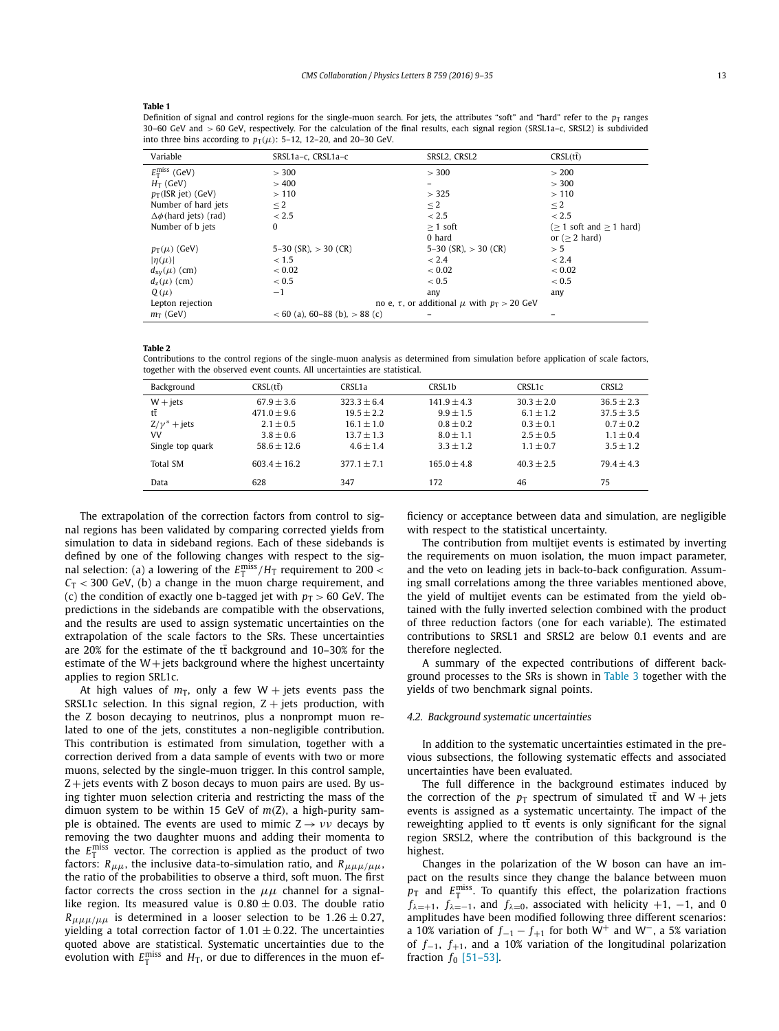<span id="page-4-0"></span>Definition of signal and control regions for the single-muon search. For jets, the attributes "soft" and "hard" refer to the  $p_T$  ranges 30–60 GeV and *>* 60 GeV, respectively. For the calculation of the final results, each signal region (SRSL1a–c, SRSL2) is subdivided into three bins according to  $p_T(\mu)$ : 5–12, 12–20, and 20–30 GeV.

| Variable                       | SRSL1a-c, CRSL1a-c                | SRSL2, CRSL2                                           | $CRSL(t\bar{t})$            |
|--------------------------------|-----------------------------------|--------------------------------------------------------|-----------------------------|
| $E_{\rm T}^{\rm miss}$ (GeV)   | > 300                             | > 300                                                  | > 200                       |
| $H_T$ (GeV)                    | >400                              |                                                        | > 300                       |
| $p_T$ (ISR jet) (GeV)          | >110                              | > 325                                                  | >110                        |
| Number of hard jets            | $\leq$ 2                          | $\leq$ 2                                               | $\leq$ 2                    |
| $\Delta\phi$ (hard jets) (rad) | < 2.5                             | < 2.5                                                  | < 2.5                       |
| Number of b jets               | $\bf{0}$                          | $> 1$ soft                                             | $(> 1$ soft and $> 1$ hard) |
|                                |                                   | 0 hard                                                 | or $(> 2$ hard)             |
| $p_T(\mu)$ (GeV)               | 5–30 (SR), $>$ 30 (CR)            | 5–30 (SR), $>$ 30 (CR)                                 | > 5                         |
| $ \eta(\mu) $                  | < 1.5                             | < 2.4                                                  | < 2.4                       |
| $d_{xy}(\mu)$ (cm)             | < 0.02                            | < 0.02                                                 | < 0.02                      |
| $d_{\rm z}(\mu)$ (cm)          | < 0.5                             | < 0.5                                                  | < 0.5                       |
| $Q(\mu)$                       | $-1$                              | any                                                    | any                         |
| Lepton rejection               |                                   | no e, $\tau$ , or additional $\mu$ with $p_T > 20$ GeV |                             |
| $mT$ (GeV)                     | $< 60$ (a), 60–88 (b), $> 88$ (c) |                                                        |                             |

| . . | $\sim$ |  |
|-----|--------|--|
|     |        |  |

Contributions to the control regions of the single-muon analysis as determined from simulation before application of scale factors, together with the observed event counts. All uncertainties are statistical.

| Background          | $CRSL(t\bar{t})$ | CRSL <sub>1</sub> a | CRSL <sub>1</sub> b | CRSL <sub>1</sub> c | CRSL <sub>2</sub> |
|---------------------|------------------|---------------------|---------------------|---------------------|-------------------|
| $W + iets$          | $67.9 + 3.6$     | $323.3 + 6.4$       | $141.9 + 4.3$       | $30.3 \pm 2.0$      | $36.5 + 2.3$      |
| $t\bar{t}$          | $471.0 \pm 9.6$  | $19.5 + 2.2$        | $9.9 + 1.5$         | $6.1 + 1.2$         | $37.5 \pm 3.5$    |
| $Z/\gamma^*$ + jets | $2.1 \pm 0.5$    | $16.1 + 1.0$        | $0.8 + 0.2$         | $0.3 + 0.1$         | $0.7 + 0.2$       |
| VV                  | $3.8 + 0.6$      | $13.7 + 1.3$        | $8.0 + 1.1$         | $2.5 + 0.5$         | $1.1 \pm 0.4$     |
| Single top quark    | $58.6 + 12.6$    | $4.6 + 1.4$         | $3.3 + 1.2$         | $1.1 \pm 0.7$       | $3.5 + 1.2$       |
| <b>Total SM</b>     | $603.4 + 16.2$   | $377.1 + 7.1$       | $165.0 + 4.8$       | $40.3 + 2.5$        | $79.4 + 4.3$      |
| Data                | 628              | 347                 | 172                 | 46                  | 75                |

The extrapolation of the correction factors from control to signal regions has been validated by comparing corrected yields from simulation to data in sideband regions. Each of these sidebands is defined by one of the following changes with respect to the signal selection: (a) a lowering of the  $E_{\text{T}}^{\text{miss}}/H_{\text{T}}$  requirement to 200  $<$  $C_T < 300$  GeV, (b) a change in the muon charge requirement, and (c) the condition of exactly one b-tagged jet with  $p_T > 60$  GeV. The predictions in the sidebands are compatible with the observations, and the results are used to assign systematic uncertainties on the extrapolation of the scale factors to the SRs. These uncertainties are 20% for the estimate of the tt background and 10–30% for the estimate of the  $W +$ jets background where the highest uncertainty applies to region SRL1c.

At high values of  $m<sub>T</sub>$ , only a few  $W$  + jets events pass the SRSL1c selection. In this signal region,  $Z +$  jets production, with the Z boson decaying to neutrinos, plus a nonprompt muon related to one of the jets, constitutes a non-negligible contribution. This contribution is estimated from simulation, together with a correction derived from a data sample of events with two or more muons, selected by the single-muon trigger. In this control sample,  $Z$ + jets events with Z boson decays to muon pairs are used. By using tighter muon selection criteria and restricting the mass of the dimuon system to be within 15 GeV of *m(*Z*)*, a high-purity sample is obtained. The events are used to mimic <sup>Z</sup> → *νν* decays by removing the two daughter muons and adding their momenta to the  $E_{\text{T}}^{\text{miss}}$  vector. The correction is applied as the product of two factors:  $R_{\mu\mu}$ , the inclusive data-to-simulation ratio, and  $R_{\mu\mu\mu}/\mu\mu$ , the ratio of the probabilities to observe a third, soft muon. The first factor corrects the cross section in the  $\mu\mu$  channel for a signallike region. Its measured value is  $0.80 \pm 0.03$ . The double ratio  $R_{\mu\mu\mu/\mu\mu}$  is determined in a looser selection to be 1.26  $\pm$  0.27, yielding a total correction factor of 1*.*01 ± 0*.*22. The uncertainties quoted above are statistical. Systematic uncertainties due to the evolution with  $E_{\text{T}}^{\text{miss}}$  and  $H_{\text{T}}$ , or due to differences in the muon efficiency or acceptance between data and simulation, are negligible with respect to the statistical uncertainty.

The contribution from multijet events is estimated by inverting the requirements on muon isolation, the muon impact parameter, and the veto on leading jets in back-to-back configuration. Assuming small correlations among the three variables mentioned above, the yield of multijet events can be estimated from the yield obtained with the fully inverted selection combined with the product of three reduction factors (one for each variable). The estimated contributions to SRSL1 and SRSL2 are below 0.1 events and are therefore neglected.

A summary of the expected contributions of different background processes to the SRs is shown in [Table 3](#page-5-0) together with the yields of two benchmark signal points.

#### *4.2. Background systematic uncertainties*

In addition to the systematic uncertainties estimated in the previous subsections, the following systematic effects and associated uncertainties have been evaluated.

The full difference in the background estimates induced by the correction of the  $p_T$  spectrum of simulated tt and  $W + j$ ets events is assigned as a systematic uncertainty. The impact of the reweighting applied to tt events is only significant for the signal region SRSL2, where the contribution of this background is the highest.

Changes in the polarization of the W boson can have an impact on the results since they change the balance between muon  $p_{\text{T}}$  and  $E_{\text{T}}^{\text{miss}}$ . To quantify this effect, the polarization fractions  $f_{\lambda=+1}$ ,  $f_{\lambda=-1}$ , and  $f_{\lambda=0}$ , associated with helicity +1, -1, and 0 amplitudes have been modified following three different scenarios: a 10% variation of *f*−<sup>1</sup> − *f*+<sup>1</sup> for both W<sup>+</sup> and W−, a 5% variation of *f*−1, *f*+1, and a 10% variation of the longitudinal polarization fraction *f*<sup>0</sup> [\[51–53\].](#page-11-0)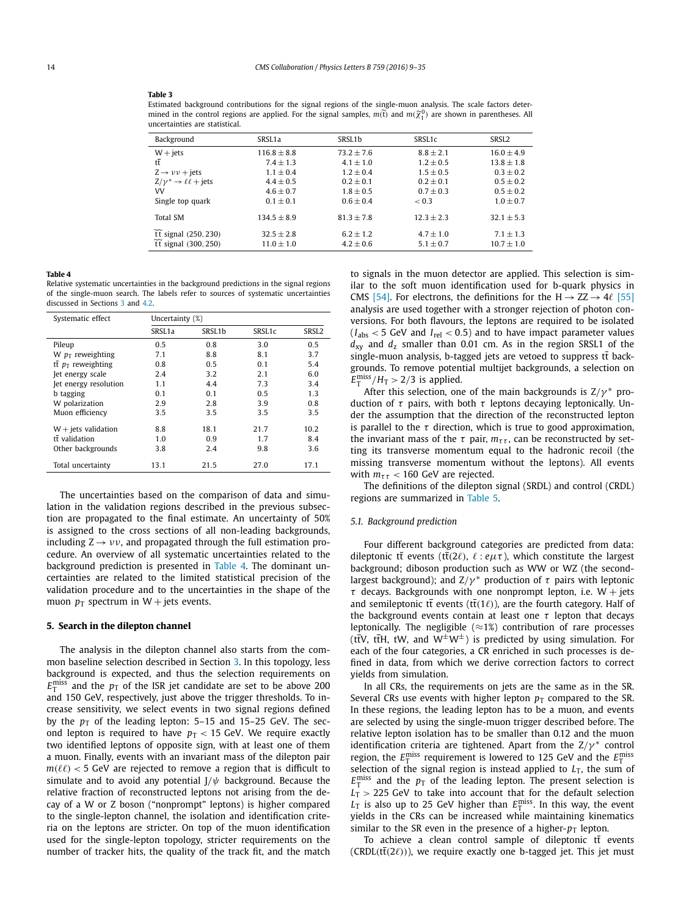<span id="page-5-0"></span>

| н |  |
|---|--|
|---|--|

Estimated background contributions for the signal regions of the single-muon analysis. The scale factors determined in the control regions are applied. For the signal samples,  $m(\tilde{t})$  and  $m(\tilde{\chi}_1^0)$  are shown in parentheses. All uncertainties are statistical.

| Background                                       | SRSL <sub>1</sub> a | SRSL <sub>1</sub> b | SRSL <sub>1</sub> c | SRSL <sub>2</sub> |
|--------------------------------------------------|---------------------|---------------------|---------------------|-------------------|
| $W + iets$                                       | $116.8 + 8.8$       | $73.2 + 7.6$        | $8.8 + 2.1$         | $16.0 + 4.9$      |
| tt                                               | $7.4 + 1.3$         | $4.1 + 1.0$         | $1.2 + 0.5$         | $13.8 + 1.8$      |
| $Z \rightarrow \nu \nu$ + jets                   | $1.1 + 0.4$         | $1.2 + 0.4$         | $1.5 + 0.5$         | $0.3 + 0.2$       |
| $Z/\gamma^* \rightarrow \ell \ell + \text{jets}$ | $4.4 + 0.5$         | $0.2 + 0.1$         | $0.2 + 0.1$         | $0.5 + 0.2$       |
| VV                                               | $4.6 + 0.7$         | $1.8 + 0.5$         | $0.7 + 0.3$         | $0.5 + 0.2$       |
| Single top quark                                 | $0.1 \pm 0.1$       | $0.6 + 0.4$         | ~< 0.3              | $1.0 + 0.7$       |
| <b>Total SM</b>                                  | $134.5 + 8.9$       | $81.3 + 7.8$        | $12.3 + 2.3$        | $32.1 + 5.3$      |
| tt signal (250, 230)                             | $32.5 + 2.8$        | $6.2 + 1.2$         | $4.7 \pm 1.0$       | $7.1 + 1.3$       |
| $\widetilde{t}$ t signal (300, 250)              | $11.0 \pm 1.0$      | $4.2 \pm 0.6$       | $5.1 \pm 0.7$       | $10.7 \pm 1.0$    |

#### **Table 4**

Relative systematic uncertainties in the background predictions in the signal regions of the single-muon search. The labels refer to sources of systematic uncertainties discussed in Sections [3](#page-1-0) and [4.2.](#page-4-0)

| Systematic effect                            | Uncertainty (%) |        |        |                   |  |
|----------------------------------------------|-----------------|--------|--------|-------------------|--|
|                                              | SRSL1a          | SRSL1b | SRSL1c | SRSL <sub>2</sub> |  |
| Pileup                                       | 0.5             | 0.8    | 3.0    | 0.5               |  |
| W $p_T$ reweighting                          | 7.1             | 8.8    | 8.1    | 3.7               |  |
| $t\bar{t}$ <i>p</i> <sub>T</sub> reweighting | 0.8             | 0.5    | 0.1    | 5.4               |  |
| Jet energy scale                             | 2.4             | 3.2    | 2.1    | 6.0               |  |
| Jet energy resolution                        | 1.1             | 4.4    | 7.3    | 3.4               |  |
| b tagging                                    | 0.1             | 0.1    | 0.5    | 1.3               |  |
| W polarization                               | 2.9             | 2.8    | 3.9    | 0.8               |  |
| Muon efficiency                              | 3.5             | 3.5    | 3.5    | 3.5               |  |
| $W +$ jets validation                        | 8.8             | 18.1   | 21.7   | 10.2              |  |
| tt validation                                | 1.0             | 0.9    | 1.7    | 8.4               |  |
| Other backgrounds                            | 3.8             | 2.4    | 9.8    | 3.6               |  |
| Total uncertainty                            | 13.1            | 21.5   | 27.0   | 17.1              |  |

The uncertainties based on the comparison of data and simulation in the validation regions described in the previous subsection are propagated to the final estimate. An uncertainty of 50% is assigned to the cross sections of all non-leading backgrounds, including  $Z \rightarrow \nu \nu$ , and propagated through the full estimation procedure. An overview of all systematic uncertainties related to the background prediction is presented in Table 4. The dominant uncertainties are related to the limited statistical precision of the validation procedure and to the uncertainties in the shape of the muon  $p_T$  spectrum in W + jets events.

#### **5. Search in the dilepton channel**

The analysis in the dilepton channel also starts from the common baseline selection described in Section [3.](#page-1-0) In this topology, less background is expected, and thus the selection requirements on  $E_{\rm T}^{\rm miss}$  and the  $p_{\rm T}$  of the ISR jet candidate are set to be above 200 and 150 GeV, respectively, just above the trigger thresholds. To increase sensitivity, we select events in two signal regions defined by the  $p_T$  of the leading lepton: 5–15 and 15–25 GeV. The second lepton is required to have  $p_T < 15$  GeV. We require exactly two identified leptons of opposite sign, with at least one of them a muon. Finally, events with an invariant mass of the dilepton pair  $m(\ell\ell)$  < 5 GeV are rejected to remove a region that is difficult to simulate and to avoid any potential J*/ψ* background. Because the relative fraction of reconstructed leptons not arising from the decay of a W or Z boson ("nonprompt" leptons) is higher compared to the single-lepton channel, the isolation and identification criteria on the leptons are stricter. On top of the muon identification used for the single-lepton topology, stricter requirements on the number of tracker hits, the quality of the track fit, and the match

to signals in the muon detector are applied. This selection is similar to the soft muon identification used for b-quark physics in CMS [\[54\].](#page-11-0) For electrons, the definitions for the H  $\rightarrow$  ZZ  $\rightarrow$  4 $\ell$  [\[55\]](#page-11-0) analysis are used together with a stronger rejection of photon conversions. For both flavours, the leptons are required to be isolated  $(I_{\text{abs}} < 5 \text{ GeV}$  and  $I_{\text{rel}} < 0.5$ ) and to have impact parameter values *d*xy and *d*<sup>z</sup> smaller than 0.01 cm. As in the region SRSL1 of the single-muon analysis, b-tagged jets are vetoed to suppress tt backgrounds. To remove potential multijet backgrounds, a selection on  $E_{\text{T}}^{\text{miss}}/H_{\text{T}} > 2/3$  is applied.

After this selection, one of the main backgrounds is  $Z/\gamma^*$  production of *τ* pairs, with both *τ* leptons decaying leptonically. Under the assumption that the direction of the reconstructed lepton is parallel to the  $\tau$  direction, which is true to good approximation, the invariant mass of the  $\tau$  pair,  $m_{\tau\tau}$ , can be reconstructed by setting its transverse momentum equal to the hadronic recoil (the missing transverse momentum without the leptons). All events with  $m_{\tau\tau}$  < 160 GeV are rejected.

The definitions of the dilepton signal (SRDL) and control (CRDL) regions are summarized in [Table 5.](#page-6-0)

#### *5.1. Background prediction*

Four different background categories are predicted from data: dileptonic tt events (tt $(2\ell)$ ,  $\ell$ :  $e\mu\tau$ ), which constitute the largest background; diboson production such as WW or WZ (the secondlargest background); and  $Z/\gamma^*$  production of  $\tau$  pairs with leptonic  $\tau$  decays. Backgrounds with one nonprompt lepton, i.e.  $W +$  jets and semileptonic tt events ( $tt(1\ell)$ ), are the fourth category. Half of the background events contain at least one *τ* lepton that decays leptonically. The negligible  $(\approx 1\%)$  contribution of rare processes (tty, ttH, tW, and  $W^{\pm}W^{\pm}$ ) is predicted by using simulation. For each of the four categories, a CR enriched in such processes is defined in data, from which we derive correction factors to correct yields from simulation.

In all CRs, the requirements on jets are the same as in the SR. Several CRs use events with higher lepton  $p<sub>T</sub>$  compared to the SR. In these regions, the leading lepton has to be a muon, and events are selected by using the single-muon trigger described before. The relative lepton isolation has to be smaller than 0.12 and the muon identification criteria are tightened. Apart from the Z/γ<sup>\*</sup> control region, the  $E_{\text{T}}^{\text{miss}}$  requirement is lowered to 125 GeV and the  $E_{\text{T}}^{\text{miss}}$ selection of the signal region is instead applied to  $L<sub>T</sub>$ , the sum of  $E_{\text{T}}^{\text{miss}}$  and the  $p_{\text{T}}$  of the leading lepton. The present selection is  $L_{\rm T}$  > 225 GeV to take into account that for the default selection  $L_T$  is also up to 25 GeV higher than  $E_T^{\text{miss}}$ . In this way, the event yields in the CRs can be increased while maintaining kinematics similar to the SR even in the presence of a higher- $p<sub>T</sub>$  lepton.

To achieve a clean control sample of dileptonic tt events  $(CRDL(tt(2\ell))$ , we require exactly one b-tagged jet. This jet must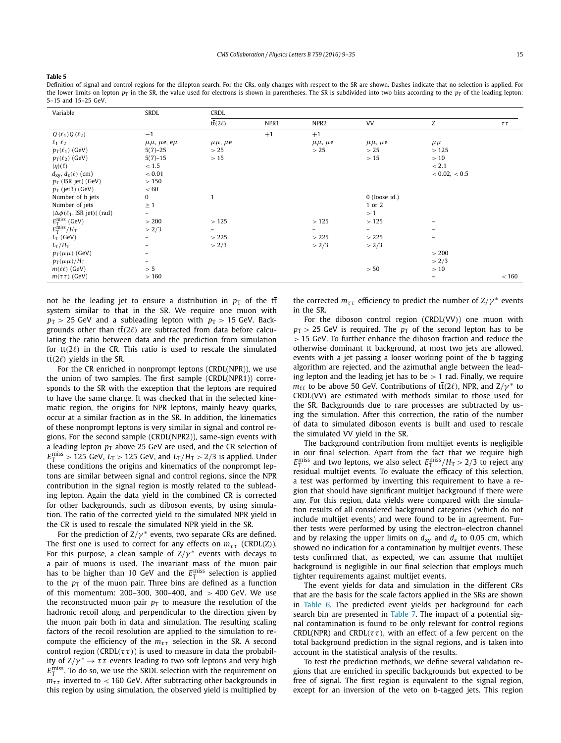#### <span id="page-6-0"></span>**Table 5**

Definition of signal and control regions for the dilepton search. For the CRs, only changes with respect to the SR are shown. Dashes indicate that no selection is applied. For the lower limits on lepton  $p<sub>T</sub>$  in the SR, the value used for electrons is shown in parentheses. The SR is subdivided into two bins according to the  $p<sub>T</sub>$  of the leading lepton: 5–15 and 15–25 GeV.

| Variable                                     | SRDL                        | CRDL                   |      |                    |                    |               |       |
|----------------------------------------------|-----------------------------|------------------------|------|--------------------|--------------------|---------------|-------|
|                                              |                             | $t\overline{t}(2\ell)$ | NPR1 | NPR2               | <b>VV</b>          | Z             | ττ    |
| $Q(\ell_1)Q(\ell_2)$                         | $-1$                        |                        | $+1$ | $+1$               |                    |               |       |
| $\ell_1$ $\ell_2$                            | $\mu\mu$ , $\mu$ e, e $\mu$ | $\mu\mu$ , $\mu$ e     |      | $\mu\mu$ , $\mu$ e | $\mu\mu$ , $\mu$ e | $\mu\mu$      |       |
| $p_T(\ell_1)$ (GeV)                          | $5(7)-25$                   | >25                    |      | >25                | >25                | >125          |       |
| $p_T(\ell_2)$ (GeV)                          | $5(7)-15$                   | >15                    |      |                    | >15                | >10           |       |
| $ \eta (\ell)$                               | < 1.5                       |                        |      |                    |                    | < 2.1         |       |
| $d_{xy}$ , $d_z(\ell)$ (cm)                  | < 0.01                      |                        |      |                    |                    | < 0.02, < 0.5 |       |
| $p_T$ (ISR jet) (GeV)                        | >150                        |                        |      |                    |                    |               |       |
| $p_T$ (jet3) (GeV)                           | < 60                        |                        |      |                    |                    |               |       |
| Number of b jets                             | 0                           |                        |      |                    | $0$ (loose id.)    |               |       |
| Number of jets                               | $\geq 1$                    |                        |      |                    | 1 or 2             |               |       |
| $ \Delta\phi(\ell_1, \text{ISR jet}) $ (rad) | $\overline{\phantom{m}}$    |                        |      |                    | >1                 |               |       |
| $E_{\rm T}^{\rm miss}$ (GeV)                 | > 200                       | >125                   |      | >125               | >125               |               |       |
| $E_{\rm T}^{\rm miss}/H_{\rm T}$             | > 2/3                       | $-$                    |      |                    | $\qquad \qquad -$  |               |       |
| $L_T$ (GeV)                                  | $\overline{\phantom{0}}$    | >225                   |      | >225               | >225               | -             |       |
| $L_T/H_T$                                    |                             | > 2/3                  |      | > 2/3              | > 2/3              |               |       |
| $p_T(\mu\mu)$ (GeV)                          |                             |                        |      |                    |                    | > 200         |       |
| $p_T(\mu\mu)/H_T$                            |                             |                        |      |                    |                    | > 2/3         |       |
| $m(\ell\ell)$ (GeV)                          | > 5                         |                        |      |                    | > 50               | >10           |       |
| $m(\tau\tau)$ (GeV)                          | >160                        |                        |      |                    |                    |               | < 160 |

not be the leading jet to ensure a distribution in  $p<sub>T</sub>$  of the tt system similar to that in the SR. We require one muon with  $p_T > 25$  GeV and a subleading lepton with  $p_T > 15$  GeV. Backgrounds other than  $\text{tr}(2\ell)$  are subtracted from data before calculating the ratio between data and the prediction from simulation for  $tt(2\ell)$  in the CR. This ratio is used to rescale the simulated  $t\bar{t}(2\ell)$  yields in the SR.

For the CR enriched in nonprompt leptons (CRDL(NPR)), we use the union of two samples. The first sample (CRDL(NPR1)) corresponds to the SR with the exception that the leptons are required to have the same charge. It was checked that in the selected kinematic region, the origins for NPR leptons, mainly heavy quarks, occur at a similar fraction as in the SR. In addition, the kinematics of these nonprompt leptons is very similar in signal and control regions. For the second sample (CRDL(NPR2)), same-sign events with a leading lepton  $p_T$  above 25 GeV are used, and the CR selection of  $E_{\rm T}^{\rm miss}$  > 125 GeV,  $L_{\rm T}$  > 125 GeV, and  $L_{\rm T}/H_{\rm T}$  > 2/3 is applied. Under these conditions the origins and kinematics of the nonprompt leptons are similar between signal and control regions, since the NPR contribution in the signal region is mostly related to the subleading lepton. Again the data yield in the combined CR is corrected for other backgrounds, such as diboson events, by using simulation. The ratio of the corrected yield to the simulated NPR yield in the CR is used to rescale the simulated NPR yield in the SR.

For the prediction of Z/ $\gamma^*$  events, two separate CRs are defined. The first one is used to correct for any effects on  $m_{\tau\tau}$  (CRDL(Z)). For this purpose, a clean sample of  $Z/\gamma^*$  events with decays to a pair of muons is used. The invariant mass of the muon pair has to be higher than 10 GeV and the  $E_{\textrm{T}}^{\textrm{miss}}$  selection is applied to the  $p<sub>T</sub>$  of the muon pair. Three bins are defined as a function of this momentum: 200–300, 300–400, and *>* 400 GeV. We use the reconstructed muon pair  $p<sub>T</sub>$  to measure the resolution of the hadronic recoil along and perpendicular to the direction given by the muon pair both in data and simulation. The resulting scaling factors of the recoil resolution are applied to the simulation to recompute the efficiency of the *mττ* selection in the SR. A second control region ( $CRDL(\tau\tau)$ ) is used to measure in data the probability of  $Z/\gamma^* \to \tau \tau$  events leading to two soft leptons and very high  $E_{\rm T}^{\rm miss}$ . To do so, we use the SRDL selection with the requirement on  $m_{\tau\tau}$  inverted to < 160 GeV. After subtracting other backgrounds in this region by using simulation, the observed yield is multiplied by the corrected  $m_{\tau\tau}$  efficiency to predict the number of  $Z/\gamma^*$  events in the SR.

For the diboson control region (CRDL*(*VV*)*) one muon with  $p<sub>T</sub> > 25$  GeV is required. The  $p<sub>T</sub>$  of the second lepton has to be *>* 15 GeV. To further enhance the diboson fraction and reduce the otherwise dominant tt background, at most two jets are allowed, events with a jet passing a looser working point of the b tagging algorithm are rejected, and the azimuthal angle between the leading lepton and the leading jet has to be *>* 1 rad. Finally, we require *m*<sub>ℓℓ</sub> to be above 50 GeV. Contributions of tt(2ℓ), NPR, and Z/γ<sup>\*</sup> to CRDL*(*VV*)* are estimated with methods similar to those used for the SR. Backgrounds due to rare processes are subtracted by using the simulation. After this correction, the ratio of the number of data to simulated diboson events is built and used to rescale the simulated VV yield in the SR.

The background contribution from multijet events is negligible in our final selection. Apart from the fact that we require high  $E_{\rm T}^{\rm miss}$  and two leptons, we also select  $E_{\rm T}^{\rm miss}/H_{\rm T}$   $>$  2/3 to reject any residual multijet events. To evaluate the efficacy of this selection, a test was performed by inverting this requirement to have a region that should have significant multijet background if there were any. For this region, data yields were compared with the simulation results of all considered background categories (which do not include multijet events) and were found to be in agreement. Further tests were performed by using the electron–electron channel and by relaxing the upper limits on  $d_{xy}$  and  $d_{z}$  to 0.05 cm, which showed no indication for a contamination by multijet events. These tests confirmed that, as expected, we can assume that multijet background is negligible in our final selection that employs much tighter requirements against multijet events.

The event yields for data and simulation in the different CRs that are the basis for the scale factors applied in the SRs are shown in [Table 6.](#page-7-0) The predicted event yields per background for each search bin are presented in [Table 7.](#page-7-0) The impact of a potential signal contamination is found to be only relevant for control regions CRDL(NPR) and CRDL( $\tau\tau$ ), with an effect of a few percent on the total background prediction in the signal regions, and is taken into account in the statistical analysis of the results.

To test the prediction methods, we define several validation regions that are enriched in specific backgrounds but expected to be free of signal. The first region is equivalent to the signal region, except for an inversion of the veto on b-tagged jets. This region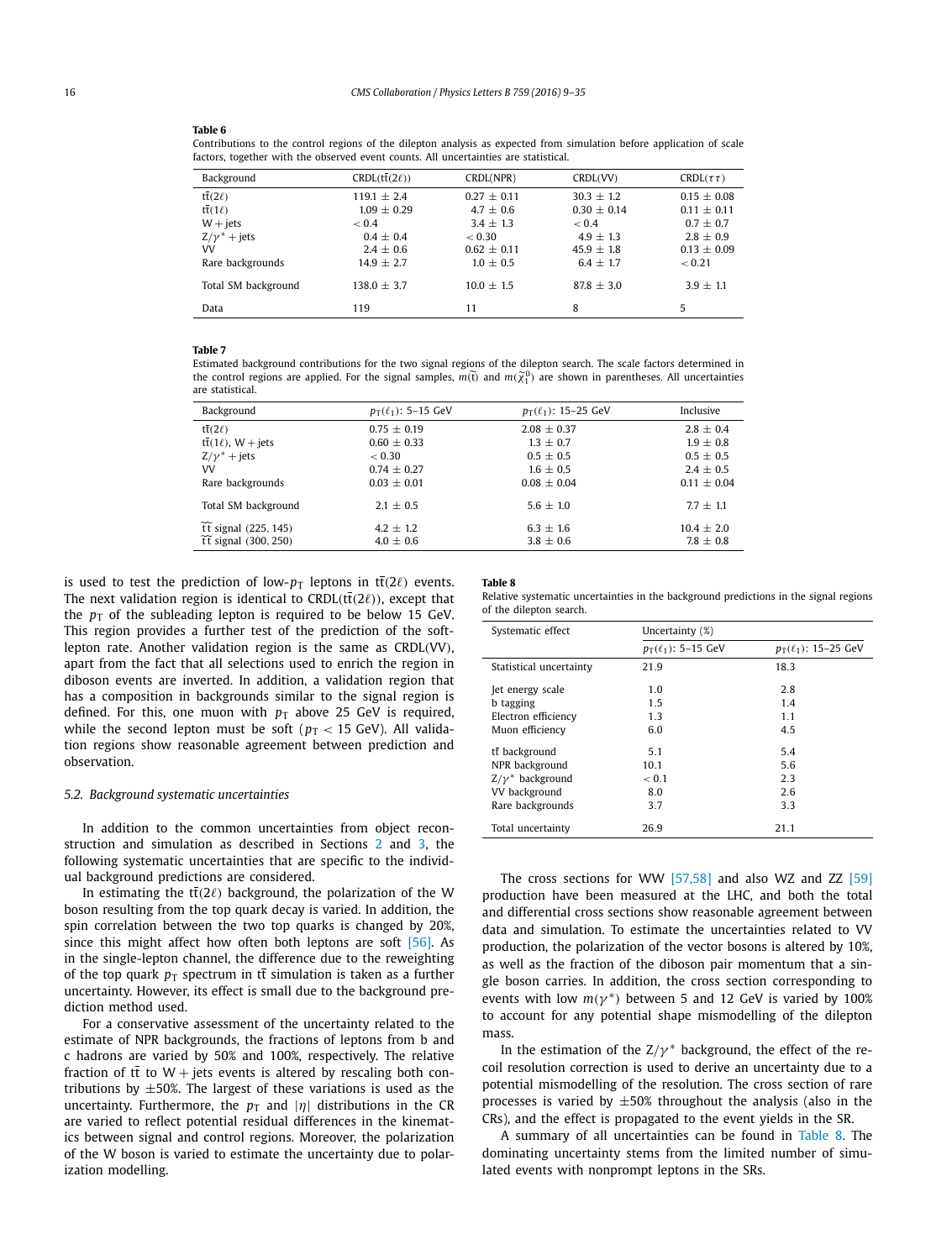#### <span id="page-7-0"></span>**Table 6**

Contributions to the control regions of the dilepton analysis as expected from simulation before application of scale factors, together with the observed event counts. All uncertainties are statistical.

| Background          | $CRDL(t\overline{t}(2\ell))$ | CRDL(NPR)       | CRDL(VV)       | CRDL $(\tau \tau)$ |
|---------------------|------------------------------|-----------------|----------------|--------------------|
| $t\bar{t}(2\ell)$   | $119.1 \pm 2.4$              | $0.27 \pm 0.11$ | $30.3 \pm 1.2$ | $0.15 \pm 0.08$    |
| $t\bar{t}(1\ell)$   | $1.09 + 0.29$                | $4.7 \pm 0.6$   | $0.30 + 0.14$  | $0.11 \pm 0.11$    |
| $W + jets$          | < 0.4                        | $3.4 + 1.3$     | < 0.4          | $0.7 \pm 0.7$      |
| $Z/\gamma^*$ + jets | $0.4 \pm 0.4$                | < 0.30          | $4.9 \pm 1.3$  | $2.8 \pm 0.9$      |
| VV                  | $2.4 \pm 0.6$                | $0.62 \pm 0.11$ | $45.9 \pm 1.8$ | $0.13 \pm 0.09$    |
| Rare backgrounds    | $14.9 \pm 2.7$               | $1.0 \pm 0.5$   | $6.4 \pm 1.7$  | < 0.21             |
| Total SM background | $138.0 \pm 3.7$              | $10.0 \pm 1.5$  | $87.8 \pm 3.0$ | $3.9 \pm 1.1$      |
| Data                | 119                          | 11              | 8              | 5                  |

#### **Table 7**

Estimated background contributions for the two signal regions of the dilepton search. The scale factors determined in the control regions are applied. For the signal samples,  $m(\tilde{t})$  and  $m(\tilde{\chi}^0_1)$  are shown in parentheses. All uncertainties are statistical.

| Background                          | $p_T(\ell_1)$ : 5–15 GeV | $p_T(\ell_1)$ : 15-25 GeV | Inclusive       |
|-------------------------------------|--------------------------|---------------------------|-----------------|
| $t\bar{t}(2\ell)$                   | $0.75 \pm 0.19$          | $2.08 \pm 0.37$           | $2.8 \pm 0.4$   |
| $t\bar{t}(1\ell)$ , W + jets        | $0.60 \pm 0.33$          | $1.3 \pm 0.7$             | $1.9 \pm 0.8$   |
| $Z/\gamma^*$ + jets                 | < 0.30                   | $0.5 \pm 0.5$             | $0.5 \pm 0.5$   |
| VV                                  | $0.74 \pm 0.27$          | $1.6 \pm 0.5$             | $2.4 \pm 0.5$   |
| Rare backgrounds                    | $0.03 \pm 0.01$          | $0.08 \pm 0.04$           | $0.11 \pm 0.04$ |
| Total SM background                 | $2.1 \pm 0.5$            | $5.6 \pm 1.0$             | $7.7 \pm 1.1$   |
| $\widetilde{t}$ t signal (225, 145) | $4.2 \pm 1.2$            | $6.3 \pm 1.6$             | $10.4 \pm 2.0$  |
| $\widetilde{t}$ t signal (300, 250) | $4.0 \pm 0.6$            | $3.8 \pm 0.6$             | $7.8 \pm 0.8$   |

is used to test the prediction of low- $p<sub>T</sub>$  leptons in  $t\bar{t}(2\ell)$  events. The next validation region is identical to  $CRDL(t\bar{t}(2\ell))$ , except that the  $p_T$  of the subleading lepton is required to be below 15 GeV. This region provides a further test of the prediction of the softlepton rate. Another validation region is the same as CRDL*(*VV*)*, apart from the fact that all selections used to enrich the region in diboson events are inverted. In addition, a validation region that has a composition in backgrounds similar to the signal region is defined. For this, one muon with  $p_T$  above 25 GeV is required, while the second lepton must be soft ( $p_T < 15$  GeV). All validation regions show reasonable agreement between prediction and observation.

#### *5.2. Background systematic uncertainties*

In addition to the common uncertainties from object reconstruction and simulation as described in Sections [2](#page-1-0) and [3,](#page-1-0) the following systematic uncertainties that are specific to the individual background predictions are considered.

In estimating the  $tr(2\ell)$  background, the polarization of the W boson resulting from the top quark decay is varied. In addition, the spin correlation between the two top quarks is changed by 20%, since this might affect how often both leptons are soft [\[56\].](#page-11-0) As in the single-lepton channel, the difference due to the reweighting of the top quark  $p_T$  spectrum in tt simulation is taken as a further uncertainty. However, its effect is small due to the background prediction method used.

For a conservative assessment of the uncertainty related to the estimate of NPR backgrounds, the fractions of leptons from b and c hadrons are varied by 50% and 100%, respectively. The relative fraction of tt to  $W$  + jets events is altered by rescaling both contributions by  $\pm 50\%$ . The largest of these variations is used as the uncertainty. Furthermore, the  $p_T$  and  $|\eta|$  distributions in the CR are varied to reflect potential residual differences in the kinematics between signal and control regions. Moreover, the polarization of the W boson is varied to estimate the uncertainty due to polarization modelling.

#### **Table 8**

Relative systematic uncertainties in the background predictions in the signal regions of the dilepton search.

| Systematic effect       | Uncertainty (%)          |                           |
|-------------------------|--------------------------|---------------------------|
|                         | $p_T(\ell_1)$ : 5-15 GeV | $p_T(\ell_1)$ : 15–25 GeV |
| Statistical uncertainty | 21.9                     | 18.3                      |
| Jet energy scale        | 1.0                      | 2.8                       |
| b tagging               | 1.5                      | 1.4                       |
| Electron efficiency     | 1.3                      | 1.1                       |
| Muon efficiency         | 6.0                      | 4.5                       |
| tt background           | 5.1                      | 5.4                       |
| NPR background          | 10.1                     | 5.6                       |
| $Z/\gamma^*$ background | < 0.1                    | 2.3                       |
| VV background           | 8.0                      | 2.6                       |
| Rare backgrounds        | 3.7                      | 3.3                       |
| Total uncertainty       | 26.9                     | 21.1                      |

The cross sections for WW [\[57,58\]](#page-11-0) and also WZ and ZZ [\[59\]](#page-11-0) production have been measured at the LHC, and both the total and differential cross sections show reasonable agreement between data and simulation. To estimate the uncertainties related to VV production, the polarization of the vector bosons is altered by 10%, as well as the fraction of the diboson pair momentum that a single boson carries. In addition, the cross section corresponding to events with low  $m(\gamma^*)$  between 5 and 12 GeV is varied by 100% to account for any potential shape mismodelling of the dilepton mass.

In the estimation of the  $Z/\gamma^*$  background, the effect of the recoil resolution correction is used to derive an uncertainty due to a potential mismodelling of the resolution. The cross section of rare processes is varied by  $\pm 50\%$  throughout the analysis (also in the CRs), and the effect is propagated to the event yields in the SR.

A summary of all uncertainties can be found in Table 8. The dominating uncertainty stems from the limited number of simulated events with nonprompt leptons in the SRs.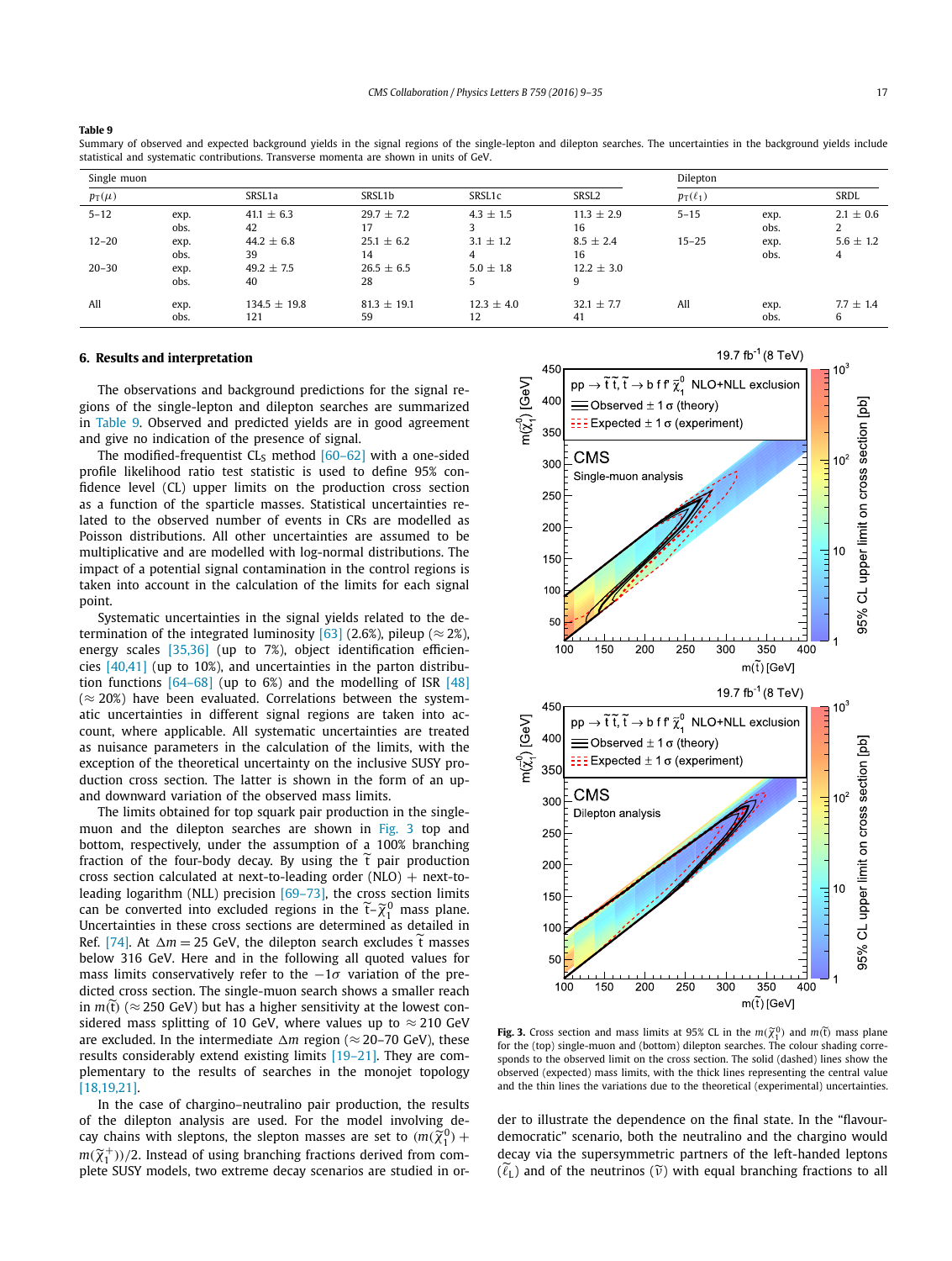<span id="page-8-0"></span>

| Single muon |              |                         |                       |                      |                      | Dilepton      |              |                    |
|-------------|--------------|-------------------------|-----------------------|----------------------|----------------------|---------------|--------------|--------------------|
| $p_T(\mu)$  |              | SRSL1a                  | SRSL1b                | SRSL1c               | SRSL <sub>2</sub>    | $p_T(\ell_1)$ |              | <b>SRDL</b>        |
| $5 - 12$    | exp.<br>obs. | $41.1 \pm 6.3$<br>42    | $29.7 \pm 7.2$<br>17  | $4.3 \pm 1.5$        | $11.3 \pm 2.9$<br>16 | $5 - 15$      | exp.<br>obs. | $2.1 \pm 0.6$      |
| $12 - 20$   | exp.<br>obs. | $44.2 \pm 6.8$<br>39    | $25.1 \pm 6.2$<br>14  | $3.1 \pm 1.2$<br>4   | $8.5 \pm 2.4$<br>16  | $15 - 25$     | exp.<br>obs. | $5.6 \pm 1.2$<br>4 |
| $20 - 30$   | exp.<br>obs. | $49.2 \pm 7.5$<br>40    | $26.5 \pm 6.5$<br>28  | $5.0 \pm 1.8$        | $12.2 \pm 3.0$<br>9  |               |              |                    |
| All         | exp.<br>obs. | $134.5 \pm 19.8$<br>121 | $81.3 \pm 19.1$<br>59 | $12.3 \pm 4.0$<br>12 | $32.1 \pm 7.7$<br>41 | All           | exp.<br>obs. | $7.7 \pm 1.4$<br>6 |

Summary of observed and expected background yields in the signal regions of the single-lepton and dilepton searches. The uncertainties in the background yields include statistical and systematic contributions. Transverse momenta are shown in units of GeV.

#### **6. Results and interpretation**

The observations and background predictions for the signal regions of the single-lepton and dilepton searches are summarized in Table 9. Observed and predicted yields are in good agreement and give no indication of the presence of signal.

The modified-frequentist  $CL<sub>S</sub>$  method [\[60–62\]](#page-11-0) with a one-sided profile likelihood ratio test statistic is used to define 95% confidence level (CL) upper limits on the production cross section as a function of the sparticle masses. Statistical uncertainties related to the observed number of events in CRs are modelled as Poisson distributions. All other uncertainties are assumed to be multiplicative and are modelled with log-normal distributions. The impact of a potential signal contamination in the control regions is taken into account in the calculation of the limits for each signal point.

Systematic uncertainties in the signal yields related to the de-termination of the integrated luminosity [\[63\]](#page-11-0) (2.6%), pileup ( $\approx$  2%), energy scales [\[35,36\]](#page-10-0) (up to 7%), object identification efficiencies [\[40,41\]](#page-10-0) (up to 10%), and uncertainties in the parton distribution functions [\[64–68\]](#page-11-0) (up to 6%) and the modelling of ISR [\[48\]](#page-10-0)  $(\approx 20\%)$  have been evaluated. Correlations between the systematic uncertainties in different signal regions are taken into account, where applicable. All systematic uncertainties are treated as nuisance parameters in the calculation of the limits, with the exception of the theoretical uncertainty on the inclusive SUSY production cross section. The latter is shown in the form of an upand downward variation of the observed mass limits.

The limits obtained for top squark pair production in the singlemuon and the dilepton searches are shown in Fig. 3 top and bottom, respectively, under the assumption of a 100% branching fraction of the four-body decay. By using the t pair production cross section calculated at next-to-leading order  $(NLO)$  + next-toleading logarithm (NLL) precision [\[69–73\],](#page-11-0) the cross section limits can be converted into excluded regions in the  $\widetilde{t}$  –  $\widetilde{\chi}_1^0$  mass plane. Uncertainties in these cross sections are determined as detailed in Ref. [\[74\].](#page-11-0) At  $\Delta m = 25$  GeV, the dilepton search excludes t masses below 316 GeV. Here and in the following all quoted values for mass limits conservatively refer to the −1*σ* variation of the predicted cross section. The single-muon search shows a smaller reach in  $m(t)$  ( $\approx$  250 GeV) but has a higher sensitivity at the lowest considered mass splitting of 10 GeV, where values up to  $\approx$  210 GeV are excluded. In the intermediate  $\Delta m$  region ( $\approx$  20–70 GeV), these results considerably extend existing limits [\[19–21\].](#page-10-0) They are complementary to the results of searches in the monojet topology [\[18,19,21\].](#page-10-0)

In the case of chargino–neutralino pair production, the results of the dilepton analysis are used. For the model involving decay chains with sleptons, the slepton masses are set to  $(m(\tilde{\chi}_1^0))$  +  $m(\widetilde{\chi}_1^+))/2$ . Instead of using branching fractions derived from complete SUSY models, two extreme decay scenarios are studied in or-



**Fig. 3.** Cross section and mass limits at 95% CL in the  $m(\widetilde{\chi}_1^0)$  and  $m(\widetilde{t})$  mass plane for the (top) single-muon and (bottom) dilepton searches. The colour shading corresponds to the observed limit on the cross section. The solid (dashed) lines show the observed (expected) mass limits, with the thick lines representing the central value and the thin lines the variations due to the theoretical (experimental) uncertainties.

der to illustrate the dependence on the final state. In the "flavourdemocratic" scenario, both the neutralino and the chargino would decay via the supersymmetric partners of the left-handed leptons  $(\tilde{\ell}_L)$  and of the neutrinos  $(\tilde{\nu})$  with equal branching fractions to all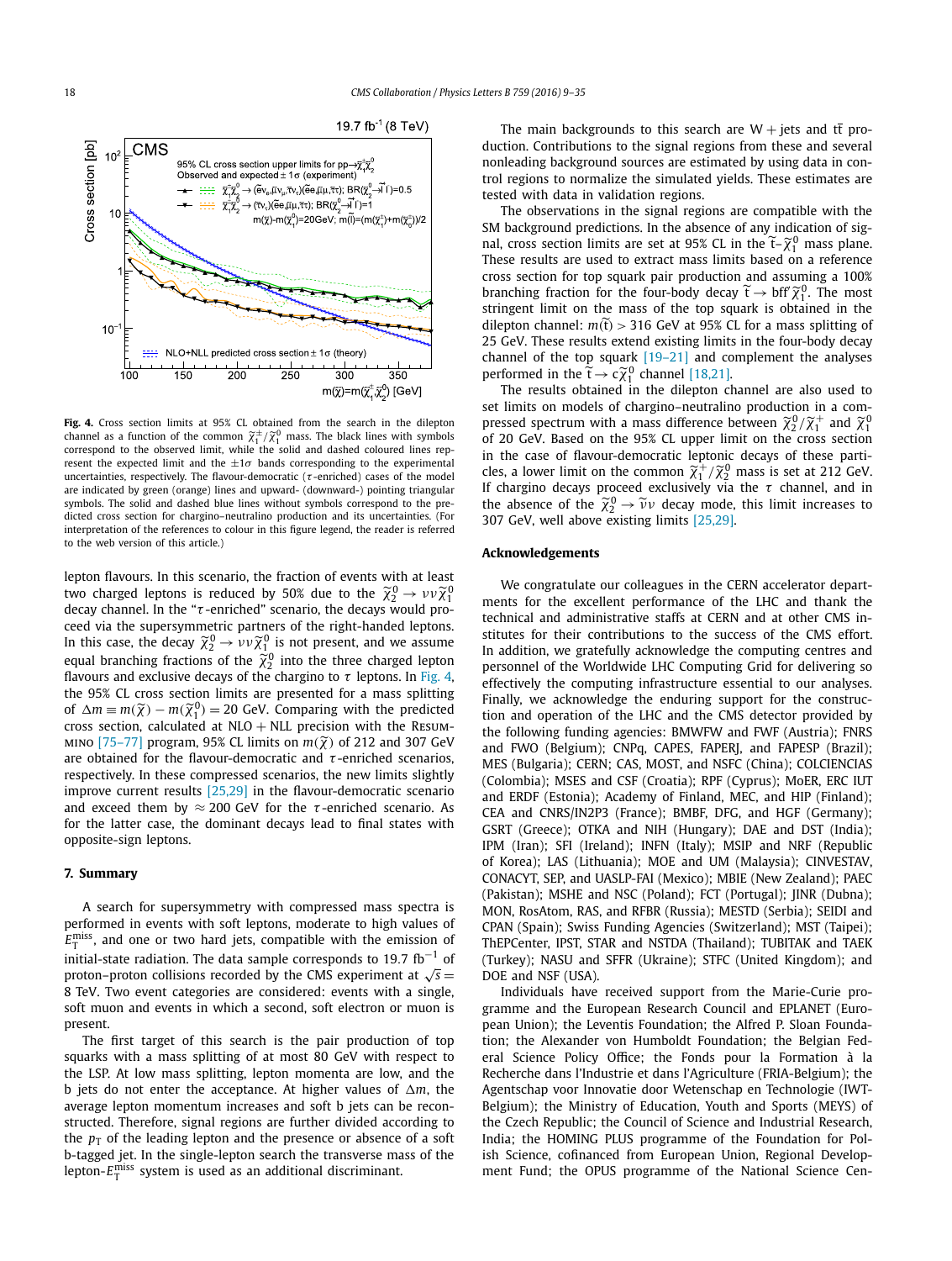

**Fig. 4.** Cross section limits at 95% CL obtained from the search in the dilepton channel as a function of the common  $\widetilde{\chi}_1^{\pm}/\widetilde{\chi}_1^0$  mass. The black lines with symbols<br>correspond to the observed limit, while the solid and dashed coloured lines represent the expected limit and the  $\pm 1\sigma$  bands corresponding to the experimental uncertainties, respectively. The flavour-democratic (*τ* -enriched) cases of the model are indicated by green (orange) lines and upward- (downward-) pointing triangular symbols. The solid and dashed blue lines without symbols correspond to the predicted cross section for chargino–neutralino production and its uncertainties. (For interpretation of the references to colour in this figure legend, the reader is referred to the web version of this article.)

lepton flavours. In this scenario, the fraction of events with at least two charged leptons is reduced by 50% due to the  $\widetilde{\chi}^0_2 \rightarrow \nu \nu \widetilde{\chi}^0_1$ decay channel. In the "*τ* -enriched" scenario, the decays would proceed via the supersymmetric partners of the right-handed leptons. In this case, the decay  $\widetilde{\chi}_2^0 \to \nu \nu \widetilde{\chi}_1^0$  is not present, and we assume equal branching fractions of the  $\widetilde{\chi}_2^0$  into the three charged lepton flavours and exclusive decays of the chargino to  $\tau$  leptons. In Fig. 4, the 95% CL cross section limits are presented for a mass splitting of  $\Delta m \equiv m(\tilde{\chi}) - m(\tilde{\chi}_1^0) = 20$  GeV. Comparing with the predicted cross section, calculated at  $NLO + NLL$  precision with the RESUMmino [\[75–77\]](#page-11-0) program, 95% CL limits on *<sup>m</sup>(χ*-*)* of 212 and 307 GeV are obtained for the flavour-democratic and *τ* -enriched scenarios, respectively. In these compressed scenarios, the new limits slightly improve current results [\[25,29\]](#page-10-0) in the flavour-democratic scenario and exceed them by  $\approx$  200 GeV for the  $\tau$ -enriched scenario. As for the latter case, the dominant decays lead to final states with opposite-sign leptons.

#### **7. Summary**

A search for supersymmetry with compressed mass spectra is performed in events with soft leptons, moderate to high values of  $E_{\rm T}^{\rm miss}$ , and one or two hard jets, compatible with the emission of initial-state radiation. The data sample corresponds to 19*.*7 fb−<sup>1</sup> of proton–proton collisions recorded by the CMS experiment at  $\sqrt{s}$  = 8 TeV. Two event categories are considered: events with a single, soft muon and events in which a second, soft electron or muon is present.

The first target of this search is the pair production of top squarks with a mass splitting of at most 80 GeV with respect to the LSP. At low mass splitting, lepton momenta are low, and the b jets do not enter the acceptance. At higher values of  $\Delta m$ , the average lepton momentum increases and soft b jets can be reconstructed. Therefore, signal regions are further divided according to the  $p<sub>T</sub>$  of the leading lepton and the presence or absence of a soft b-tagged jet. In the single-lepton search the transverse mass of the lepton- $E_{\rm T}^{\rm miss}$  system is used as an additional discriminant.

The main backgrounds to this search are  $W +$  jets and tt production. Contributions to the signal regions from these and several nonleading background sources are estimated by using data in control regions to normalize the simulated yields. These estimates are tested with data in validation regions.

The observations in the signal regions are compatible with the SM background predictions. In the absence of any indication of signal, cross section limits are set at 95% CL in the  $\widetilde{t}$  –  $\widetilde{\chi}_1^0$  mass plane. These results are used to extract mass limits based on a reference cross section for top squark pair production and assuming a 100% branching fraction for the four-body decay  $\tilde{t} \rightarrow bff' \tilde{\chi}_1^0$ . The most stringent limit on the mass of the top squark is obtained in the dilepton channel:  $m(t)$   $>$  316 GeV at 95% CL for a mass splitting of 25 GeV. These results extend existing limits in the four-body decay channel of the top squark  $[19-21]$  and complement the analyses performed in the  $\tilde{t} \to c \tilde{\chi}_1^0$  channel [\[18,21\].](#page-10-0)

The results obtained in the dilepton channel are also used to set limits on models of chargino–neutralino production in a compressed spectrum with a mass difference between  $\tilde{\chi}_2^0/\tilde{\chi}_1^+$  and  $\tilde{\chi}_1^0$ of 20 GeV. Based on the 95% CL upper limit on the cross section in the case of flavour-democratic leptonic decays of these particles, a lower limit on the common  $\widetilde{\chi}_1^+/\widetilde{\chi}_2^0$  mass is set at 212 GeV. If chargino decays proceed exclusively via the *τ* channel, and in the absence of the  $\tilde{\chi}_2^0 \rightarrow \tilde{\nu} \nu$  decay mode, this limit increases to 307 GeV, well above existing limits [\[25,29\].](#page-10-0)

#### **Acknowledgements**

We congratulate our colleagues in the CERN accelerator departments for the excellent performance of the LHC and thank the technical and administrative staffs at CERN and at other CMS institutes for their contributions to the success of the CMS effort. In addition, we gratefully acknowledge the computing centres and personnel of the Worldwide LHC Computing Grid for delivering so effectively the computing infrastructure essential to our analyses. Finally, we acknowledge the enduring support for the construction and operation of the LHC and the CMS detector provided by the following funding agencies: BMWFW and FWF (Austria); FNRS and FWO (Belgium); CNPq, CAPES, FAPERJ, and FAPESP (Brazil); MES (Bulgaria); CERN; CAS, MOST, and NSFC (China); COLCIENCIAS (Colombia); MSES and CSF (Croatia); RPF (Cyprus); MoER, ERC IUT and ERDF (Estonia); Academy of Finland, MEC, and HIP (Finland); CEA and CNRS/IN2P3 (France); BMBF, DFG, and HGF (Germany); GSRT (Greece); OTKA and NIH (Hungary); DAE and DST (India); IPM (Iran); SFI (Ireland); INFN (Italy); MSIP and NRF (Republic of Korea); LAS (Lithuania); MOE and UM (Malaysia); CINVESTAV, CONACYT, SEP, and UASLP-FAI (Mexico); MBIE (New Zealand); PAEC (Pakistan); MSHE and NSC (Poland); FCT (Portugal); JINR (Dubna); MON, RosAtom, RAS, and RFBR (Russia); MESTD (Serbia); SEIDI and CPAN (Spain); Swiss Funding Agencies (Switzerland); MST (Taipei); ThEPCenter, IPST, STAR and NSTDA (Thailand); TUBITAK and TAEK (Turkey); NASU and SFFR (Ukraine); STFC (United Kingdom); and DOE and NSF (USA).

Individuals have received support from the Marie-Curie programme and the European Research Council and EPLANET (European Union); the Leventis Foundation; the Alfred P. Sloan Foundation; the Alexander von Humboldt Foundation; the Belgian Federal Science Policy Office; the Fonds pour la Formation à la Recherche dans l'Industrie et dans l'Agriculture (FRIA-Belgium); the Agentschap voor Innovatie door Wetenschap en Technologie (IWT-Belgium); the Ministry of Education, Youth and Sports (MEYS) of the Czech Republic; the Council of Science and Industrial Research, India; the HOMING PLUS programme of the Foundation for Polish Science, cofinanced from European Union, Regional Development Fund; the OPUS programme of the National Science Cen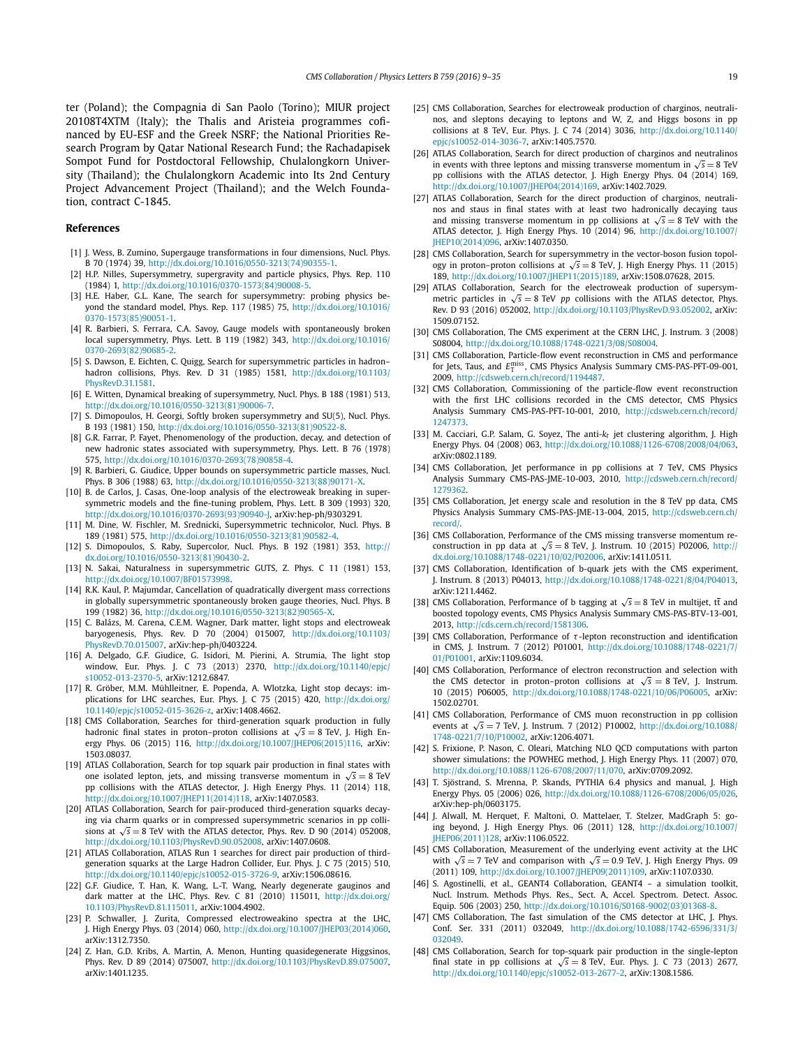<span id="page-10-0"></span>ter (Poland); the Compagnia di San Paolo (Torino); MIUR project 20108T4XTM (Italy); the Thalis and Aristeia programmes cofinanced by EU-ESF and the Greek NSRF; the National Priorities Research Program by Qatar National Research Fund; the Rachadapisek Sompot Fund for Postdoctoral Fellowship, Chulalongkorn University (Thailand); the Chulalongkorn Academic into Its 2nd Century Project Advancement Project (Thailand); and the Welch Foundation, contract C-1845.

#### **References**

- [1] J. Wess, B. Zumino, Supergauge transformations in four dimensions, Nucl. Phys. B 70 (1974) 39, [http://dx.doi.org/10.1016/0550-3213\(74\)90355-1.](http://dx.doi.org/10.1016/0550-3213(74)90355-1)
- [2] H.P. Nilles, Supersymmetry, supergravity and particle physics, Phys. Rep. 110 (1984) 1, [http://dx.doi.org/10.1016/0370-1573\(84\)90008-5.](http://dx.doi.org/10.1016/0370-1573(84)90008-5)
- [3] H.E. Haber, G.L. Kane, The search for supersymmetry: probing physics beyond the standard model, Phys. Rep. 117 (1985) 75, [http://dx.doi.org/10.1016/](http://dx.doi.org/10.1016/0370-1573(85)90051-1) [0370-1573\(85\)90051-1](http://dx.doi.org/10.1016/0370-1573(85)90051-1).
- [4] R. Barbieri, S. Ferrara, C.A. Savoy, Gauge models with spontaneously broken local supersymmetry, Phys. Lett. B 119 (1982) 343, [http://dx.doi.org/10.1016/](http://dx.doi.org/10.1016/0370-2693(82)90685-2) [0370-2693\(82\)90685-2](http://dx.doi.org/10.1016/0370-2693(82)90685-2).
- [5] S. Dawson, E. Eichten, C. Quigg, Search for supersymmetric particles in hadron– hadron collisions, Phys. Rev. D 31 (1985) 1581, [http://dx.doi.org/10.1103/](http://dx.doi.org/10.1103/PhysRevD.31.1581) [PhysRevD.31.1581.](http://dx.doi.org/10.1103/PhysRevD.31.1581)
- [6] E. Witten, Dynamical breaking of supersymmetry, Nucl. Phys. B 188 (1981) 513, [http://dx.doi.org/10.1016/0550-3213\(81\)90006-7.](http://dx.doi.org/10.1016/0550-3213(81)90006-7)
- [7] S. Dimopoulos, H. Georgi, Softly broken supersymmetry and SU(5), Nucl. Phys. B 193 (1981) 150, [http://dx.doi.org/10.1016/0550-3213\(81\)90522-8](http://dx.doi.org/10.1016/0550-3213(81)90522-8).
- [8] G.R. Farrar, P. Fayet, Phenomenology of the production, decay, and detection of new hadronic states associated with supersymmetry, Phys. Lett. B 76 (1978) 575, [http://dx.doi.org/10.1016/0370-2693\(78\)90858-4.](http://dx.doi.org/10.1016/0370-2693(78)90858-4)
- [9] R. Barbieri, G. Giudice, Upper bounds on supersymmetric particle masses, Nucl. Phys. B 306 (1988) 63, [http://dx.doi.org/10.1016/0550-3213\(88\)90171-X](http://dx.doi.org/10.1016/0550-3213(88)90171-X).
- [10] B. de Carlos, J. Casas, One-loop analysis of the electroweak breaking in supersymmetric models and the fine-tuning problem, Phys. Lett. B 309 (1993) 320, [http://dx.doi.org/10.1016/0370-2693\(93\)90940-J](http://dx.doi.org/10.1016/0370-2693(93)90940-J), arXiv:hep-ph/9303291.
- [11] M. Dine, W. Fischler, M. Srednicki, Supersymmetric technicolor, Nucl. Phys. B 189 (1981) 575, [http://dx.doi.org/10.1016/0550-3213\(81\)90582-4](http://dx.doi.org/10.1016/0550-3213(81)90582-4).
- [12] S. Dimopoulos, S. Raby, Supercolor, Nucl. Phys. B 192 (1981) 353, [http://](http://dx.doi.org/10.1016/0550-3213(81)90430-2) [dx.doi.org/10.1016/0550-3213\(81\)90430-2.](http://dx.doi.org/10.1016/0550-3213(81)90430-2)
- [13] N. Sakai, Naturalness in supersymmetric GUTS, Z. Phys. C 11 (1981) 153, [http://dx.doi.org/10.1007/BF01573998.](http://dx.doi.org/10.1007/BF01573998)
- [14] R.K. Kaul, P. Majumdar, Cancellation of quadratically divergent mass corrections in globally supersymmetric spontaneously broken gauge theories, Nucl. Phys. B 199 (1982) 36, [http://dx.doi.org/10.1016/0550-3213\(82\)90565-X.](http://dx.doi.org/10.1016/0550-3213(82)90565-X)
- [15] C. Balázs, M. Carena, C.E.M. Wagner, Dark matter, light stops and electroweak baryogenesis, Phys. Rev. D 70 (2004) 015007, [http://dx.doi.org/10.1103/](http://dx.doi.org/10.1103/PhysRevD.70.015007) [PhysRevD.70.015007](http://dx.doi.org/10.1103/PhysRevD.70.015007), arXiv:hep-ph/0403224.
- [16] A. Delgado, G.F. Giudice, G. Isidori, M. Pierini, A. Strumia, The light stop window, Eur. Phys. J. C 73 (2013) 2370, [http://dx.doi.org/10.1140/epjc/](http://dx.doi.org/10.1140/epjc/s10052-013-2370-5) [s10052-013-2370-5,](http://dx.doi.org/10.1140/epjc/s10052-013-2370-5) arXiv:1212.6847.
- [17] R. Gröber, M.M. Mühlleitner, E. Popenda, A. Wlotzka, Light stop decays: implications for LHC searches, Eur. Phys. J. C 75 (2015) 420, [http://dx.doi.org/](http://dx.doi.org/10.1140/epjc/s10052-015-3626-z) [10.1140/epjc/s10052-015-3626-z](http://dx.doi.org/10.1140/epjc/s10052-015-3626-z), arXiv:1408.4662.
- [18] CMS Collaboration, Searches for third-generation squark production in fully hadronic final states in proton–proton collisions at  $\sqrt{s} = 8$  TeV, J. High Energy Phys. 06 (2015) 116, [http://dx.doi.org/10.1007/JHEP06\(2015\)116,](http://dx.doi.org/10.1007/JHEP06(2015)116) arXiv: 1503.08037.
- [19] ATLAS Collaboration, Search for top squark pair production in final states with one isolated lepton, jets, and missing transverse momentum in  $\sqrt{s} = 8$  TeV pp collisions with the ATLAS detector, J. High Energy Phys. 11 (2014) 118, [http://dx.doi.org/10.1007/JHEP11\(2014\)118,](http://dx.doi.org/10.1007/JHEP11(2014)118) arXiv:1407.0583.
- [20] ATLAS Collaboration, Search for pair-produced third-generation squarks decaying via charm quarks or in compressed supersymmetric scenarios in pp collisions at  $\sqrt{s} = 8$  TeV with the ATLAS detector, Phys. Rev. D 90 (2014) 052008, <http://dx.doi.org/10.1103/PhysRevD.90.052008>, arXiv:1407.0608.
- [21] ATLAS Collaboration, ATLAS Run 1 searches for direct pair production of thirdgeneration squarks at the Large Hadron Collider, Eur. Phys. J. C 75 (2015) 510, <http://dx.doi.org/10.1140/epjc/s10052-015-3726-9>, arXiv:1506.08616.
- [22] G.F. Giudice, T. Han, K. Wang, L.-T. Wang, Nearly degenerate gauginos and dark matter at the LHC, Phys. Rev. C 81 (2010) 115011, [http://dx.doi.org/](http://dx.doi.org/10.1103/PhysRevD.81.115011) [10.1103/PhysRevD.81.115011,](http://dx.doi.org/10.1103/PhysRevD.81.115011) arXiv:1004.4902.
- [23] P. Schwaller, J. Zurita, Compressed electroweakino spectra at the LHC, J. High Energy Phys. 03 (2014) 060, [http://dx.doi.org/10.1007/JHEP03\(2014\)060,](http://dx.doi.org/10.1007/JHEP03(2014)060) arXiv:1312.7350.
- [24] Z. Han, G.D. Kribs, A. Martin, A. Menon, Hunting quasidegenerate Higgsinos, Phys. Rev. D 89 (2014) 075007, [http://dx.doi.org/10.1103/PhysRevD.89.075007,](http://dx.doi.org/10.1103/PhysRevD.89.075007) arXiv:1401.1235.
- [25] CMS Collaboration, Searches for electroweak production of charginos, neutralinos, and sleptons decaying to leptons and W, Z, and Higgs bosons in pp collisions at 8 TeV, Eur. Phys. J. C 74 (2014) 3036, [http://dx.doi.org/10.1140/](http://dx.doi.org/10.1140/epjc/s10052-014-3036-7) [epjc/s10052-014-3036-7](http://dx.doi.org/10.1140/epjc/s10052-014-3036-7), arXiv:1405.7570.
- [26] ATLAS Collaboration, Search for direct production of charginos and neutralinos in events with three leptons and missing transverse momentum in  $\sqrt{s} = 8$  TeV pp collisions with the ATLAS detector, J. High Energy Phys. 04 (2014) 169, [http://dx.doi.org/10.1007/JHEP04\(2014\)169,](http://dx.doi.org/10.1007/JHEP04(2014)169) arXiv:1402.7029.
- [27] ATLAS Collaboration, Search for the direct production of charginos, neutralinos and staus in final states with at least two hadronically decaying taus and missing transverse momentum in pp collisions at  $\sqrt{s} = 8$  TeV with the ATLAS detector, J. High Energy Phys. 10 (2014) 96, [http://dx.doi.org/10.1007/](http://dx.doi.org/10.1007/JHEP10(2014)096) [JHEP10\(2014\)096](http://dx.doi.org/10.1007/JHEP10(2014)096), arXiv:1407.0350.
- [28] CMS Collaboration, Search for supersymmetry in the vector-boson fusion topology in proton–proton collisions at  $\sqrt{s} = 8$  TeV, J. High Energy Phys. 11 (2015) 189, [http://dx.doi.org/10.1007/JHEP11\(2015\)189,](http://dx.doi.org/10.1007/JHEP11(2015)189) arXiv:1508.07628, 2015.
- [29] ATLAS Collaboration, Search for the electroweak production of supersymmetric particles in  $\sqrt{s} = 8$  TeV *pp* collisions with the ATLAS detector, Phys. Rev. D 93 (2016) 052002, <http://dx.doi.org/10.1103/PhysRevD.93.052002>, arXiv: 1509.07152.
- [30] CMS Collaboration, The CMS experiment at the CERN LHC, J. Instrum. 3 (2008) S08004, <http://dx.doi.org/10.1088/1748-0221/3/08/S08004>.
- [31] CMS Collaboration, Particle-flow event reconstruction in CMS and performance for Jets, Taus, and  $E_T^{\text{miss}}$ , CMS Physics Analysis Summary CMS-PAS-PFT-09-001, 2009, [http://cdsweb.cern.ch/record/1194487.](http://cdsweb.cern.ch/record/1194487)
- [32] CMS Collaboration, Commissioning of the particle-flow event reconstruction with the first LHC collisions recorded in the CMS detector, CMS Physics Analysis Summary CMS-PAS-PFT-10-001, 2010, [http://cdsweb.cern.ch/record/](http://cdsweb.cern.ch/record/1247373) [1247373](http://cdsweb.cern.ch/record/1247373).
- [33] M. Cacciari, G.P. Salam, G. Soyez, The anti-*kt* jet clustering algorithm, J. High Energy Phys. 04 (2008) 063, [http://dx.doi.org/10.1088/1126-6708/2008/04/063,](http://dx.doi.org/10.1088/1126-6708/2008/04/063) arXiv:0802.1189.
- [34] CMS Collaboration, Jet performance in pp collisions at 7 TeV, CMS Physics Analysis Summary CMS-PAS-JME-10-003, 2010, [http://cdsweb.cern.ch/record/](http://cdsweb.cern.ch/record/1279362) [1279362](http://cdsweb.cern.ch/record/1279362).
- [35] CMS Collaboration, Jet energy scale and resolution in the 8 TeV pp data, CMS Physics Analysis Summary CMS-PAS-JME-13-004, 2015, [http://cdsweb.cern.ch/](http://cdsweb.cern.ch/record/) [record/.](http://cdsweb.cern.ch/record/)
- [36] CMS Collaboration, Performance of the CMS missing transverse momentum reconstruction in pp data at  $\sqrt{s} = 8$  TeV, J. Instrum. 10 (2015) P02006, [http://](http://dx.doi.org/10.1088/1748-0221/10/02/P02006) [dx.doi.org/10.1088/1748-0221/10/02/P02006](http://dx.doi.org/10.1088/1748-0221/10/02/P02006), arXiv:1411.0511.
- [37] CMS Collaboration, Identification of b-quark jets with the CMS experiment, J. Instrum. 8 (2013) P04013, [http://dx.doi.org/10.1088/1748-0221/8/04/P04013,](http://dx.doi.org/10.1088/1748-0221/8/04/P04013) arXiv:1211.4462.
- [38] CMS Collaboration, Performance of b tagging at  $\sqrt{s} = 8$  TeV in multijet, tt and boosted topology events, CMS Physics Analysis Summary CMS-PAS-BTV-13-001, 2013, <http://cds.cern.ch/record/1581306>.
- [39] CMS Collaboration, Performance of *τ* -lepton reconstruction and identification in CMS, J. Instrum. 7 (2012) P01001, [http://dx.doi.org/10.1088/1748-0221/7/](http://dx.doi.org/10.1088/1748-0221/7/01/P01001) [01/P01001,](http://dx.doi.org/10.1088/1748-0221/7/01/P01001) arXiv:1109.6034.
- [40] CMS Collaboration, Performance of electron reconstruction and selection with the CMS detector in proton–proton collisions at  $\sqrt{s} = 8$  TeV, J. Instrum. 10 (2015) P06005, [http://dx.doi.org/10.1088/1748-0221/10/06/P06005,](http://dx.doi.org/10.1088/1748-0221/10/06/P06005) arXiv: 1502.02701.
- [41] CMS Collaboration, Performance of CMS muon reconstruction in pp collision events at <sup>√</sup>*<sup>s</sup>* <sup>=</sup> 7 TeV, J. Instrum. <sup>7</sup> (2012) P10002, [http://dx.doi.org/10.1088/](http://dx.doi.org/10.1088/1748-0221/7/10/P10002) [1748-0221/7/10/P10002](http://dx.doi.org/10.1088/1748-0221/7/10/P10002), arXiv:1206.4071.
- [42] S. Frixione, P. Nason, C. Oleari, Matching NLO QCD computations with parton shower simulations: the POWHEG method, J. High Energy Phys. 11 (2007) 070, [http://dx.doi.org/10.1088/1126-6708/2007/11/070,](http://dx.doi.org/10.1088/1126-6708/2007/11/070) arXiv:0709.2092.
- [43] T. Sjöstrand, S. Mrenna, P. Skands, PYTHIA 6.4 physics and manual, J. High Energy Phys. 05 (2006) 026, [http://dx.doi.org/10.1088/1126-6708/2006/05/026,](http://dx.doi.org/10.1088/1126-6708/2006/05/026) arXiv:hep-ph/0603175.
- [44] J. Alwall, M. Herquet, F. Maltoni, O. Mattelaer, T. Stelzer, MadGraph 5: going beyond, J. High Energy Phys. 06 (2011) 128, [http://dx.doi.org/10.1007/](http://dx.doi.org/10.1007/JHEP06(2011)128) [JHEP06\(2011\)128](http://dx.doi.org/10.1007/JHEP06(2011)128), arXiv:1106.0522.
- [45] CMS Collaboration, Measurement of the underlying event activity at the LHC with  $\sqrt{s}$  = 7 TeV and comparison with  $\sqrt{s}$  = 0.9 TeV, J. High Energy Phys. 09 (2011) 109, [http://dx.doi.org/10.1007/JHEP09\(2011\)109,](http://dx.doi.org/10.1007/JHEP09(2011)109) arXiv:1107.0330.
- [46] S. Agostinelli, et al., GEANT4 Collaboration, GEANT4 a simulation toolkit, Nucl. Instrum. Methods Phys. Res., Sect. A, Accel. Spectrom. Detect. Assoc. Equip. 506 (2003) 250, [http://dx.doi.org/10.1016/S0168-9002\(03\)01368-8.](http://dx.doi.org/10.1016/S0168-9002(03)01368-8)
- [47] CMS Collaboration, The fast simulation of the CMS detector at LHC, J. Phys. Conf. Ser. 331 (2011) 032049, [http://dx.doi.org/10.1088/1742-6596/331/3/](http://dx.doi.org/10.1088/1742-6596/331/3/032049) [032049.](http://dx.doi.org/10.1088/1742-6596/331/3/032049)
- [48] CMS Collaboration, Search for top-squark pair production in the single-lepton final state in pp collisions at  $\sqrt{s} = 8$  TeV, Eur. Phys. J. C 73 (2013) 2677, <http://dx.doi.org/10.1140/epjc/s10052-013-2677-2>, arXiv:1308.1586.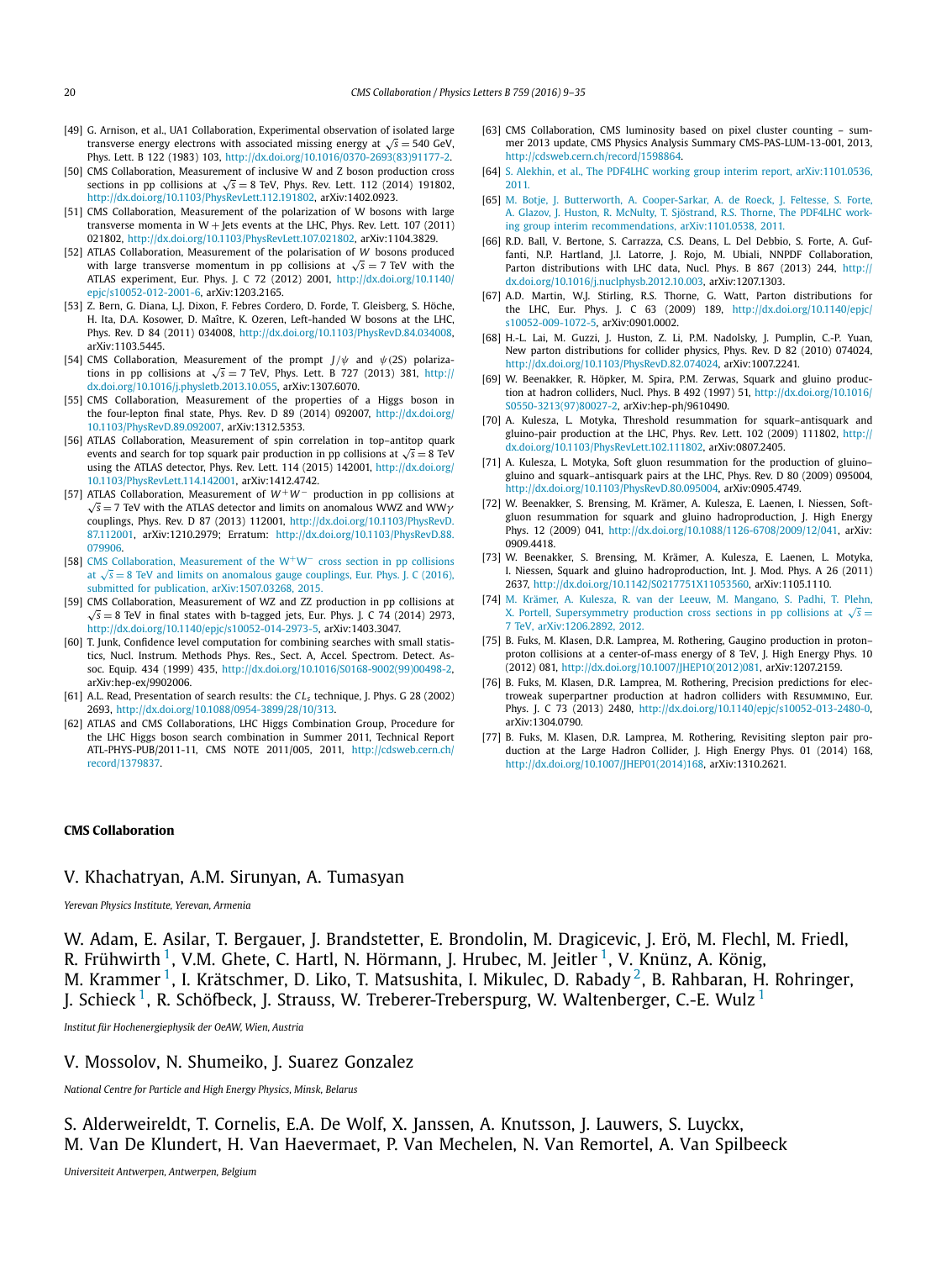- <span id="page-11-0"></span>[49] G. Arnison, et al., UA1 Collaboration, Experimental observation of isolated large transverse energy electrons with associated missing energy at  $\sqrt{s} = 540$  GeV, Phys. Lett. B 122 (1983) 103, [http://dx.doi.org/10.1016/0370-2693\(83\)91177-2.](http://dx.doi.org/10.1016/0370-2693(83)91177-2)
- [50] CMS Collaboration, Measurement of inclusive W and Z boson production cross sections in pp collisions at  $\sqrt{s} = 8$  TeV, Phys. Rev. Lett. 112 (2014) 191802, [http://dx.doi.org/10.1103/PhysRevLett.112.191802,](http://dx.doi.org/10.1103/PhysRevLett.112.191802) arXiv:1402.0923.
- [51] CMS Collaboration, Measurement of the polarization of W bosons with large transverse momenta in  $W$  + Jets events at the LHC, Phys. Rev. Lett. 107 (2011) 021802, [http://dx.doi.org/10.1103/PhysRevLett.107.021802,](http://dx.doi.org/10.1103/PhysRevLett.107.021802) arXiv:1104.3829.
- [52] ATLAS Collaboration, Measurement of the polarisation of *W* bosons produced with large transverse momentum in pp collisions at  $\sqrt{s} = 7$  TeV with the ATLAS experiment, Eur. Phys. J. C 72 (2012) 2001, [http://dx.doi.org/10.1140/](http://dx.doi.org/10.1140/epjc/s10052-012-2001-6) [epjc/s10052-012-2001-6](http://dx.doi.org/10.1140/epjc/s10052-012-2001-6), arXiv:1203.2165.
- [53] Z. Bern, G. Diana, L.J. Dixon, F. Febres Cordero, D. Forde, T. Gleisberg, S. Höche, H. Ita, D.A. Kosower, D. Maître, K. Ozeren, Left-handed W bosons at the LHC, Phys. Rev. D 84 (2011) 034008, <http://dx.doi.org/10.1103/PhysRevD.84.034008>, arXiv:1103.5445.
- [54] CMS Collaboration, Measurement of the prompt *J/ψ* and *ψ(*2S*)* polarizations in pp collisions at  $\sqrt{s} = 7$  TeV, Phys. Lett. B 727 (2013) 381, [http://](http://dx.doi.org/10.1016/j.physletb.2013.10.055) [dx.doi.org/10.1016/j.physletb.2013.10.055,](http://dx.doi.org/10.1016/j.physletb.2013.10.055) arXiv:1307.6070.
- [55] CMS Collaboration, Measurement of the properties of a Higgs boson in the four-lepton final state, Phys. Rev. D 89 (2014) 092007, [http://dx.doi.org/](http://dx.doi.org/10.1103/PhysRevD.89.092007) [10.1103/PhysRevD.89.092007,](http://dx.doi.org/10.1103/PhysRevD.89.092007) arXiv:1312.5353.
- [56] ATLAS Collaboration, Measurement of spin correlation in top–antitop quark events and search for top squark pair production in pp collisions at  $\sqrt{s} = 8$  TeV using the ATLAS detector, Phys. Rev. Lett. 114 (2015) 142001, [http://dx.doi.org/](http://dx.doi.org/10.1103/PhysRevLett.114.142001) [10.1103/PhysRevLett.114.142001](http://dx.doi.org/10.1103/PhysRevLett.114.142001), arXiv:1412.4742.
- [57] ATLAS Collaboration, Measurement of *<sup>W</sup>* <sup>+</sup>*<sup>W</sup>* <sup>−</sup> production in pp collisions at <sup>√</sup>*<sup>s</sup>* <sup>=</sup> 7 TeV with the ATLAS detector and limits on anomalous WWZ and WW*<sup>γ</sup>* couplings, Phys. Rev. D 87 (2013) 112001, [http://dx.doi.org/10.1103/PhysRevD.](http://dx.doi.org/10.1103/PhysRevD.87.112001) [87.112001](http://dx.doi.org/10.1103/PhysRevD.87.112001), arXiv:1210.2979; Erratum: [http://dx.doi.org/10.1103/PhysRevD.88.](http://dx.doi.org/10.1103/PhysRevD.88.079906) [079906.](http://dx.doi.org/10.1103/PhysRevD.88.079906)
- [58] CMS [Collaboration,](http://refhub.elsevier.com/S0370-2693(16)30180-0/bib4B6861636861747279616E3A32303135736761s1) Measurement of the W<sup>+</sup>W<sup>−</sup> cross section in pp collisions at  $\sqrt{s}$  = 8 TeV and limits on [anomalous](http://refhub.elsevier.com/S0370-2693(16)30180-0/bib4B6861636861747279616E3A32303135736761s1) gauge couplings, Eur. Phys. J. C (2016), submitted for publication, [arXiv:1507.03268,](http://refhub.elsevier.com/S0370-2693(16)30180-0/bib4B6861636861747279616E3A32303135736761s1) 2015.
- [59] CMS Collaboration, Measurement of WZ and ZZ production in pp collisions at <sup>√</sup>*<sup>s</sup>* <sup>=</sup> 8 TeV in final states with b-tagged jets, Eur. Phys. J. <sup>C</sup> <sup>74</sup> (2014) 2973, <http://dx.doi.org/10.1140/epjc/s10052-014-2973-5>, arXiv:1403.3047.
- [60] T. Junk, Confidence level computation for combining searches with small statistics, Nucl. Instrum. Methods Phys. Res., Sect. A, Accel. Spectrom. Detect. Assoc. Equip. 434 (1999) 435, [http://dx.doi.org/10.1016/S0168-9002\(99\)00498-2](http://dx.doi.org/10.1016/S0168-9002(99)00498-2), arXiv:hep-ex/9902006.
- [61] A.L. Read, Presentation of search results: the  $CL<sub>s</sub>$  technique, J. Phys. G 28 (2002) 2693, <http://dx.doi.org/10.1088/0954-3899/28/10/313>.
- [62] ATLAS and CMS Collaborations, LHC Higgs Combination Group, Procedure for the LHC Higgs boson search combination in Summer 2011, Technical Report ATL-PHYS-PUB/2011-11, CMS NOTE 2011/005, 2011, [http://cdsweb.cern.ch/](http://cdsweb.cern.ch/record/1379837) [record/1379837](http://cdsweb.cern.ch/record/1379837).
- [63] CMS Collaboration, CMS luminosity based on pixel cluster counting summer 2013 update, CMS Physics Analysis Summary CMS-PAS-LUM-13-001, 2013, <http://cdsweb.cern.ch/record/1598864>.
- [64] S. Alekhin, et al., The PDF4LHC working group interim report, [arXiv:1101.0536,](http://refhub.elsevier.com/S0370-2693(16)30180-0/bib416C656B68696E3A32303131736Bs1) [2011.](http://refhub.elsevier.com/S0370-2693(16)30180-0/bib416C656B68696E3A32303131736Bs1)
- [65] M. Botje, J. Butterworth, A. [Cooper-Sarkar,](http://refhub.elsevier.com/S0370-2693(16)30180-0/bib426F746A653A32303131736Es1) A. de Roeck, J. Feltesse, S. Forte, [A. Glazov,](http://refhub.elsevier.com/S0370-2693(16)30180-0/bib426F746A653A32303131736Es1) J. Huston, R. McNulty, T. Sjöstrand, R.S. Thorne, The PDF4LHC working group interim [recommendations,](http://refhub.elsevier.com/S0370-2693(16)30180-0/bib426F746A653A32303131736Es1) arXiv:1101.0538, 2011.
- [66] R.D. Ball, V. Bertone, S. Carrazza, C.S. Deans, L. Del Debbio, S. Forte, A. Guffanti, N.P. Hartland, J.I. Latorre, J. Rojo, M. Ubiali, NNPDF Collaboration, Parton distributions with LHC data, Nucl. Phys. B 867 (2013) 244, [http://](http://dx.doi.org/10.1016/j.nuclphysb.2012.10.003) [dx.doi.org/10.1016/j.nuclphysb.2012.10.003,](http://dx.doi.org/10.1016/j.nuclphysb.2012.10.003) arXiv:1207.1303.
- [67] A.D. Martin, W.J. Stirling, R.S. Thorne, G. Watt, Parton distributions for the LHC, Eur. Phys. J. C 63 (2009) 189, [http://dx.doi.org/10.1140/epjc/](http://dx.doi.org/10.1140/epjc/s10052-009-1072-5) [s10052-009-1072-5](http://dx.doi.org/10.1140/epjc/s10052-009-1072-5), arXiv:0901.0002.
- [68] H.-L. Lai, M. Guzzi, J. Huston, Z. Li, P.M. Nadolsky, J. Pumplin, C.-P. Yuan, New parton distributions for collider physics, Phys. Rev. D 82 (2010) 074024, <http://dx.doi.org/10.1103/PhysRevD.82.074024>, arXiv:1007.2241.
- [69] W. Beenakker, R. Höpker, M. Spira, P.M. Zerwas, Squark and gluino production at hadron colliders, Nucl. Phys. B 492 (1997) 51, [http://dx.doi.org/10.1016/](http://dx.doi.org/10.1016/S0550-3213(97)80027-2) [S0550-3213\(97\)80027-2,](http://dx.doi.org/10.1016/S0550-3213(97)80027-2) arXiv:hep-ph/9610490.
- [70] A. Kulesza, L. Motyka, Threshold resummation for squark–antisquark and gluino-pair production at the LHC, Phys. Rev. Lett. 102 (2009) 111802, [http://](http://dx.doi.org/10.1103/PhysRevLett.102.111802) [dx.doi.org/10.1103/PhysRevLett.102.111802,](http://dx.doi.org/10.1103/PhysRevLett.102.111802) arXiv:0807.2405.
- [71] A. Kulesza, L. Motyka, Soft gluon resummation for the production of gluinogluino and squark–antisquark pairs at the LHC, Phys. Rev. D 80 (2009) 095004, <http://dx.doi.org/10.1103/PhysRevD.80.095004>, arXiv:0905.4749.
- [72] W. Beenakker, S. Brensing, M. Krämer, A. Kulesza, E. Laenen, I. Niessen, Softgluon resummation for squark and gluino hadroproduction, J. High Energy Phys. 12 (2009) 041, <http://dx.doi.org/10.1088/1126-6708/2009/12/041>, arXiv: 0909.4418.
- [73] W. Beenakker, S. Brensing, M. Krämer, A. Kulesza, E. Laenen, L. Motyka, I. Niessen, Squark and gluino hadroproduction, Int. J. Mod. Phys. A 26 (2011) 2637, <http://dx.doi.org/10.1142/S0217751X11053560>, arXiv:1105.1110.
- [74] M. Krämer, A. Kulesza, R. van der Leeuw, M. [Mangano,](http://refhub.elsevier.com/S0370-2693(16)30180-0/bib4B72616D65723A323031326278s1) S. Padhi, T. Plehn, X. Portell, [Supersymmetry](http://refhub.elsevier.com/S0370-2693(16)30180-0/bib4B72616D65723A323031326278s1) production cross sections in pp collisions at  $\sqrt{s}$  = 7 TeV, [arXiv:1206.2892,](http://refhub.elsevier.com/S0370-2693(16)30180-0/bib4B72616D65723A323031326278s1) 2012.
- [75] B. Fuks, M. Klasen, D.R. Lamprea, M. Rothering, Gaugino production in proton– proton collisions at a center-of-mass energy of 8 TeV, J. High Energy Phys. 10 (2012) 081, [http://dx.doi.org/10.1007/JHEP10\(2012\)081](http://dx.doi.org/10.1007/JHEP10(2012)081), arXiv:1207.2159.
- [76] B. Fuks, M. Klasen, D.R. Lamprea, M. Rothering, Precision predictions for electroweak superpartner production at hadron colliders with Resummino, Eur. Phys. J. C 73 (2013) 2480, <http://dx.doi.org/10.1140/epjc/s10052-013-2480-0>, arXiv:1304.0790.
- [77] B. Fuks, M. Klasen, D.R. Lamprea, M. Rothering, Revisiting slepton pair production at the Large Hadron Collider, J. High Energy Phys. 01 (2014) 168, [http://dx.doi.org/10.1007/JHEP01\(2014\)168](http://dx.doi.org/10.1007/JHEP01(2014)168), arXiv:1310.2621.

#### **CMS Collaboration**

#### V. Khachatryan, A.M. Sirunyan, A. Tumasyan

*Yerevan Physics Institute, Yerevan, Armenia*

W. Adam, E. Asilar, T. Bergauer, J. Brandstetter, E. Brondolin, M. Dragicevic, J. Erö, M. Flechl, M. Friedl, R. Frühwirth<sup>1</sup>, V.M. Ghete, C. Hartl, N. Hörmann, J. Hrubec, M. Jeitler<sup>1</sup>, V. Knünz, A. König, M. Krammer <sup>1</sup>, I. Krätschmer, D. Liko, T. Matsushita, I. Mikulec, D. Rabady <sup>2</sup>, B. Rahbaran, H. Rohringer, J. Schieck <sup>[1](#page-25-0)</sup>, R. Schöfbeck, J. Strauss, W. Treberer-Treberspurg, W. Waltenberger, C.-E. Wulz  $^1$ 

*Institut für Hochenergiephysik der OeAW, Wien, Austria*

#### V. Mossolov, N. Shumeiko, J. Suarez Gonzalez

*National Centre for Particle and High Energy Physics, Minsk, Belarus*

S. Alderweireldt, T. Cornelis, E.A. De Wolf, X. Janssen, A. Knutsson, J. Lauwers, S. Luyckx, M. Van De Klundert, H. Van Haevermaet, P. Van Mechelen, N. Van Remortel, A. Van Spilbeeck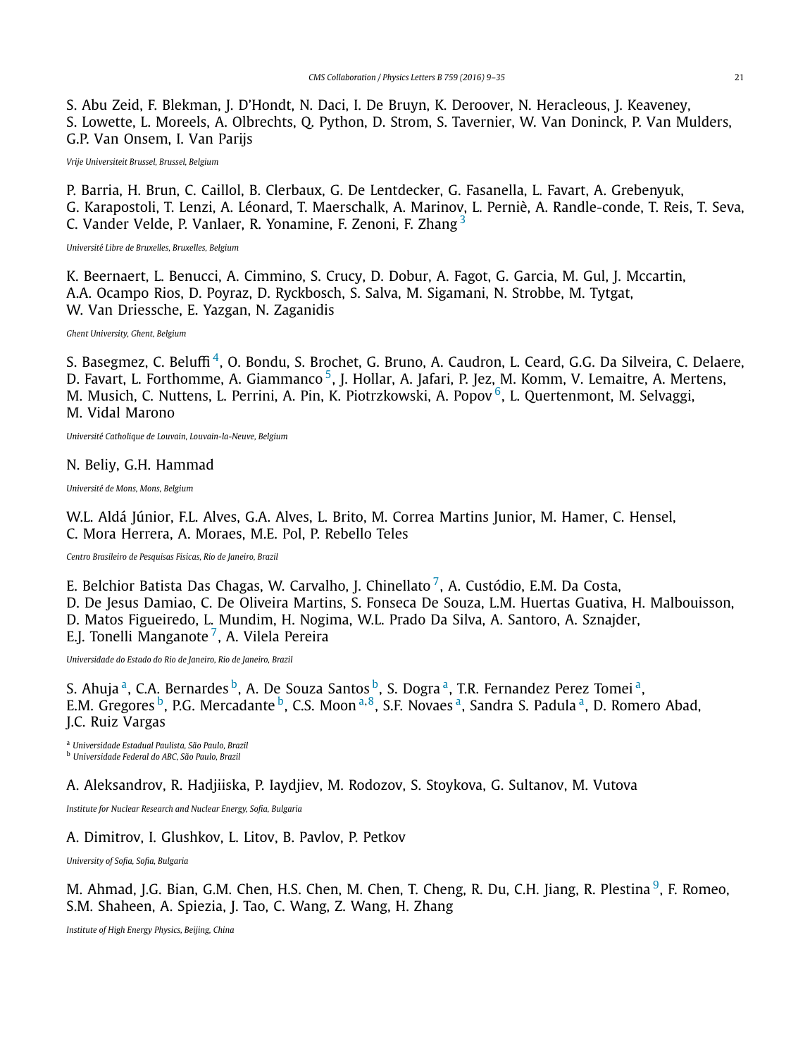S. Abu Zeid, F. Blekman, J. D'Hondt, N. Daci, I. De Bruyn, K. Deroover, N. Heracleous, J. Keaveney, S. Lowette, L. Moreels, A. Olbrechts, Q. Python, D. Strom, S. Tavernier, W. Van Doninck, P. Van Mulders, G.P. Van Onsem, I. Van Parijs

*Vrije Universiteit Brussel, Brussel, Belgium*

P. Barria, H. Brun, C. Caillol, B. Clerbaux, G. De Lentdecker, G. Fasanella, L. Favart, A. Grebenyuk, G. Karapostoli, T. Lenzi, A. Léonard, T. Maerschalk, A. Marinov, L. Perniè, A. Randle-conde, T. Reis, T. Seva, C. Vander Velde, P. Vanlaer, R. Yonamine, F. Zenoni, F. Zhang [3](#page-26-0)

*Université Libre de Bruxelles, Bruxelles, Belgium*

K. Beernaert, L. Benucci, A. Cimmino, S. Crucy, D. Dobur, A. Fagot, G. Garcia, M. Gul, J. Mccartin, A.A. Ocampo Rios, D. Poyraz, D. Ryckbosch, S. Salva, M. Sigamani, N. Strobbe, M. Tytgat, W. Van Driessche, E. Yazgan, N. Zaganidis

*Ghent University, Ghent, Belgium*

S. Basegmez, C. Beluffi<sup>[4](#page-26-0)</sup>, O. Bondu, S. Brochet, G. Bruno, A. Caudron, L. Ceard, G.G. Da Silveira, C. Delaere, D. Favart, L. Forthomme, A. Giammanco<sup>5</sup>, J. Hollar, A. Jafari, P. Jez, M. Komm, V. Lemaitre, A. Mertens, M. Musich, C. Nuttens, L. Perrini, A. Pin, K. Piotrzkowski, A. Popov [6,](#page-26-0) L. Quertenmont, M. Selvaggi, M. Vidal Marono

*Université Catholique de Louvain, Louvain-la-Neuve, Belgium*

### N. Beliy, G.H. Hammad

*Université de Mons, Mons, Belgium*

W.L. Aldá Júnior, F.L. Alves, G.A. Alves, L. Brito, M. Correa Martins Junior, M. Hamer, C. Hensel, C. Mora Herrera, A. Moraes, M.E. Pol, P. Rebello Teles

*Centro Brasileiro de Pesquisas Fisicas, Rio de Janeiro, Brazil*

E. Belchior Batista Das Chagas, W. Carvalho, J. Chinellato<sup>[7](#page-26-0)</sup>, A. Custódio, E.M. Da Costa, D. De Jesus Damiao, C. De Oliveira Martins, S. Fonseca De Souza, L.M. Huertas Guativa, H. Malbouisson, D. Matos Figueiredo, L. Mundim, H. Nogima, W.L. Prado Da Silva, A. Santoro, A. Sznajder, E.J. Tonelli Manganote<sup>7</sup>, A. Vilela Pereira

*Universidade do Estado do Rio de Janeiro, Rio de Janeiro, Brazil*

S. Ahuja<sup>a</sup>, C.A. Bernardes <sup>b</sup>, A. De Souza Santos <sup>b</sup>, S. Dogra<sup>a</sup>, T.R. Fernandez Perez Tomei<sup>a</sup>, E.M. Gregores<sup>b</sup>, P.G. Mercadante<sup>b</sup>, C.S. Moon<sup>a,8</sup>, S.F. Novaes<sup>a</sup>, Sandra S. Padula<sup>a</sup>, D. Romero Abad, J.C. Ruiz Vargas

<sup>a</sup> *Universidade Estadual Paulista, São Paulo, Brazil*

<sup>b</sup> *Universidade Federal do ABC, São Paulo, Brazil*

A. Aleksandrov, R. Hadjiiska, P. Iaydjiev, M. Rodozov, S. Stoykova, G. Sultanov, M. Vutova

*Institute for Nuclear Research and Nuclear Energy, Sofia, Bulgaria*

A. Dimitrov, I. Glushkov, L. Litov, B. Pavlov, P. Petkov

*University of Sofia, Sofia, Bulgaria*

M. Ahmad, J.G. Bian, G.M. Chen, H.S. Chen, M. Chen, T. Cheng, R. Du, C.H. Jiang, R. Plestina<sup>9</sup>, F. Romeo, S.M. Shaheen, A. Spiezia, J. Tao, C. Wang, Z. Wang, H. Zhang

*Institute of High Energy Physics, Beijing, China*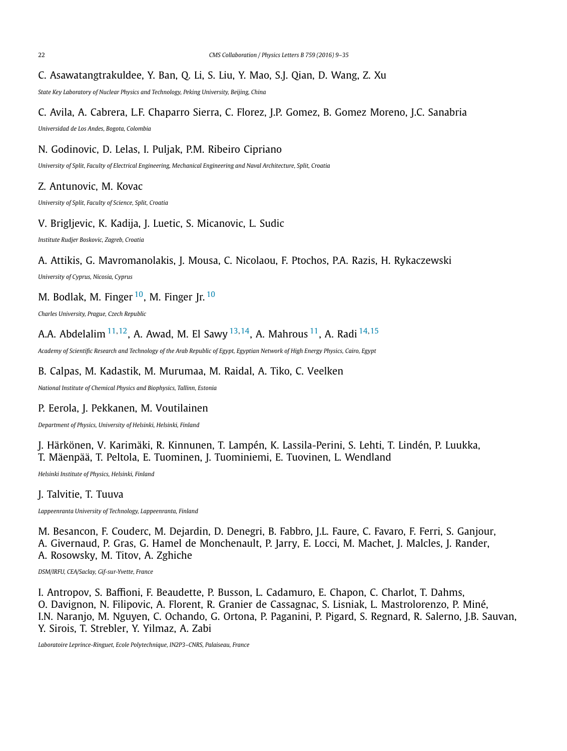### C. Asawatangtrakuldee, Y. Ban, Q. Li, S. Liu, Y. Mao, S.J. Qian, D. Wang, Z. Xu

*State Key Laboratory of Nuclear Physics and Technology, Peking University, Beijing, China*

### C. Avila, A. Cabrera, L.F. Chaparro Sierra, C. Florez, J.P. Gomez, B. Gomez Moreno, J.C. Sanabria

*Universidad de Los Andes, Bogota, Colombia*

#### N. Godinovic, D. Lelas, I. Puljak, P.M. Ribeiro Cipriano

*University of Split, Faculty of Electrical Engineering, Mechanical Engineering and Naval Architecture, Split, Croatia*

#### Z. Antunovic, M. Kovac

*University of Split, Faculty of Science, Split, Croatia*

#### V. Brigljevic, K. Kadija, J. Luetic, S. Micanovic, L. Sudic

*Institute Rudjer Boskovic, Zagreb, Croatia*

#### A. Attikis, G. Mavromanolakis, J. Mousa, C. Nicolaou, F. Ptochos, P.A. Razis, H. Rykaczewski

*University of Cyprus, Nicosia, Cyprus*

### M. Bodlak, M. Finger  $10$ , M. Finger Jr.  $10$

*Charles University, Prague, Czech Republic*

### A.A. Abdelalim [11](#page-26-0)*,*[12,](#page-26-0) A. Awad, M. El Sawy [13](#page-26-0)*,*[14,](#page-26-0) A. Mahrous [11,](#page-26-0) A. Radi [14](#page-26-0)*,*[15](#page-26-0)

Academy of Scientific Research and Technology of the Arab Republic of Egypt, Egyptian Network of High Energy Physics, Cairo, Egypt

#### B. Calpas, M. Kadastik, M. Murumaa, M. Raidal, A. Tiko, C. Veelken

*National Institute of Chemical Physics and Biophysics, Tallinn, Estonia*

#### P. Eerola, J. Pekkanen, M. Voutilainen

*Department of Physics, University of Helsinki, Helsinki, Finland*

### J. Härkönen, V. Karimäki, R. Kinnunen, T. Lampén, K. Lassila-Perini, S. Lehti, T. Lindén, P. Luukka, T. Mäenpää, T. Peltola, E. Tuominen, J. Tuominiemi, E. Tuovinen, L. Wendland

*Helsinki Institute of Physics, Helsinki, Finland*

#### J. Talvitie, T. Tuuva

*Lappeenranta University of Technology, Lappeenranta, Finland*

M. Besancon, F. Couderc, M. Dejardin, D. Denegri, B. Fabbro, J.L. Faure, C. Favaro, F. Ferri, S. Ganjour, A. Givernaud, P. Gras, G. Hamel de Monchenault, P. Jarry, E. Locci, M. Machet, J. Malcles, J. Rander, A. Rosowsky, M. Titov, A. Zghiche

*DSM/IRFU, CEA/Saclay, Gif-sur-Yvette, France*

I. Antropov, S. Baffioni, F. Beaudette, P. Busson, L. Cadamuro, E. Chapon, C. Charlot, T. Dahms, O. Davignon, N. Filipovic, A. Florent, R. Granier de Cassagnac, S. Lisniak, L. Mastrolorenzo, P. Miné, I.N. Naranjo, M. Nguyen, C. Ochando, G. Ortona, P. Paganini, P. Pigard, S. Regnard, R. Salerno, J.B. Sauvan, Y. Sirois, T. Strebler, Y. Yilmaz, A. Zabi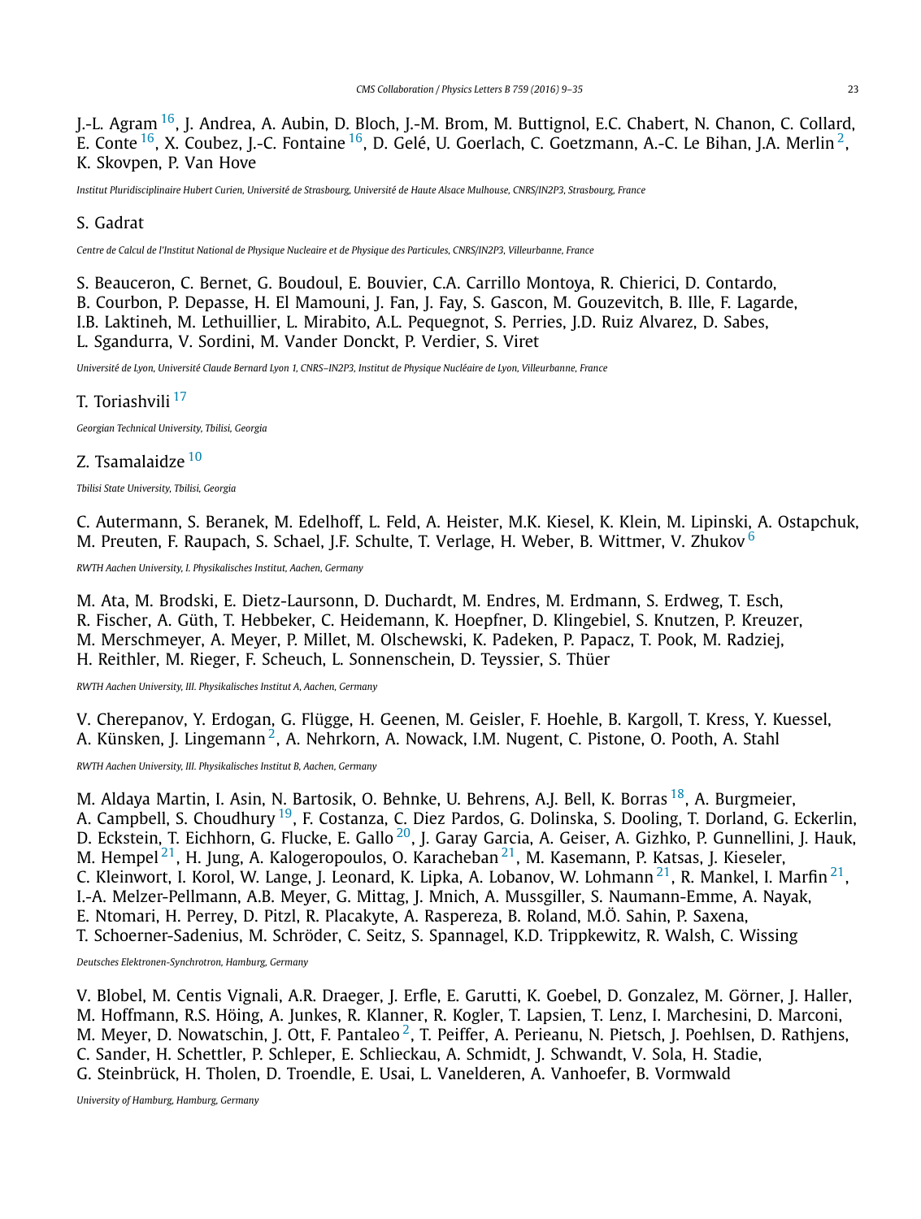J.-L. Agram <sup>16</sup>, J. Andrea, A. Aubin, D. Bloch, J.-M. Brom, M. Buttignol, E.C. Chabert, N. Chanon, C. Collard, E. Conte [16,](#page-26-0) X. Coubez, J.-C. Fontaine [16](#page-26-0), D. Gelé, U. Goerlach, C. Goetzmann, A.-C. Le Bihan, J.A. Merlin [2,](#page-26-0) K. Skovpen, P. Van Hove

Institut Pluridisciplinaire Hubert Curien. Université de Strasbourg. Université de Haute Alsace Mulhouse. CNRS/IN2P3. Strasbourg. France

#### S. Gadrat

Centre de Calcul de l'Institut National de Physique Nucleaire et de Physique des Particules, CNRS/IN2P3, Villeurbanne, France

S. Beauceron, C. Bernet, G. Boudoul, E. Bouvier, C.A. Carrillo Montoya, R. Chierici, D. Contardo, B. Courbon, P. Depasse, H. El Mamouni, J. Fan, J. Fay, S. Gascon, M. Gouzevitch, B. Ille, F. Lagarde, I.B. Laktineh, M. Lethuillier, L. Mirabito, A.L. Pequegnot, S. Perries, J.D. Ruiz Alvarez, D. Sabes, L. Sgandurra, V. Sordini, M. Vander Donckt, P. Verdier, S. Viret

Université de Lyon, Université Claude Bernard Lyon 1, CNRS-IN2P3, Institut de Physique Nucléaire de Lyon, Villeurbanne, France

### T. Toriashvili [17](#page-26-0)

*Georgian Technical University, Tbilisi, Georgia*

### Z. Tsamalaidze [10](#page-26-0)

*Tbilisi State University, Tbilisi, Georgia*

C. Autermann, S. Beranek, M. Edelhoff, L. Feld, A. Heister, M.K. Kiesel, K. Klein, M. Lipinski, A. Ostapchuk, M. Preuten, F. Raupach, S. Schael, J.F. Schulte, T. Verlage, H. Weber, B. Wittmer, V. Zhukov <sup>[6](#page-26-0)</sup>

*RWTH Aachen University, I. Physikalisches Institut, Aachen, Germany*

M. Ata, M. Brodski, E. Dietz-Laursonn, D. Duchardt, M. Endres, M. Erdmann, S. Erdweg, T. Esch, R. Fischer, A. Güth, T. Hebbeker, C. Heidemann, K. Hoepfner, D. Klingebiel, S. Knutzen, P. Kreuzer, M. Merschmeyer, A. Meyer, P. Millet, M. Olschewski, K. Padeken, P. Papacz, T. Pook, M. Radziej, H. Reithler, M. Rieger, F. Scheuch, L. Sonnenschein, D. Teyssier, S. Thüer

*RWTH Aachen University, III. Physikalisches Institut A, Aachen, Germany*

V. Cherepanov, Y. Erdogan, G. Flügge, H. Geenen, M. Geisler, F. Hoehle, B. Kargoll, T. Kress, Y. Kuessel, A. Künsken, J. Lingemann<sup>2</sup>, A. Nehrkorn, A. Nowack, I.M. Nugent, C. Pistone, O. Pooth, A. Stahl

*RWTH Aachen University, III. Physikalisches Institut B, Aachen, Germany*

M. Aldaya Martin, I. Asin, N. Bartosik, O. Behnke, U. Behrens, A.J. Bell, K. Borras <sup>[18](#page-26-0)</sup>, A. Burgmeier, A. Campbell, S. Choudhury <sup>19</sup>, F. Costanza, C. Diez Pardos, G. Dolinska, S. Dooling, T. Dorland, G. Eckerlin, D. Eckstein, T. Eichhorn, G. Flucke, E. Gallo <sup>[20](#page-26-0)</sup>, J. Garay Garcia, A. Geiser, A. Gizhko, P. Gunnellini, J. Hauk, M. Hempel $^{\mathrm{21}}$ , H. Jung, A. Kalogeropoulos, O. Karacheban $^{\mathrm{21}}$ , M. Kasemann, P. Katsas, J. Kieseler, C. Kleinwort, I. Korol, W. Lange, J. Leonard, K. Lipka, A. Lobanov, W. Lohmann<sup>21</sup>, R. Mankel, I. Marfin<sup>21</sup>, I.-A. Melzer-Pellmann, A.B. Meyer, G. Mittag, J. Mnich, A. Mussgiller, S. Naumann-Emme, A. Nayak, E. Ntomari, H. Perrey, D. Pitzl, R. Placakyte, A. Raspereza, B. Roland, M.Ö. Sahin, P. Saxena, T. Schoerner-Sadenius, M. Schröder, C. Seitz, S. Spannagel, K.D. Trippkewitz, R. Walsh, C. Wissing

*Deutsches Elektronen-Synchrotron, Hamburg, Germany*

V. Blobel, M. Centis Vignali, A.R. Draeger, J. Erfle, E. Garutti, K. Goebel, D. Gonzalez, M. Görner, J. Haller, M. Hoffmann, R.S. Höing, A. Junkes, R. Klanner, R. Kogler, T. Lapsien, T. Lenz, I. Marchesini, D. Marconi, M. Meyer, D. Nowatschin, J. Ott, F. Pantaleo<sup>2</sup>, T. Peiffer, A. Perieanu, N. Pietsch, J. Poehlsen, D. Rathjens, C. Sander, H. Schettler, P. Schleper, E. Schlieckau, A. Schmidt, J. Schwandt, V. Sola, H. Stadie, G. Steinbrück, H. Tholen, D. Troendle, E. Usai, L. Vanelderen, A. Vanhoefer, B. Vormwald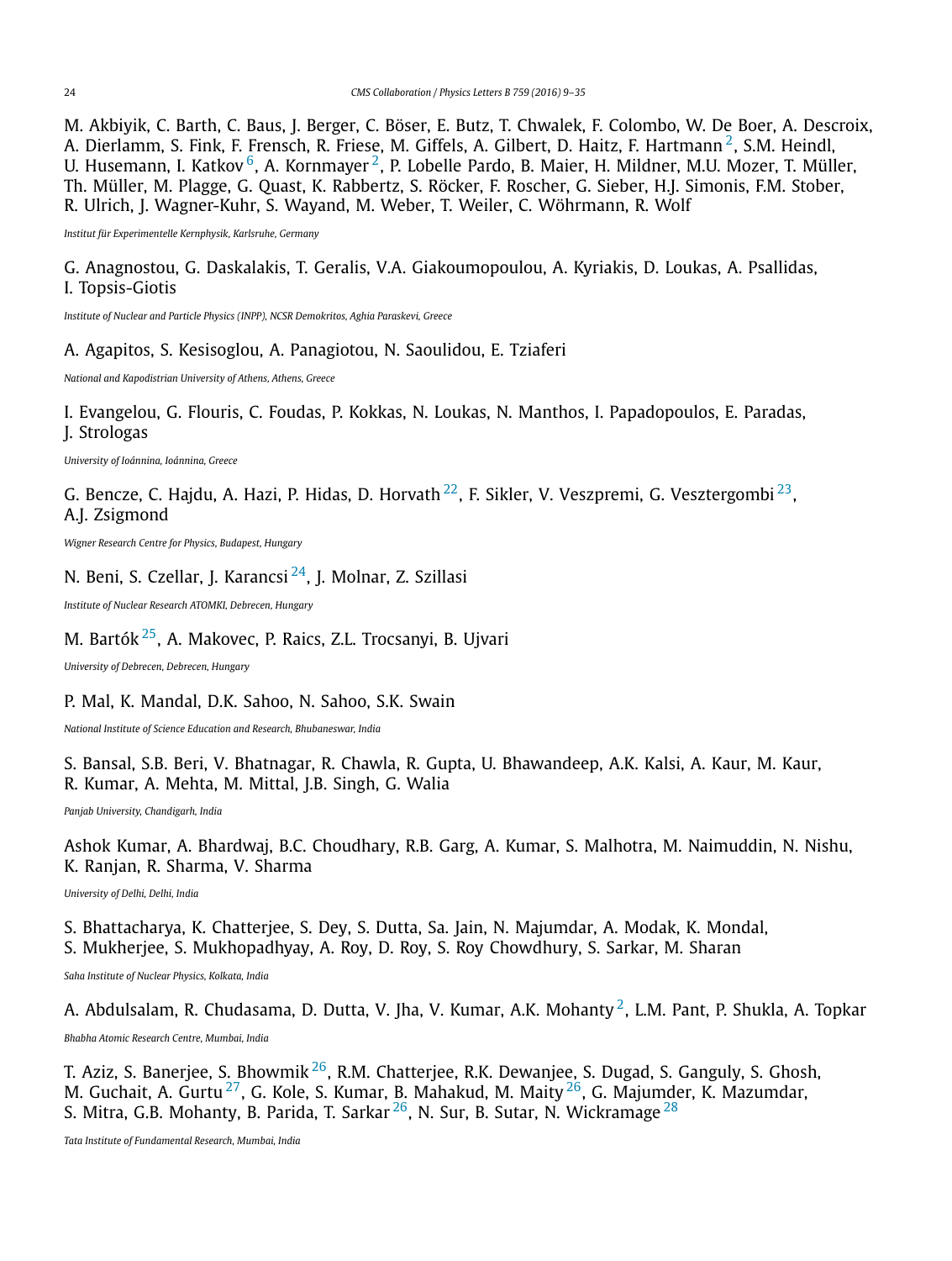M. Akbiyik, C. Barth, C. Baus, J. Berger, C. Böser, E. Butz, T. Chwalek, F. Colombo, W. De Boer, A. Descroix, A. Dierlamm, S. Fink, F. Frensch, R. Friese, M. Giffels, A. Gilbert, D. Haitz, F. Hartmann<sup>2</sup>, S.M. Heindl. U. Husemann, I. Katkov<sup>6</sup>, A. Kornmayer<sup>2</sup>, P. Lobelle Pardo, B. Maier, H. Mildner, M.U. Mozer, T. Müller, Th. Müller, M. Plagge, G. Quast, K. Rabbertz, S. Röcker, F. Roscher, G. Sieber, H.J. Simonis, F.M. Stober, R. Ulrich, J. Wagner-Kuhr, S. Wayand, M. Weber, T. Weiler, C. Wöhrmann, R. Wolf

*Institut für Experimentelle Kernphysik, Karlsruhe, Germany*

G. Anagnostou, G. Daskalakis, T. Geralis, V.A. Giakoumopoulou, A. Kyriakis, D. Loukas, A. Psallidas, I. Topsis-Giotis

*Institute of Nuclear and Particle Physics (INPP), NCSR Demokritos, Aghia Paraskevi, Greece*

#### A. Agapitos, S. Kesisoglou, A. Panagiotou, N. Saoulidou, E. Tziaferi

*National and Kapodistrian University of Athens, Athens, Greece*

### I. Evangelou, G. Flouris, C. Foudas, P. Kokkas, N. Loukas, N. Manthos, I. Papadopoulos, E. Paradas, J. Strologas

*University of Ioánnina, Ioánnina, Greece*

G. Bencze, C. Hajdu, A. Hazi, P. Hidas, D. Horvath [22,](#page-26-0) F. Sikler, V. Veszpremi, G. Vesztergombi [23,](#page-26-0) A.J. Zsigmond

*Wigner Research Centre for Physics, Budapest, Hungary*

### N. Beni, S. Czellar, J. Karancsi [24,](#page-26-0) J. Molnar, Z. Szillasi

*Institute of Nuclear Research ATOMKI, Debrecen, Hungary*

### M. Bartók [25,](#page-26-0) A. Makovec, P. Raics, Z.L. Trocsanyi, B. Ujvari

*University of Debrecen, Debrecen, Hungary*

#### P. Mal, K. Mandal, D.K. Sahoo, N. Sahoo, S.K. Swain

*National Institute of Science Education and Research, Bhubaneswar, India*

S. Bansal, S.B. Beri, V. Bhatnagar, R. Chawla, R. Gupta, U. Bhawandeep, A.K. Kalsi, A. Kaur, M. Kaur, R. Kumar, A. Mehta, M. Mittal, J.B. Singh, G. Walia

*Panjab University, Chandigarh, India*

Ashok Kumar, A. Bhardwaj, B.C. Choudhary, R.B. Garg, A. Kumar, S. Malhotra, M. Naimuddin, N. Nishu, K. Ranjan, R. Sharma, V. Sharma

*University of Delhi, Delhi, India*

S. Bhattacharya, K. Chatterjee, S. Dey, S. Dutta, Sa. Jain, N. Majumdar, A. Modak, K. Mondal, S. Mukherjee, S. Mukhopadhyay, A. Roy, D. Roy, S. Roy Chowdhury, S. Sarkar, M. Sharan

*Saha Institute of Nuclear Physics, Kolkata, India*

A. Abdulsalam, R. Chudasama, D. Dutta, V. Jha, V. Kumar, A.K. Mohanty<sup>2</sup>, L.M. Pant. P. Shukla. A. Topkar

*Bhabha Atomic Research Centre, Mumbai, India*

T. Aziz, S. Banerjee, S. Bhowmik<sup>[26](#page-26-0)</sup>, R.M. Chatterjee, R.K. Dewanjee, S. Dugad, S. Ganguly, S. Ghosh, M. Guchait, A. Gurtu<sup>27</sup>, G. Kole, S. Kumar, B. Mahakud, M. Maity<sup>26</sup>, G. Majumder, K. Mazumdar, S. Mitra, G.B. Mohanty, B. Parida, T. Sarkar $^{26}$  $^{26}$  $^{26}$ , N. Sur, B. Sutar, N. Wickramage $^{28}$  $^{28}$  $^{28}$ 

*Tata Institute of Fundamental Research, Mumbai, India*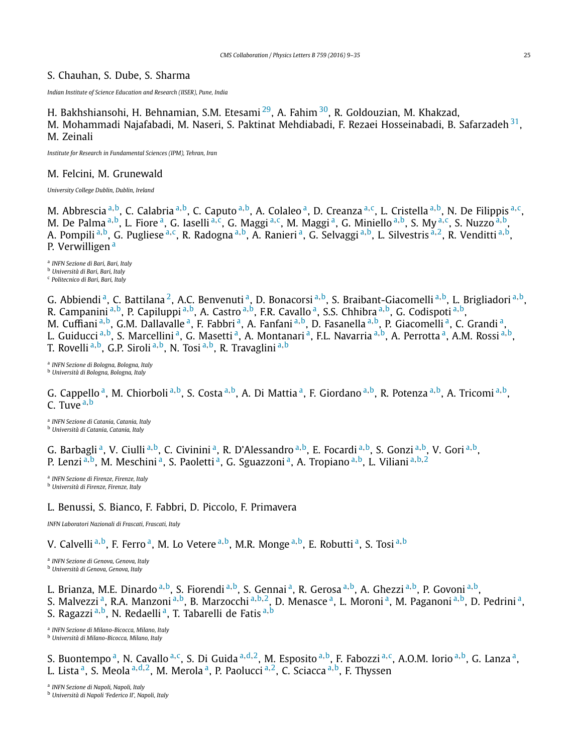### S. Chauhan, S. Dube, S. Sharma

*Indian Institute of Science Education and Research (IISER), Pune, India*

H. Bakhshiansohi, H. Behnamian, S.M. Etesami [29,](#page-26-0) A. Fahim [30,](#page-26-0) R. Goldouzian, M. Khakzad, M. Mohammadi Najafabadi, M. Naseri, S. Paktinat Mehdiabadi, F. Rezaei Hosseinabadi, B. Safarzadeh [31,](#page-26-0) M. Zeinali

*Institute for Research in Fundamental Sciences (IPM), Tehran, Iran*

#### M. Felcini, M. Grunewald

*University College Dublin, Dublin, Ireland*

M. Abbrescia <sup>a</sup>*,*b, C. Calabria <sup>a</sup>*,*b, C. Caputo <sup>a</sup>*,*b, A. Colaleo a, D. Creanza <sup>a</sup>*,*c, L. Cristella <sup>a</sup>*,*b, N. De Filippis <sup>a</sup>*,*c, M. De Palma <sup>a</sup>*,*b, L. Fiore a, G. Iaselli <sup>a</sup>*,*c, G. Maggi <sup>a</sup>*,*c, M. Maggi a, G. Miniello <sup>a</sup>*,*b, S. My <sup>a</sup>*,*c, S. Nuzzo <sup>a</sup>*,*b, A. Pompili <sup>a</sup>*,*b, G. Pugliese <sup>a</sup>*,*c, R. Radogna <sup>a</sup>*,*b, A. Ranieri a, G. Selvaggi <sup>a</sup>*,*b, L. Silvestris <sup>a</sup>*,*[2,](#page-26-0) R. Venditti <sup>a</sup>*,*b, P. Verwilligen<sup>a</sup>

<sup>a</sup> *INFN Sezione di Bari, Bari, Italy*

<sup>b</sup> *Università di Bari, Bari, Italy*

<sup>c</sup> *Politecnico di Bari, Bari, Italy*

G. Abbiendi<sup>a</sup>, C. Battilana<sup>2</sup>, A.C. Benvenuti<sup>a</sup>, D. Bonacorsi<sup>a,b</sup>, S. Braibant-Giacomelli<sup>a,b</sup>, L. Brigliadori<sup>a,b</sup>, R. Campanini <sup>a</sup>*,*b, P. Capiluppi <sup>a</sup>*,*b, A. Castro <sup>a</sup>*,*b, F.R. Cavallo a, S.S. Chhibra <sup>a</sup>*,*b, G. Codispoti <sup>a</sup>*,*b, M. Cuffiani <sup>a</sup>*,*b, G.M. Dallavalle a, F. Fabbri a, A. Fanfani <sup>a</sup>*,*b, D. Fasanella <sup>a</sup>*,*b, P. Giacomelli a, C. Grandi a, L. Guiducci <sup>a,b</sup>, S. Marcellini <sup>a</sup>, G. Masetti <sup>a</sup>, A. Montanari <sup>a</sup>, F.L. Navarria <sup>a,b</sup>, A. Perrotta <sup>a</sup>, A.M. Rossi <sup>a,b</sup>, T. Rovelli <sup>a</sup>*,*b, G.P. Siroli <sup>a</sup>*,*b, N. Tosi <sup>a</sup>*,*b, R. Travaglini <sup>a</sup>*,*<sup>b</sup>

<sup>a</sup> *INFN Sezione di Bologna, Bologna, Italy* <sup>b</sup> *Università di Bologna, Bologna, Italy*

G. Cappello a, M. Chiorboli <sup>a</sup>*,*b, S. Costa <sup>a</sup>*,*b, A. Di Mattia a, F. Giordano <sup>a</sup>*,*b, R. Potenza <sup>a</sup>*,*b, A. Tricomi <sup>a</sup>*,*b, C. Tuve <sup>a</sup>*,*<sup>b</sup>

<sup>a</sup> *INFN Sezione di Catania, Catania, Italy* <sup>b</sup> *Università di Catania, Catania, Italy*

G. Barbagli a, V. Ciulli <sup>a</sup>*,*b, C. Civinini a, R. D'Alessandro <sup>a</sup>*,*b, E. Focardi <sup>a</sup>*,*b, S. Gonzi <sup>a</sup>*,*b, V. Gori <sup>a</sup>*,*b, P. Lenzi <sup>a</sup>*,*b, M. Meschini a, S. Paoletti a, G. Sguazzoni a, A. Tropiano <sup>a</sup>*,*b, L. Viliani <sup>a</sup>*,*b*,*[2](#page-26-0)

<sup>a</sup> *INFN Sezione di Firenze, Firenze, Italy* <sup>b</sup> *Università di Firenze, Firenze, Italy*

#### L. Benussi, S. Bianco, F. Fabbri, D. Piccolo, F. Primavera

*INFN Laboratori Nazionali di Frascati, Frascati, Italy*

V. Calvelli<sup>a,b</sup>, F. Ferro<sup>a</sup>, M. Lo Vetere<sup>a,b</sup>, M.R. Monge<sup>a,b</sup>, E. Robutti<sup>a</sup>, S. Tosi<sup>a,b</sup>

<sup>a</sup> *INFN Sezione di Genova, Genova, Italy*

<sup>b</sup> *Università di Genova, Genova, Italy*

L. Brianza, M.E. Dinardo <sup>a</sup>*,*b, S. Fiorendi <sup>a</sup>*,*b, S. Gennai a, R. Gerosa <sup>a</sup>*,*b, A. Ghezzi <sup>a</sup>*,*b, P. Govoni <sup>a</sup>*,*b, S. Malvezzi a, R.A. Manzoni <sup>a</sup>*,*b, B. Marzocchi <sup>a</sup>*,*b*,*[2,](#page-26-0) D. Menasce a, L. Moroni a, M. Paganoni <sup>a</sup>*,*b, D. Pedrini a, S. Ragazzi <sup>a,b</sup>, N. Redaelli <sup>a</sup>, T. Tabarelli de Fatis <sup>a,b</sup>

<sup>a</sup> *INFN Sezione di Milano-Bicocca, Milano, Italy* <sup>b</sup> *Università di Milano-Bicocca, Milano, Italy*

S. Buontempo a, N. Cavallo <sup>a</sup>*,*c, S. Di Guida <sup>a</sup>*,*[d](#page-17-0)*,*[2,](#page-26-0) M. Esposito <sup>a</sup>*,*b, F. Fabozzi <sup>a</sup>*,*c, A.O.M. Iorio <sup>a</sup>*,*b, G. Lanza a, L. Lista a, S. Meola <sup>a</sup>*,*[d](#page-17-0)*,*[2,](#page-26-0) M. Merola a, P. Paolucci <sup>a</sup>*,*[2,](#page-26-0) C. Sciacca <sup>a</sup>*,*b, F. Thyssen

<sup>a</sup> *INFN Sezione di Napoli, Napoli, Italy*

<sup>b</sup> *Università di Napoli 'Federico II', Napoli, Italy*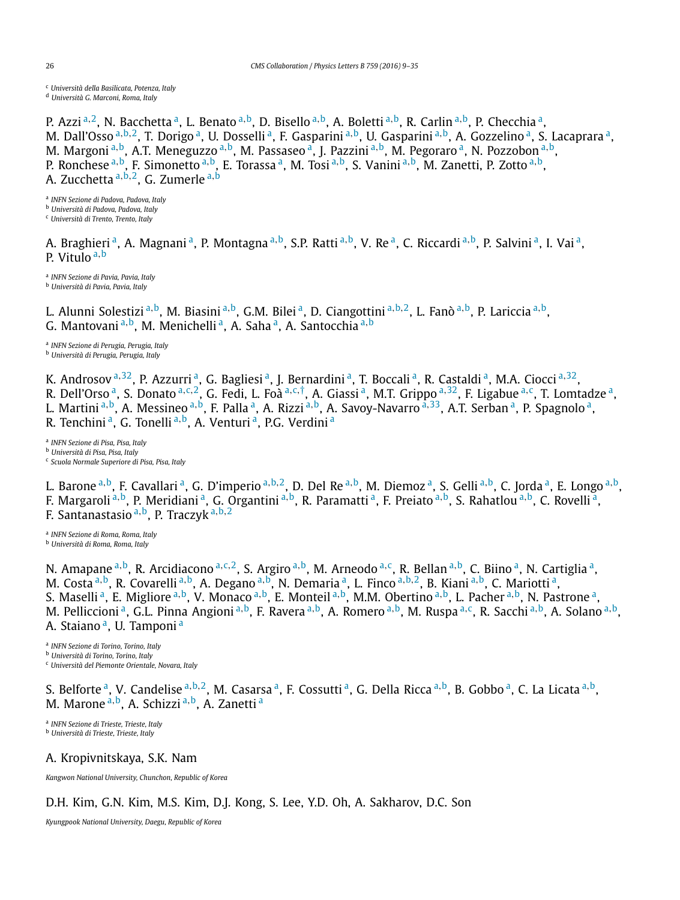<span id="page-17-0"></span><sup>c</sup> *Università della Basilicata, Potenza, Italy* <sup>d</sup> *Università G. Marconi, Roma, Italy*

P. Azzi <sup>a</sup>*,*[2,](#page-26-0) N. Bacchetta a, L. Benato <sup>a</sup>*,*b, D. Bisello <sup>a</sup>*,*b, A. Boletti <sup>a</sup>*,*b, R. Carlin <sup>a</sup>*,*b, P. Checchia a, M. Dall'Osso <sup>a</sup>*,*b*,*[2,](#page-26-0) T. Dorigo a, U. Dosselli a, F. Gasparini <sup>a</sup>*,*b, U. Gasparini <sup>a</sup>*,*b, A. Gozzelino a, S. Lacaprara a, M. Margoni <sup>a</sup>*,*b, A.T. Meneguzzo <sup>a</sup>*,*b, M. Passaseo a, J. Pazzini <sup>a</sup>*,*b, M. Pegoraro a, N. Pozzobon <sup>a</sup>*,*b, P. Ronchese <sup>a</sup>*,*b, F. Simonetto <sup>a</sup>*,*b, E. Torassa a, M. Tosi <sup>a</sup>*,*b, S. Vanini <sup>a</sup>*,*b, M. Zanetti, P. Zotto <sup>a</sup>*,*b, A. Zucchetta <sup>a</sup>*,*b*,*[2,](#page-26-0) G. Zumerle <sup>a</sup>*,*<sup>b</sup>

<sup>a</sup> *INFN Sezione di Padova, Padova, Italy*

<sup>b</sup> *Università di Padova, Padova, Italy*

<sup>c</sup> *Università di Trento, Trento, Italy*

A. Braghieri a, A. Magnani a, P. Montagna <sup>a</sup>*,*b, S.P. Ratti <sup>a</sup>*,*b, V. Re a, C. Riccardi <sup>a</sup>*,*b, P. Salvini a, I. Vai a, P. Vitulo <sup>a</sup>*,*<sup>b</sup>

<sup>a</sup> *INFN Sezione di Pavia, Pavia, Italy* <sup>b</sup> *Università di Pavia, Pavia, Italy*

L. Alunni Solestizi <sup>a</sup>*,*b, M. Biasini <sup>a</sup>*,*b, G.M. Bilei a, D. Ciangottini <sup>a</sup>*,*b*,*[2,](#page-26-0) L. Fanò <sup>a</sup>*,*b, P. Lariccia <sup>a</sup>*,*b, G. Mantovani <sup>a</sup>*,*b, M. Menichelli a, A. Saha a, A. Santocchia <sup>a</sup>*,*<sup>b</sup>

<sup>a</sup> *INFN Sezione di Perugia, Perugia, Italy* <sup>b</sup> *Università di Perugia, Perugia, Italy*

K. Androsov<sup>a,32</sup>, P. Azzurri<sup>a</sup>, G. Bagliesi<sup>a</sup>, J. Bernardini<sup>a</sup>, T. Boccali<sup>a</sup>, R. Castaldi<sup>a</sup>, M.A. Ciocci<sup>a,32</sup>, R. Dell'Orso a, S. Donato <sup>a</sup>*,*c*,*[2,](#page-26-0) G. Fedi, L. Foà <sup>a</sup>*,*c*,*[†,](#page-25-0) A. Giassi a, M.T. Grippo <sup>a</sup>*,*[32,](#page-26-0) F. Ligabue <sup>a</sup>*,*c, T. Lomtadze a, L. Martini<sup>a,b</sup>, A. Messineo a,b, F. Palla a, A. Rizzi a,b, A. Savoy-Navarro a, [33,](#page-26-0) A.T. Serban a, P. Spagnolo a, R. Tenchini<sup>a</sup>, G. Tonelli<sup>a, b</sup>, A. Venturi<sup>a</sup>, P.G. Verdini<sup>a</sup>

<sup>a</sup> *INFN Sezione di Pisa, Pisa, Italy* <sup>b</sup> *Università di Pisa, Pisa, Italy*

<sup>c</sup> *Scuola Normale Superiore di Pisa, Pisa, Italy*

L. Barone <sup>a</sup>*,*b, F. Cavallari a, G. D'imperio <sup>a</sup>*,*b*,*[2,](#page-26-0) D. Del Re <sup>a</sup>*,*b, M. Diemoz a, S. Gelli <sup>a</sup>*,*b, C. Jorda a, E. Longo <sup>a</sup>*,*b, F. Margaroli <sup>a</sup>*,*b, P. Meridiani a, G. Organtini <sup>a</sup>*,*b, R. Paramatti a, F. Preiato <sup>a</sup>*,*b, S. Rahatlou <sup>a</sup>*,*b, C. Rovelli a, F. Santanastasio <sup>a</sup>*,*b, P. Traczyk <sup>a</sup>*,*b*,*[2](#page-26-0)

<sup>a</sup> *INFN Sezione di Roma, Roma, Italy* <sup>b</sup> *Università di Roma, Roma, Italy*

N. Amapane <sup>a</sup>*,*b, R. Arcidiacono <sup>a</sup>*,*c*,*[2,](#page-26-0) S. Argiro <sup>a</sup>*,*b, M. Arneodo <sup>a</sup>*,*c, R. Bellan <sup>a</sup>*,*b, C. Biino a, N. Cartiglia a, M. Costa <sup>a</sup>*,*b, R. Covarelli <sup>a</sup>*,*b, A. Degano <sup>a</sup>*,*b, N. Demaria a, L. Finco <sup>a</sup>*,*b*,*[2,](#page-26-0) B. Kiani <sup>a</sup>*,*b, C. Mariotti a, S. Maselli a, E. Migliore <sup>a</sup>*,*b, V. Monaco <sup>a</sup>*,*b, E. Monteil <sup>a</sup>*,*b, M.M. Obertino <sup>a</sup>*,*b, L. Pacher <sup>a</sup>*,*b, N. Pastrone a, M. Pelliccioni a, G.L. Pinna Angioni <sup>a</sup>*,*b, F. Ravera <sup>a</sup>*,*b, A. Romero <sup>a</sup>*,*b, M. Ruspa <sup>a</sup>*,*c, R. Sacchi <sup>a</sup>*,*b, A. Solano <sup>a</sup>*,*b, A. Staiano<sup>a</sup>, U. Tamponi<sup>a</sup>

<sup>a</sup> *INFN Sezione di Torino, Torino, Italy*

<sup>b</sup> *Università di Torino, Torino, Italy*

<sup>c</sup> *Università del Piemonte Orientale, Novara, Italy*

S. Belforte a, V. Candelise <sup>a</sup>*,*b*,*[2,](#page-26-0) M. Casarsa a, F. Cossutti a, G. Della Ricca <sup>a</sup>*,*b, B. Gobbo a, C. La Licata <sup>a</sup>*,*b, M. Marone <sup>a</sup>*,*b, A. Schizzi <sup>a</sup>*,*b, A. Zanetti <sup>a</sup>

<sup>a</sup> *INFN Sezione di Trieste, Trieste, Italy*

<sup>b</sup> *Università di Trieste, Trieste, Italy*

A. Kropivnitskaya, S.K. Nam

*Kangwon National University, Chunchon, Republic of Korea*

D.H. Kim, G.N. Kim, M.S. Kim, D.J. Kong, S. Lee, Y.D. Oh, A. Sakharov, D.C. Son

*Kyungpook National University, Daegu, Republic of Korea*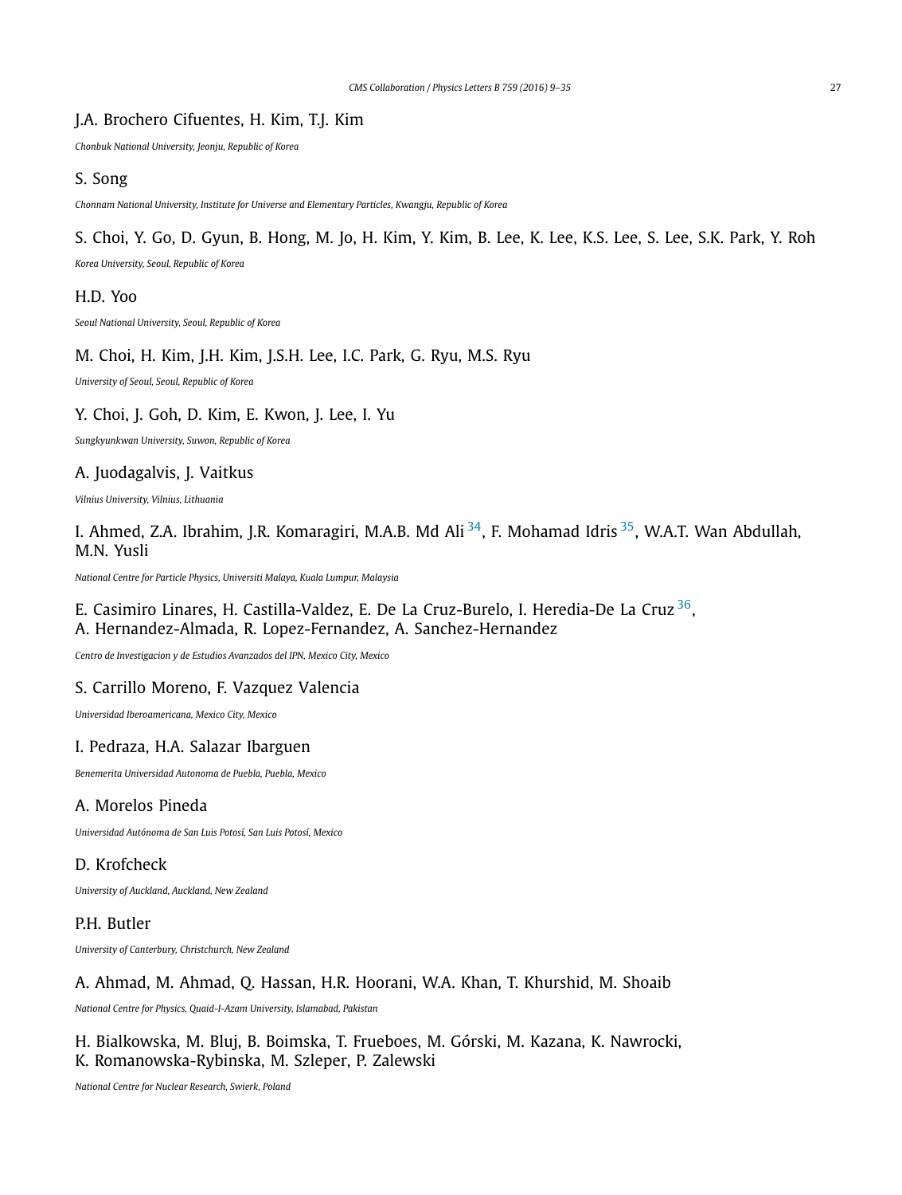### J.A. Brochero Cifuentes, H. Kim, T.J. Kim

*Chonbuk National University, Jeonju, Republic of Korea*

#### S. Song

*Chonnam National University, Institute for Universe and Elementary Particles, Kwangju, Republic of Korea*

### S. Choi, Y. Go, D. Gyun, B. Hong, M. Jo, H. Kim, Y. Kim, B. Lee, K. Lee, K.S. Lee, S. Lee, S.K. Park, Y. Roh

*Korea University, Seoul, Republic of Korea*

#### H.D. Yoo

*Seoul National University, Seoul, Republic of Korea*

### M. Choi, H. Kim, J.H. Kim, J.S.H. Lee, I.C. Park, G. Ryu, M.S. Ryu

*University of Seoul, Seoul, Republic of Korea*

### Y. Choi, J. Goh, D. Kim, E. Kwon, J. Lee, I. Yu

*Sungkyunkwan University, Suwon, Republic of Korea*

### A. Juodagalvis, J. Vaitkus

*Vilnius University, Vilnius, Lithuania*

### I. Ahmed, Z.A. Ibrahim, J.R. Komaragiri, M.A.B. Md Ali  $^{34}$ , F. Mohamad Idris  $^{35}$ , W.A.T. Wan Abdullah, M.N. Yusli

*National Centre for Particle Physics, Universiti Malaya, Kuala Lumpur, Malaysia*

### E. Casimiro Linares, H. Castilla-Valdez, E. De La Cruz-Burelo, I. Heredia-De La Cruz [36,](#page-26-0) A. Hernandez-Almada, R. Lopez-Fernandez, A. Sanchez-Hernandez

*Centro de Investigacion y de Estudios Avanzados del IPN, Mexico City, Mexico*

#### S. Carrillo Moreno, F. Vazquez Valencia

*Universidad Iberoamericana, Mexico City, Mexico*

#### I. Pedraza, H.A. Salazar Ibarguen

*Benemerita Universidad Autonoma de Puebla, Puebla, Mexico*

#### A. Morelos Pineda

*Universidad Autónoma de San Luis Potosí, San Luis Potosí, Mexico*

### D. Krofcheck

*University of Auckland, Auckland, New Zealand*

### P.H. Butler

*University of Canterbury, Christchurch, New Zealand*

#### A. Ahmad, M. Ahmad, Q. Hassan, H.R. Hoorani, W.A. Khan, T. Khurshid, M. Shoaib

*National Centre for Physics, Quaid-I-Azam University, Islamabad, Pakistan*

H. Bialkowska, M. Bluj, B. Boimska, T. Frueboes, M. Górski, M. Kazana, K. Nawrocki, K. Romanowska-Rybinska, M. Szleper, P. Zalewski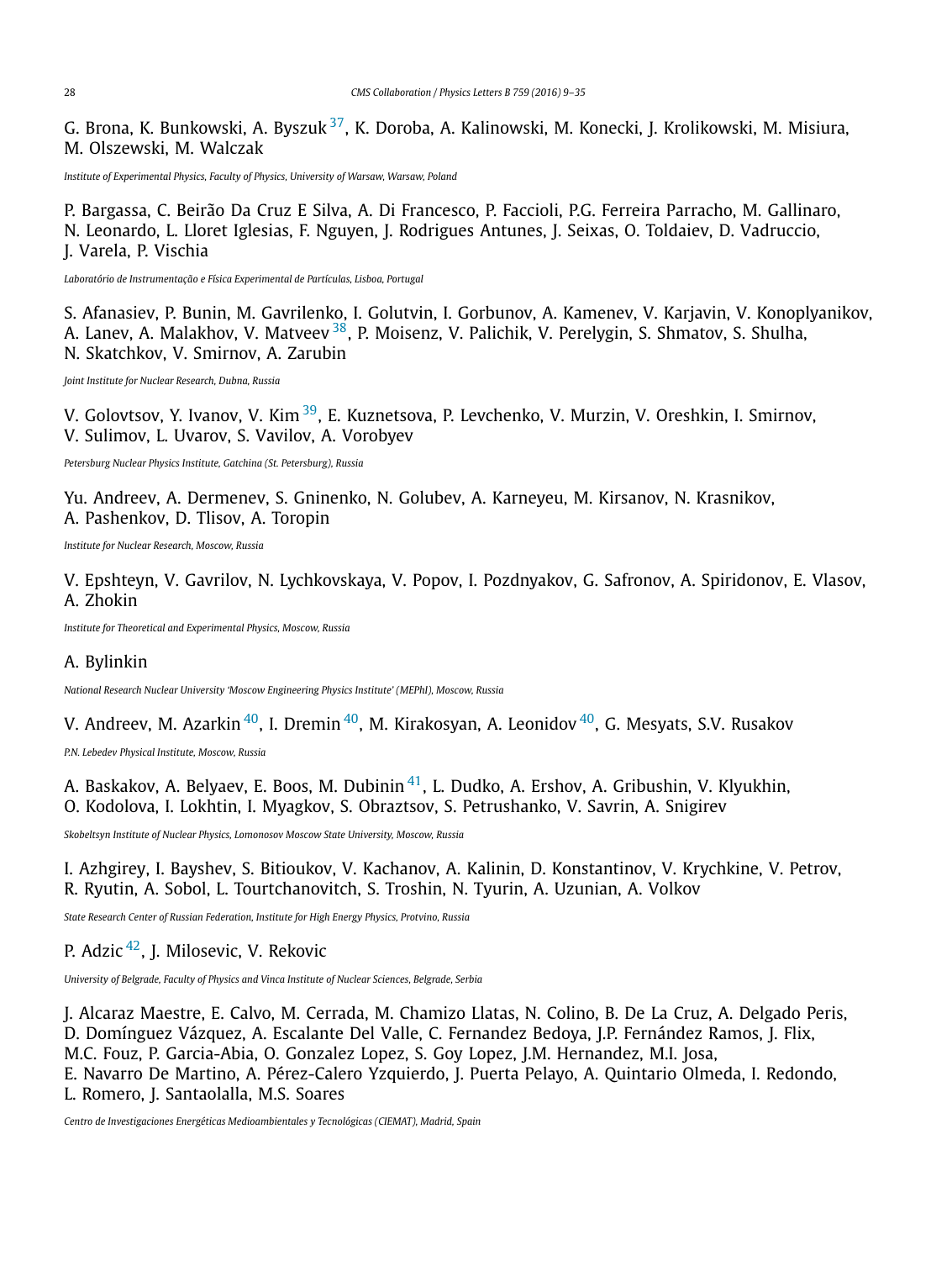G. Brona, K. Bunkowski, A. Byszuk [37,](#page-26-0) K. Doroba, A. Kalinowski, M. Konecki, J. Krolikowski, M. Misiura, M. Olszewski, M. Walczak

*Institute of Experimental Physics, Faculty of Physics, University of Warsaw, Warsaw, Poland*

P. Bargassa, C. Beirão Da Cruz E Silva, A. Di Francesco, P. Faccioli, P.G. Ferreira Parracho, M. Gallinaro, N. Leonardo, L. Lloret Iglesias, F. Nguyen, J. Rodrigues Antunes, J. Seixas, O. Toldaiev, D. Vadruccio, J. Varela, P. Vischia

*Laboratório de Instrumentação e Física Experimental de Partículas, Lisboa, Portugal*

S. Afanasiev, P. Bunin, M. Gavrilenko, I. Golutvin, I. Gorbunov, A. Kamenev, V. Karjavin, V. Konoplyanikov, A. Lanev, A. Malakhov, V. Matveev<sup>38</sup>, P. Moisenz, V. Palichik, V. Perelygin, S. Shmatov, S. Shulha, N. Skatchkov, V. Smirnov, A. Zarubin

*Joint Institute for Nuclear Research, Dubna, Russia*

V. Golovtsov, Y. Ivanov, V. Kim [39](#page-26-0), E. Kuznetsova, P. Levchenko, V. Murzin, V. Oreshkin, I. Smirnov, V. Sulimov, L. Uvarov, S. Vavilov, A. Vorobyev

*Petersburg Nuclear Physics Institute, Gatchina (St. Petersburg), Russia*

Yu. Andreev, A. Dermenev, S. Gninenko, N. Golubev, A. Karneyeu, M. Kirsanov, N. Krasnikov, A. Pashenkov, D. Tlisov, A. Toropin

*Institute for Nuclear Research, Moscow, Russia*

V. Epshteyn, V. Gavrilov, N. Lychkovskaya, V. Popov, I. Pozdnyakov, G. Safronov, A. Spiridonov, E. Vlasov, A. Zhokin

*Institute for Theoretical and Experimental Physics, Moscow, Russia*

#### A. Bylinkin

*National Research Nuclear University 'Moscow Engineering Physics Institute' (MEPhI), Moscow, Russia*

V. Andreev, M. Azarkin [40,](#page-26-0) I. Dremin [40,](#page-26-0) M. Kirakosyan, A. Leonidov [40,](#page-26-0) G. Mesyats, S.V. Rusakov

*P.N. Lebedev Physical Institute, Moscow, Russia*

A. Baskakov, A. Belyaev, E. Boos, M. Dubinin [41,](#page-26-0) L. Dudko, A. Ershov, A. Gribushin, V. Klyukhin, O. Kodolova, I. Lokhtin, I. Myagkov, S. Obraztsov, S. Petrushanko, V. Savrin, A. Snigirev

*Skobeltsyn Institute of Nuclear Physics, Lomonosov Moscow State University, Moscow, Russia*

I. Azhgirey, I. Bayshev, S. Bitioukov, V. Kachanov, A. Kalinin, D. Konstantinov, V. Krychkine, V. Petrov, R. Ryutin, A. Sobol, L. Tourtchanovitch, S. Troshin, N. Tyurin, A. Uzunian, A. Volkov

*State Research Center of Russian Federation, Institute for High Energy Physics, Protvino, Russia*

P. Adzic<sup>42</sup>, J. Milosevic, V. Rekovic

*University of Belgrade, Faculty of Physics and Vinca Institute of Nuclear Sciences, Belgrade, Serbia*

J. Alcaraz Maestre, E. Calvo, M. Cerrada, M. Chamizo Llatas, N. Colino, B. De La Cruz, A. Delgado Peris, D. Domínguez Vázquez, A. Escalante Del Valle, C. Fernandez Bedoya, J.P. Fernández Ramos, J. Flix, M.C. Fouz, P. Garcia-Abia, O. Gonzalez Lopez, S. Goy Lopez, J.M. Hernandez, M.I. Josa, E. Navarro De Martino, A. Pérez-Calero Yzquierdo, J. Puerta Pelayo, A. Quintario Olmeda, I. Redondo, L. Romero, J. Santaolalla, M.S. Soares

*Centro de Investigaciones Energéticas Medioambientales y Tecnológicas (CIEMAT), Madrid, Spain*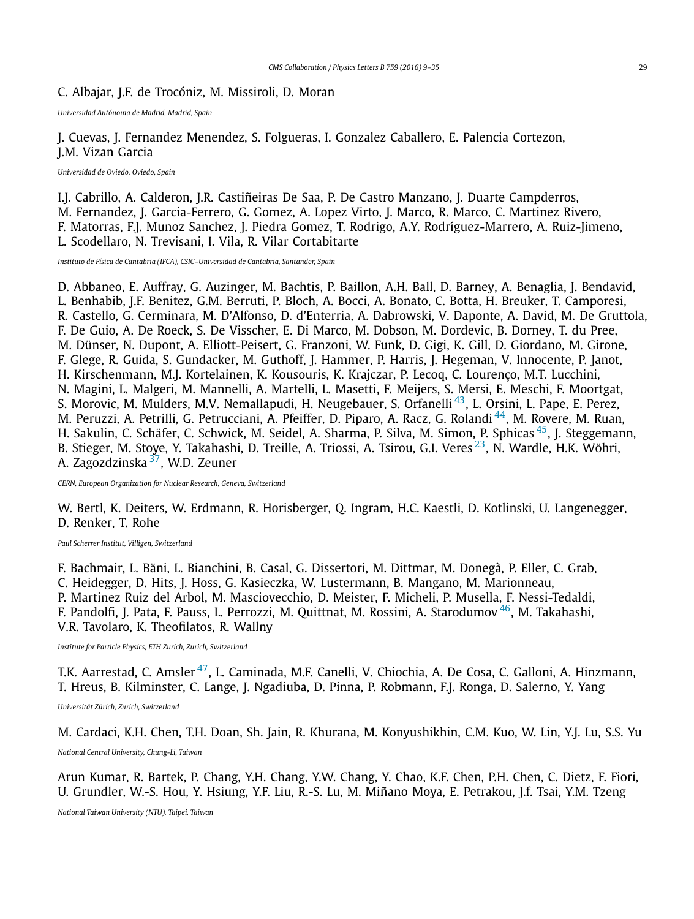### C. Albajar, J.F. de Trocóniz, M. Missiroli, D. Moran

*Universidad Autónoma de Madrid, Madrid, Spain*

J. Cuevas, J. Fernandez Menendez, S. Folgueras, I. Gonzalez Caballero, E. Palencia Cortezon, J.M. Vizan Garcia

*Universidad de Oviedo, Oviedo, Spain*

I.J. Cabrillo, A. Calderon, J.R. Castiñeiras De Saa, P. De Castro Manzano, J. Duarte Campderros, M. Fernandez, J. Garcia-Ferrero, G. Gomez, A. Lopez Virto, J. Marco, R. Marco, C. Martinez Rivero, F. Matorras, F.J. Munoz Sanchez, J. Piedra Gomez, T. Rodrigo, A.Y. Rodríguez-Marrero, A. Ruiz-Jimeno, L. Scodellaro, N. Trevisani, I. Vila, R. Vilar Cortabitarte

*Instituto de Física de Cantabria (IFCA), CSIC–Universidad de Cantabria, Santander, Spain*

D. Abbaneo, E. Auffray, G. Auzinger, M. Bachtis, P. Baillon, A.H. Ball, D. Barney, A. Benaglia, J. Bendavid, L. Benhabib, J.F. Benitez, G.M. Berruti, P. Bloch, A. Bocci, A. Bonato, C. Botta, H. Breuker, T. Camporesi, R. Castello, G. Cerminara, M. D'Alfonso, D. d'Enterria, A. Dabrowski, V. Daponte, A. David, M. De Gruttola, F. De Guio, A. De Roeck, S. De Visscher, E. Di Marco, M. Dobson, M. Dordevic, B. Dorney, T. du Pree, M. Dünser, N. Dupont, A. Elliott-Peisert, G. Franzoni, W. Funk, D. Gigi, K. Gill, D. Giordano, M. Girone, F. Glege, R. Guida, S. Gundacker, M. Guthoff, J. Hammer, P. Harris, J. Hegeman, V. Innocente, P. Janot, H. Kirschenmann, M.J. Kortelainen, K. Kousouris, K. Krajczar, P. Lecoq, C. Lourenço, M.T. Lucchini, N. Magini, L. Malgeri, M. Mannelli, A. Martelli, L. Masetti, F. Meijers, S. Mersi, E. Meschi, F. Moortgat, S. Morovic, M. Mulders, M.V. Nemallapudi, H. Neugebauer, S. Orfanelli<sup>43</sup>, L. Orsini, L. Pape, E. Perez, M. Peruzzi, A. Petrilli, G. Petrucciani, A. Pfeiffer, D. Piparo, A. Racz, G. Rolandi [44,](#page-26-0) M. Rovere, M. Ruan, H. Sakulin, C. Schäfer, C. Schwick, M. Seidel, A. Sharma, P. Silva, M. Simon, P. Sphicas [45,](#page-26-0) J. Steggemann, B. Stieger, M. Stoye, Y. Takahashi, D. Treille, A. Triossi, A. Tsirou, G.I. Veres [23,](#page-26-0) N. Wardle, H.K. Wöhri, A. Zagozdzinska<sup>37</sup>, W.D. Zeuner

*CERN, European Organization for Nuclear Research, Geneva, Switzerland*

W. Bertl, K. Deiters, W. Erdmann, R. Horisberger, Q. Ingram, H.C. Kaestli, D. Kotlinski, U. Langenegger, D. Renker, T. Rohe

*Paul Scherrer Institut, Villigen, Switzerland*

F. Bachmair, L. Bäni, L. Bianchini, B. Casal, G. Dissertori, M. Dittmar, M. Donegà, P. Eller, C. Grab, C. Heidegger, D. Hits, J. Hoss, G. Kasieczka, W. Lustermann, B. Mangano, M. Marionneau, P. Martinez Ruiz del Arbol, M. Masciovecchio, D. Meister, F. Micheli, P. Musella, F. Nessi-Tedaldi, F. Pandolfi, J. Pata, F. Pauss, L. Perrozzi, M. Quittnat, M. Rossini, A. Starodumov<sup>46</sup>, M. Takahashi, V.R. Tavolaro, K. Theofilatos, R. Wallny

*Institute for Particle Physics, ETH Zurich, Zurich, Switzerland*

T.K. Aarrestad, C. Amsler<sup>47</sup>, L. Caminada, M.F. Canelli, V. Chiochia, A. De Cosa, C. Galloni, A. Hinzmann, T. Hreus, B. Kilminster, C. Lange, J. Ngadiuba, D. Pinna, P. Robmann, F.J. Ronga, D. Salerno, Y. Yang

*Universität Zürich, Zurich, Switzerland*

M. Cardaci, K.H. Chen, T.H. Doan, Sh. Jain, R. Khurana, M. Konyushikhin, C.M. Kuo, W. Lin, Y.J. Lu, S.S. Yu

*National Central University, Chung-Li, Taiwan*

Arun Kumar, R. Bartek, P. Chang, Y.H. Chang, Y.W. Chang, Y. Chao, K.F. Chen, P.H. Chen, C. Dietz, F. Fiori, U. Grundler, W.-S. Hou, Y. Hsiung, Y.F. Liu, R.-S. Lu, M. Miñano Moya, E. Petrakou, J.f. Tsai, Y.M. Tzeng

*National Taiwan University (NTU), Taipei, Taiwan*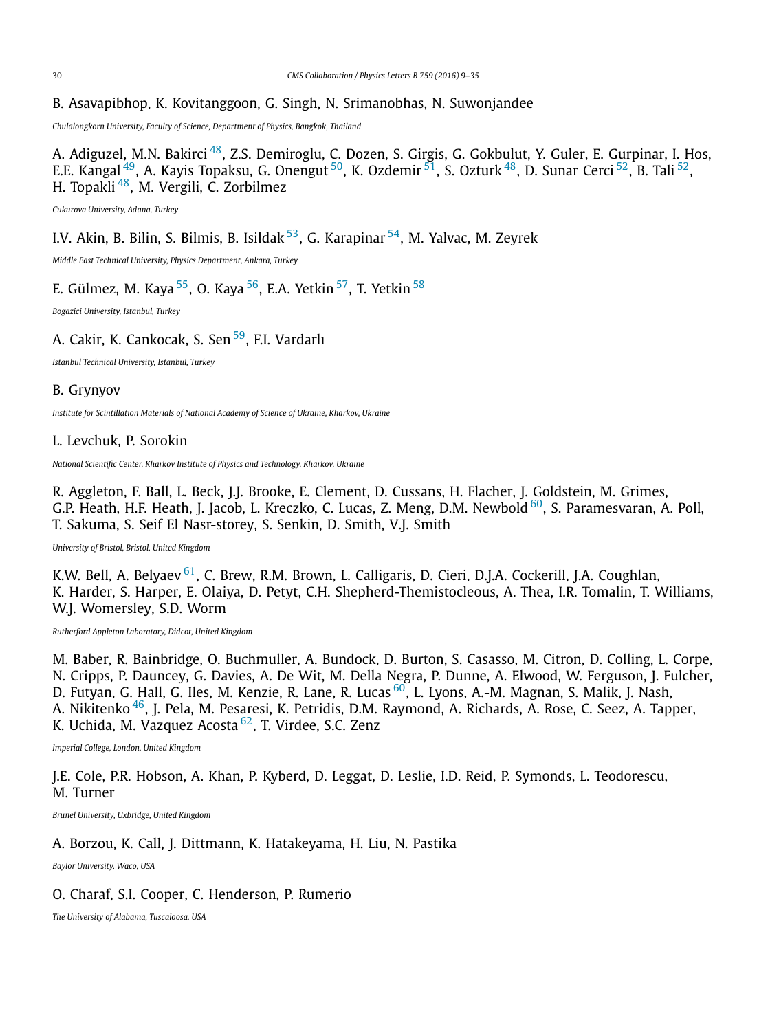### B. Asavapibhop, K. Kovitanggoon, G. Singh, N. Srimanobhas, N. Suwonjandee

*Chulalongkorn University, Faculty of Science, Department of Physics, Bangkok, Thailand*

A. Adiguzel, M.N. Bakirci<sup>48</sup>, Z.S. Demiroglu, C. Dozen, S. Girgis, G. Gokbulut, Y. Guler, E. Gurpinar, I. Hos, E.E. Kangal [49,](#page-26-0) A. Kayis Topaksu, G. Onengut [50,](#page-26-0) K. Ozdemir [51,](#page-26-0) S. Ozturk [48,](#page-26-0) D. Sunar Cerci [52,](#page-26-0) B. Tali [52,](#page-26-0) H. Topakli [48,](#page-26-0) M. Vergili, C. Zorbilmez

*Cukurova University, Adana, Turkey*

I.V. Akin, B. Bilin, S. Bilmis, B. Isildak  $53$ , G. Karapinar  $54$ , M. Yalvac, M. Zeyrek

*Middle East Technical University, Physics Department, Ankara, Turkey*

E. Gülmez, M. Kaya  $^{55}$  $^{55}$  $^{55}$ , O. Kaya  $^{56}$ , E.A. Yetkin  $^{57}$ , T. Yetkin  $^{58}$  $^{58}$  $^{58}$ 

*Bogazici University, Istanbul, Turkey*

### A. Cakir, K. Cankocak, S. Sen<sup>59</sup>, F.I. Vardarlı

*Istanbul Technical University, Istanbul, Turkey*

#### B. Grynyov

*Institute for Scintillation Materials of National Academy of Science of Ukraine, Kharkov, Ukraine*

#### L. Levchuk, P. Sorokin

*National Scientific Center, Kharkov Institute of Physics and Technology, Kharkov, Ukraine*

R. Aggleton, F. Ball, L. Beck, J.J. Brooke, E. Clement, D. Cussans, H. Flacher, J. Goldstein, M. Grimes, G.P. Heath, H.F. Heath, J. Jacob, L. Kreczko, C. Lucas, Z. Meng, D.M. Newbold <sup>60</sup>, S. Paramesvaran, A. Poll, T. Sakuma, S. Seif El Nasr-storey, S. Senkin, D. Smith, V.J. Smith

*University of Bristol, Bristol, United Kingdom*

K.W. Bell, A. Belyaev <sup>61</sup>, C. Brew, R.M. Brown, L. Calligaris, D. Cieri, D.J.A. Cockerill, J.A. Coughlan, K. Harder, S. Harper, E. Olaiya, D. Petyt, C.H. Shepherd-Themistocleous, A. Thea, I.R. Tomalin, T. Williams, W.J. Womersley, S.D. Worm

*Rutherford Appleton Laboratory, Didcot, United Kingdom*

M. Baber, R. Bainbridge, O. Buchmuller, A. Bundock, D. Burton, S. Casasso, M. Citron, D. Colling, L. Corpe, N. Cripps, P. Dauncey, G. Davies, A. De Wit, M. Della Negra, P. Dunne, A. Elwood, W. Ferguson, J. Fulcher, D. Futyan, G. Hall, G. Iles, M. Kenzie, R. Lane, R. Lucas [60,](#page-26-0) L. Lyons, A.-M. Magnan, S. Malik, J. Nash, A. Nikitenko [46,](#page-26-0) J. Pela, M. Pesaresi, K. Petridis, D.M. Raymond, A. Richards, A. Rose, C. Seez, A. Tapper, K. Uchida, M. Vazquez Acosta [62,](#page-26-0) T. Virdee, S.C. Zenz

*Imperial College, London, United Kingdom*

J.E. Cole, P.R. Hobson, A. Khan, P. Kyberd, D. Leggat, D. Leslie, I.D. Reid, P. Symonds, L. Teodorescu, M. Turner

*Brunel University, Uxbridge, United Kingdom*

A. Borzou, K. Call, J. Dittmann, K. Hatakeyama, H. Liu, N. Pastika

*Baylor University, Waco, USA*

### O. Charaf, S.I. Cooper, C. Henderson, P. Rumerio

*The University of Alabama, Tuscaloosa, USA*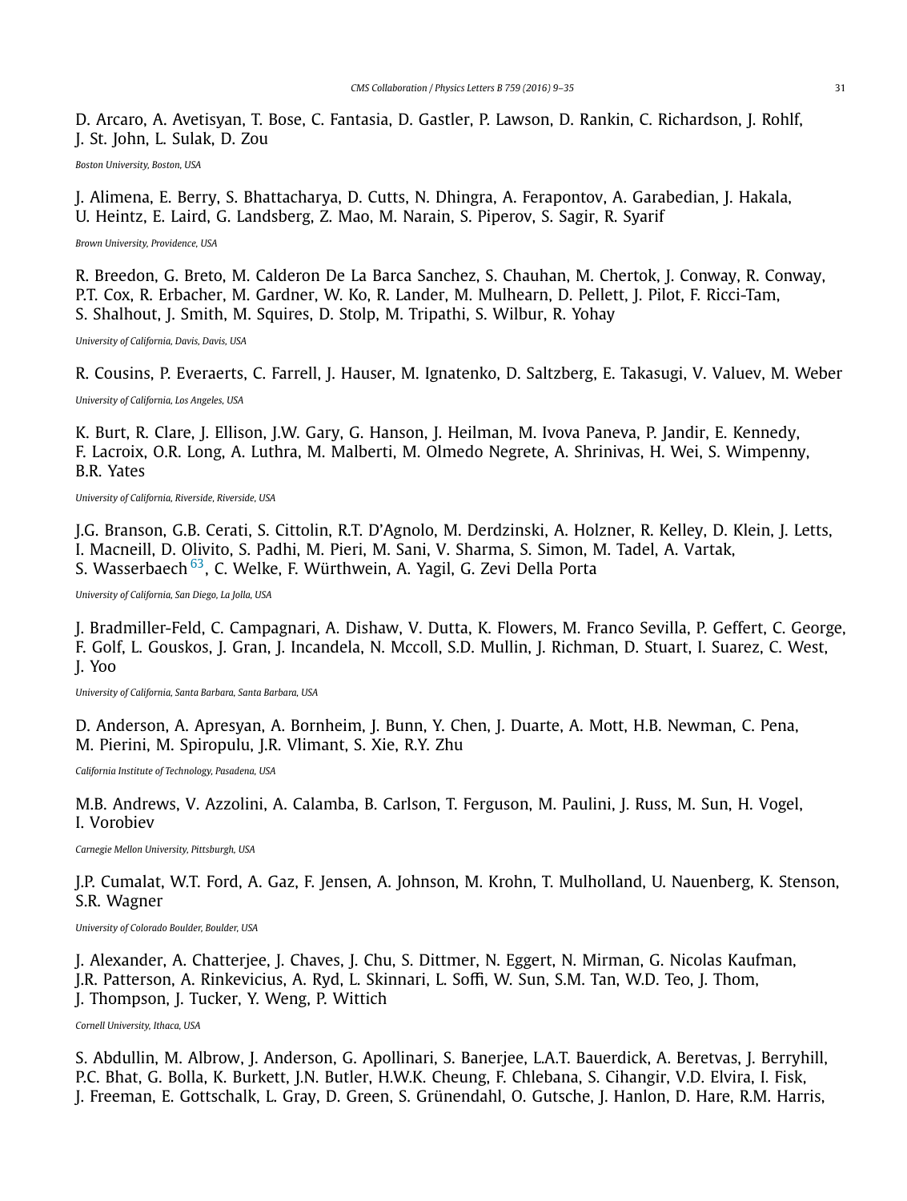D. Arcaro, A. Avetisyan, T. Bose, C. Fantasia, D. Gastler, P. Lawson, D. Rankin, C. Richardson, J. Rohlf, J. St. John, L. Sulak, D. Zou

*Boston University, Boston, USA*

J. Alimena, E. Berry, S. Bhattacharya, D. Cutts, N. Dhingra, A. Ferapontov, A. Garabedian, J. Hakala, U. Heintz, E. Laird, G. Landsberg, Z. Mao, M. Narain, S. Piperov, S. Sagir, R. Syarif

*Brown University, Providence, USA*

R. Breedon, G. Breto, M. Calderon De La Barca Sanchez, S. Chauhan, M. Chertok, J. Conway, R. Conway, P.T. Cox, R. Erbacher, M. Gardner, W. Ko, R. Lander, M. Mulhearn, D. Pellett, J. Pilot, F. Ricci-Tam, S. Shalhout, J. Smith, M. Squires, D. Stolp, M. Tripathi, S. Wilbur, R. Yohay

*University of California, Davis, Davis, USA*

R. Cousins, P. Everaerts, C. Farrell, J. Hauser, M. Ignatenko, D. Saltzberg, E. Takasugi, V. Valuev, M. Weber

*University of California, Los Angeles, USA*

K. Burt, R. Clare, J. Ellison, J.W. Gary, G. Hanson, J. Heilman, M. Ivova Paneva, P. Jandir, E. Kennedy, F. Lacroix, O.R. Long, A. Luthra, M. Malberti, M. Olmedo Negrete, A. Shrinivas, H. Wei, S. Wimpenny, B.R. Yates

*University of California, Riverside, Riverside, USA*

J.G. Branson, G.B. Cerati, S. Cittolin, R.T. D'Agnolo, M. Derdzinski, A. Holzner, R. Kelley, D. Klein, J. Letts, I. Macneill, D. Olivito, S. Padhi, M. Pieri, M. Sani, V. Sharma, S. Simon, M. Tadel, A. Vartak, S. Wasserbaech [63,](#page-26-0) C. Welke, F. Würthwein, A. Yagil, G. Zevi Della Porta

*University of California, San Diego, La Jolla, USA*

J. Bradmiller-Feld, C. Campagnari, A. Dishaw, V. Dutta, K. Flowers, M. Franco Sevilla, P. Geffert, C. George, F. Golf, L. Gouskos, J. Gran, J. Incandela, N. Mccoll, S.D. Mullin, J. Richman, D. Stuart, I. Suarez, C. West, J. Yoo

*University of California, Santa Barbara, Santa Barbara, USA*

D. Anderson, A. Apresyan, A. Bornheim, J. Bunn, Y. Chen, J. Duarte, A. Mott, H.B. Newman, C. Pena, M. Pierini, M. Spiropulu, J.R. Vlimant, S. Xie, R.Y. Zhu

*California Institute of Technology, Pasadena, USA*

M.B. Andrews, V. Azzolini, A. Calamba, B. Carlson, T. Ferguson, M. Paulini, J. Russ, M. Sun, H. Vogel, I. Vorobiev

*Carnegie Mellon University, Pittsburgh, USA*

J.P. Cumalat, W.T. Ford, A. Gaz, F. Jensen, A. Johnson, M. Krohn, T. Mulholland, U. Nauenberg, K. Stenson, S.R. Wagner

*University of Colorado Boulder, Boulder, USA*

J. Alexander, A. Chatterjee, J. Chaves, J. Chu, S. Dittmer, N. Eggert, N. Mirman, G. Nicolas Kaufman, J.R. Patterson, A. Rinkevicius, A. Ryd, L. Skinnari, L. Soffi, W. Sun, S.M. Tan, W.D. Teo, J. Thom, J. Thompson, J. Tucker, Y. Weng, P. Wittich

*Cornell University, Ithaca, USA*

S. Abdullin, M. Albrow, J. Anderson, G. Apollinari, S. Banerjee, L.A.T. Bauerdick, A. Beretvas, J. Berryhill, P.C. Bhat, G. Bolla, K. Burkett, J.N. Butler, H.W.K. Cheung, F. Chlebana, S. Cihangir, V.D. Elvira, I. Fisk, J. Freeman, E. Gottschalk, L. Gray, D. Green, S. Grünendahl, O. Gutsche, J. Hanlon, D. Hare, R.M. Harris,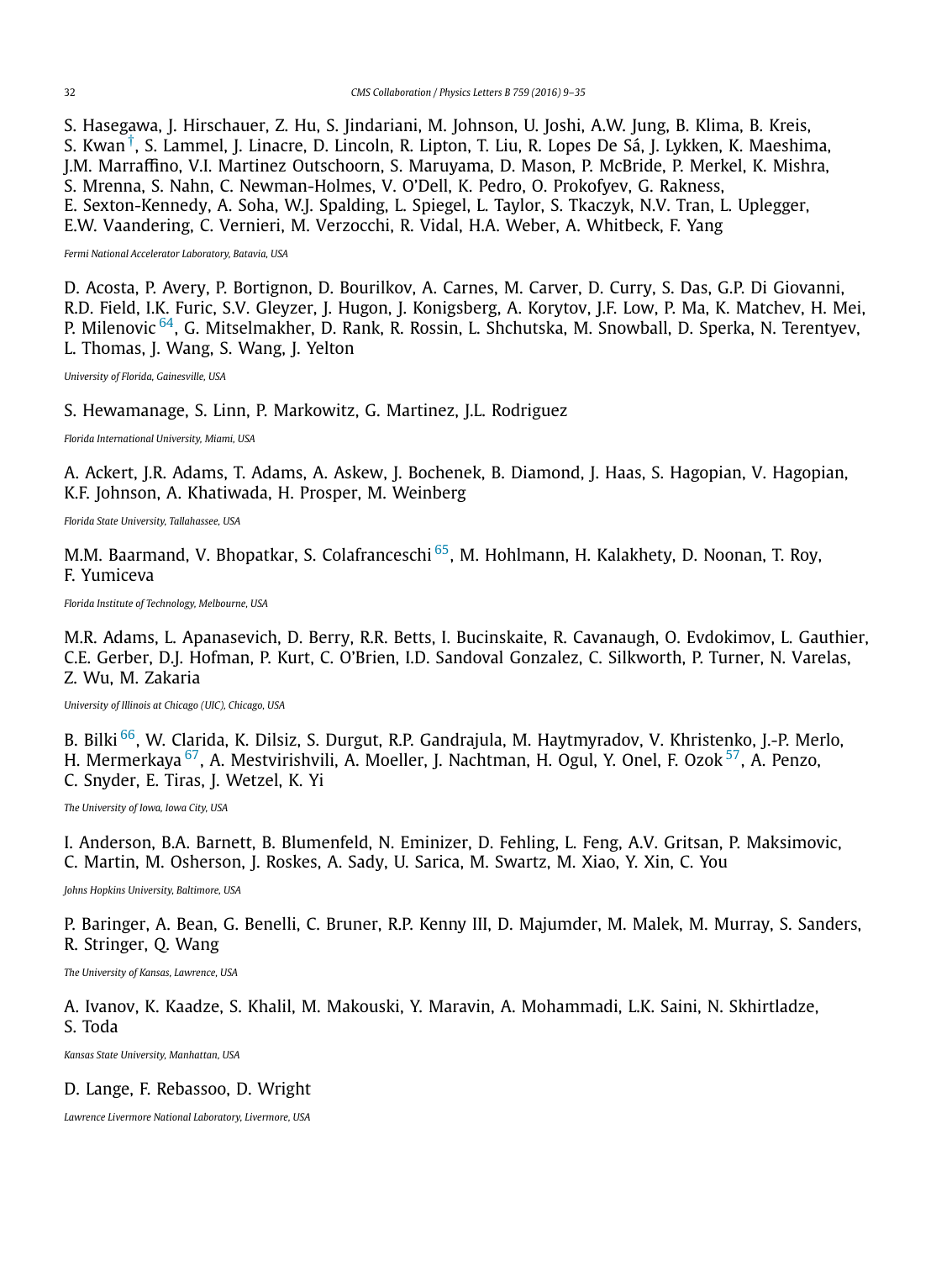S. Hasegawa, J. Hirschauer, Z. Hu, S. Jindariani, M. Johnson, U. Joshi, A.W. Jung, B. Klima, B. Kreis, S. Kwan [†,](#page-25-0) S. Lammel, J. Linacre, D. Lincoln, R. Lipton, T. Liu, R. Lopes De Sá, J. Lykken, K. Maeshima, J.M. Marraffino, V.I. Martinez Outschoorn, S. Maruyama, D. Mason, P. McBride, P. Merkel, K. Mishra, S. Mrenna, S. Nahn, C. Newman-Holmes, V. O'Dell, K. Pedro, O. Prokofyev, G. Rakness, E. Sexton-Kennedy, A. Soha, W.J. Spalding, L. Spiegel, L. Taylor, S. Tkaczyk, N.V. Tran, L. Uplegger, E.W. Vaandering, C. Vernieri, M. Verzocchi, R. Vidal, H.A. Weber, A. Whitbeck, F. Yang

*Fermi National Accelerator Laboratory, Batavia, USA*

D. Acosta, P. Avery, P. Bortignon, D. Bourilkov, A. Carnes, M. Carver, D. Curry, S. Das, G.P. Di Giovanni, R.D. Field, I.K. Furic, S.V. Gleyzer, J. Hugon, J. Konigsberg, A. Korytov, J.F. Low, P. Ma, K. Matchev, H. Mei, P. Milenovic [64,](#page-26-0) G. Mitselmakher, D. Rank, R. Rossin, L. Shchutska, M. Snowball, D. Sperka, N. Terentyev, L. Thomas, J. Wang, S. Wang, J. Yelton

*University of Florida, Gainesville, USA*

S. Hewamanage, S. Linn, P. Markowitz, G. Martinez, J.L. Rodriguez

*Florida International University, Miami, USA*

A. Ackert, J.R. Adams, T. Adams, A. Askew, J. Bochenek, B. Diamond, J. Haas, S. Hagopian, V. Hagopian, K.F. Johnson, A. Khatiwada, H. Prosper, M. Weinberg

*Florida State University, Tallahassee, USA*

M.M. Baarmand, V. Bhopatkar, S. Colafranceschi<sup>65</sup>, M. Hohlmann, H. Kalakhety, D. Noonan, T. Roy, F. Yumiceva

*Florida Institute of Technology, Melbourne, USA*

M.R. Adams, L. Apanasevich, D. Berry, R.R. Betts, I. Bucinskaite, R. Cavanaugh, O. Evdokimov, L. Gauthier, C.E. Gerber, D.J. Hofman, P. Kurt, C. O'Brien, I.D. Sandoval Gonzalez, C. Silkworth, P. Turner, N. Varelas, Z. Wu, M. Zakaria

*University of Illinois at Chicago (UIC), Chicago, USA*

B. Bilki<sup>66</sup>, W. Clarida, K. Dilsiz, S. Durgut, R.P. Gandrajula, M. Haytmyradov, V. Khristenko, J.-P. Merlo, H. Mermerkaya [67,](#page-26-0) A. Mestvirishvili, A. Moeller, J. Nachtman, H. Ogul, Y. Onel, F. Ozok [57,](#page-26-0) A. Penzo, C. Snyder, E. Tiras, J. Wetzel, K. Yi

*The University of Iowa, Iowa City, USA*

I. Anderson, B.A. Barnett, B. Blumenfeld, N. Eminizer, D. Fehling, L. Feng, A.V. Gritsan, P. Maksimovic, C. Martin, M. Osherson, J. Roskes, A. Sady, U. Sarica, M. Swartz, M. Xiao, Y. Xin, C. You

*Johns Hopkins University, Baltimore, USA*

P. Baringer, A. Bean, G. Benelli, C. Bruner, R.P. Kenny III, D. Majumder, M. Malek, M. Murray, S. Sanders, R. Stringer, Q. Wang

*The University of Kansas, Lawrence, USA*

A. Ivanov, K. Kaadze, S. Khalil, M. Makouski, Y. Maravin, A. Mohammadi, L.K. Saini, N. Skhirtladze, S. Toda

*Kansas State University, Manhattan, USA*

#### D. Lange, F. Rebassoo, D. Wright

*Lawrence Livermore National Laboratory, Livermore, USA*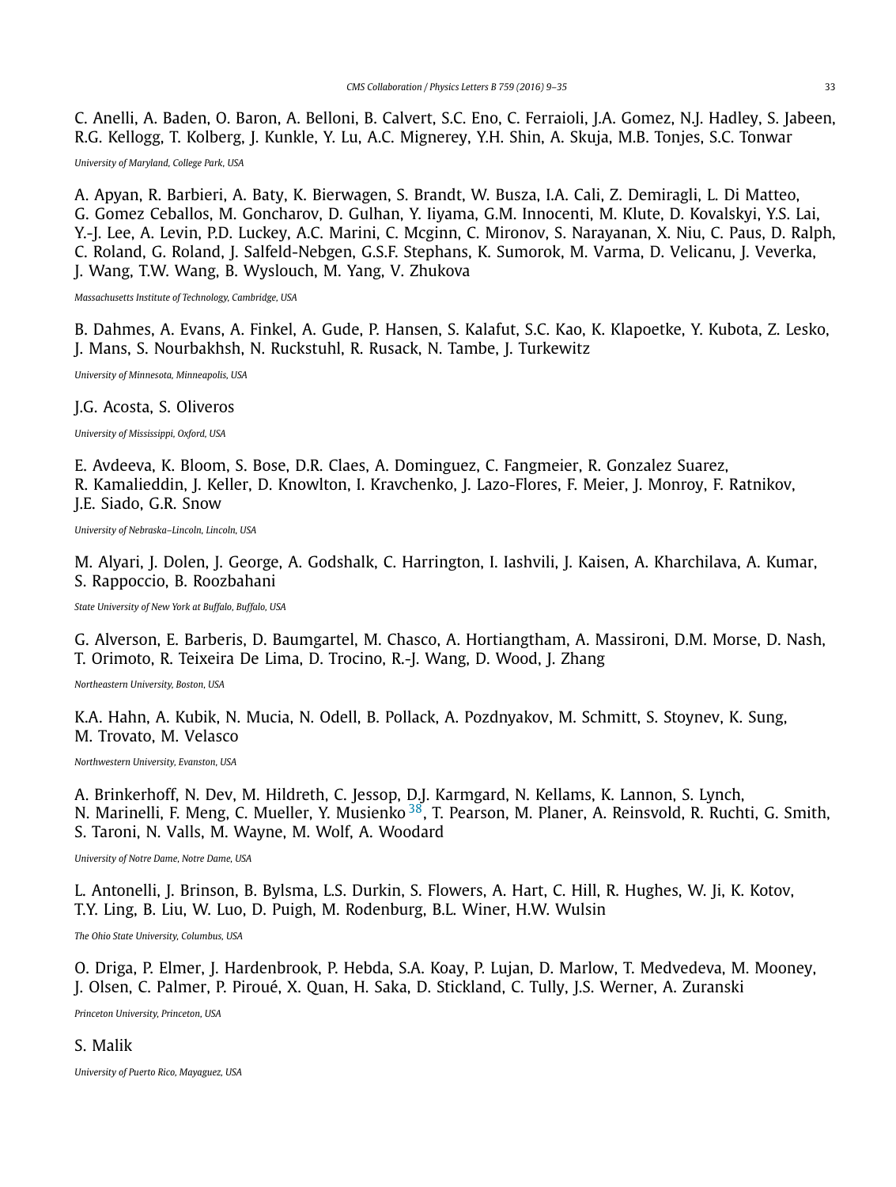C. Anelli, A. Baden, O. Baron, A. Belloni, B. Calvert, S.C. Eno, C. Ferraioli, J.A. Gomez, N.J. Hadley, S. Jabeen, R.G. Kellogg, T. Kolberg, J. Kunkle, Y. Lu, A.C. Mignerey, Y.H. Shin, A. Skuja, M.B. Tonjes, S.C. Tonwar

*University of Maryland, College Park, USA*

A. Apyan, R. Barbieri, A. Baty, K. Bierwagen, S. Brandt, W. Busza, I.A. Cali, Z. Demiragli, L. Di Matteo, G. Gomez Ceballos, M. Goncharov, D. Gulhan, Y. Iiyama, G.M. Innocenti, M. Klute, D. Kovalskyi, Y.S. Lai, Y.-J. Lee, A. Levin, P.D. Luckey, A.C. Marini, C. Mcginn, C. Mironov, S. Narayanan, X. Niu, C. Paus, D. Ralph, C. Roland, G. Roland, J. Salfeld-Nebgen, G.S.F. Stephans, K. Sumorok, M. Varma, D. Velicanu, J. Veverka, J. Wang, T.W. Wang, B. Wyslouch, M. Yang, V. Zhukova

*Massachusetts Institute of Technology, Cambridge, USA*

B. Dahmes, A. Evans, A. Finkel, A. Gude, P. Hansen, S. Kalafut, S.C. Kao, K. Klapoetke, Y. Kubota, Z. Lesko, J. Mans, S. Nourbakhsh, N. Ruckstuhl, R. Rusack, N. Tambe, J. Turkewitz

*University of Minnesota, Minneapolis, USA*

J.G. Acosta, S. Oliveros

*University of Mississippi, Oxford, USA*

E. Avdeeva, K. Bloom, S. Bose, D.R. Claes, A. Dominguez, C. Fangmeier, R. Gonzalez Suarez, R. Kamalieddin, J. Keller, D. Knowlton, I. Kravchenko, J. Lazo-Flores, F. Meier, J. Monroy, F. Ratnikov, J.E. Siado, G.R. Snow

*University of Nebraska–Lincoln, Lincoln, USA*

M. Alyari, J. Dolen, J. George, A. Godshalk, C. Harrington, I. Iashvili, J. Kaisen, A. Kharchilava, A. Kumar, S. Rappoccio, B. Roozbahani

*State University of New York at Buffalo, Buffalo, USA*

G. Alverson, E. Barberis, D. Baumgartel, M. Chasco, A. Hortiangtham, A. Massironi, D.M. Morse, D. Nash, T. Orimoto, R. Teixeira De Lima, D. Trocino, R.-J. Wang, D. Wood, J. Zhang

*Northeastern University, Boston, USA*

K.A. Hahn, A. Kubik, N. Mucia, N. Odell, B. Pollack, A. Pozdnyakov, M. Schmitt, S. Stoynev, K. Sung, M. Trovato, M. Velasco

*Northwestern University, Evanston, USA*

A. Brinkerhoff, N. Dev, M. Hildreth, C. Jessop, D.J. Karmgard, N. Kellams, K. Lannon, S. Lynch, N. Marinelli, F. Meng, C. Mueller, Y. Musienko [38,](#page-26-0) T. Pearson, M. Planer, A. Reinsvold, R. Ruchti, G. Smith, S. Taroni, N. Valls, M. Wayne, M. Wolf, A. Woodard

*University of Notre Dame, Notre Dame, USA*

L. Antonelli, J. Brinson, B. Bylsma, L.S. Durkin, S. Flowers, A. Hart, C. Hill, R. Hughes, W. Ji, K. Kotov, T.Y. Ling, B. Liu, W. Luo, D. Puigh, M. Rodenburg, B.L. Winer, H.W. Wulsin

*The Ohio State University, Columbus, USA*

O. Driga, P. Elmer, J. Hardenbrook, P. Hebda, S.A. Koay, P. Lujan, D. Marlow, T. Medvedeva, M. Mooney, J. Olsen, C. Palmer, P. Piroué, X. Quan, H. Saka, D. Stickland, C. Tully, J.S. Werner, A. Zuranski

*Princeton University, Princeton, USA*

### S. Malik

*University of Puerto Rico, Mayaguez, USA*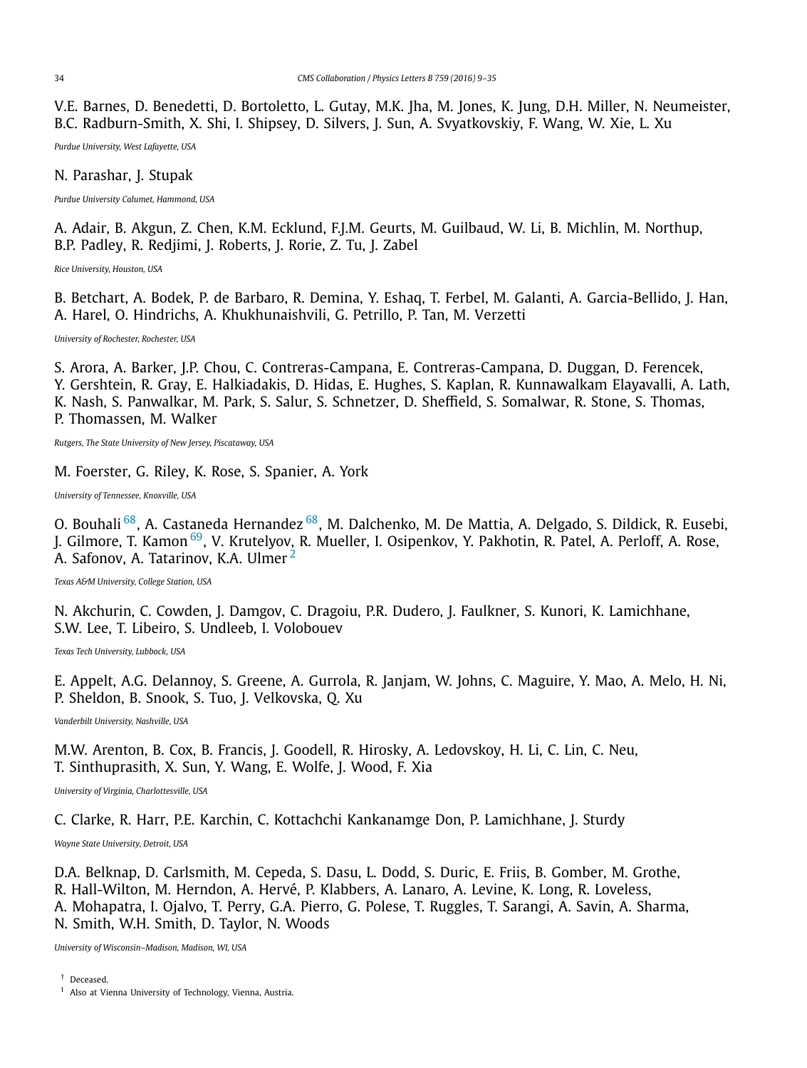<span id="page-25-0"></span>V.E. Barnes, D. Benedetti, D. Bortoletto, L. Gutay, M.K. Jha, M. Jones, K. Jung, D.H. Miller, N. Neumeister, B.C. Radburn-Smith, X. Shi, I. Shipsey, D. Silvers, J. Sun, A. Svyatkovskiy, F. Wang, W. Xie, L. Xu

*Purdue University, West Lafayette, USA*

N. Parashar, J. Stupak

*Purdue University Calumet, Hammond, USA*

A. Adair, B. Akgun, Z. Chen, K.M. Ecklund, F.J.M. Geurts, M. Guilbaud, W. Li, B. Michlin, M. Northup, B.P. Padley, R. Redjimi, J. Roberts, J. Rorie, Z. Tu, J. Zabel

*Rice University, Houston, USA*

B. Betchart, A. Bodek, P. de Barbaro, R. Demina, Y. Eshaq, T. Ferbel, M. Galanti, A. Garcia-Bellido, J. Han, A. Harel, O. Hindrichs, A. Khukhunaishvili, G. Petrillo, P. Tan, M. Verzetti

*University of Rochester, Rochester, USA*

S. Arora, A. Barker, J.P. Chou, C. Contreras-Campana, E. Contreras-Campana, D. Duggan, D. Ferencek, Y. Gershtein, R. Gray, E. Halkiadakis, D. Hidas, E. Hughes, S. Kaplan, R. Kunnawalkam Elayavalli, A. Lath, K. Nash, S. Panwalkar, M. Park, S. Salur, S. Schnetzer, D. Sheffield, S. Somalwar, R. Stone, S. Thomas, P. Thomassen, M. Walker

*Rutgers, The State University of New Jersey, Piscataway, USA*

M. Foerster, G. Riley, K. Rose, S. Spanier, A. York

*University of Tennessee, Knoxville, USA*

O. Bouhali [68,](#page-26-0) A. Castaneda Hernandez [68,](#page-26-0) M. Dalchenko, M. De Mattia, A. Delgado, S. Dildick, R. Eusebi, J. Gilmore, T. Kamon <sup>69</sup>, V. Krutelyov, R. Mueller, I. Osipenkov, Y. Pakhotin, R. Patel, A. Perloff, A. Rose, A. Safonov, A. Tatarinov, K.A. Ulmer [2](#page-26-0)

*Texas A&M University, College Station, USA*

N. Akchurin, C. Cowden, J. Damgov, C. Dragoiu, P.R. Dudero, J. Faulkner, S. Kunori, K. Lamichhane, S.W. Lee, T. Libeiro, S. Undleeb, I. Volobouev

*Texas Tech University, Lubbock, USA*

E. Appelt, A.G. Delannoy, S. Greene, A. Gurrola, R. Janjam, W. Johns, C. Maguire, Y. Mao, A. Melo, H. Ni, P. Sheldon, B. Snook, S. Tuo, J. Velkovska, Q. Xu

*Vanderbilt University, Nashville, USA*

M.W. Arenton, B. Cox, B. Francis, J. Goodell, R. Hirosky, A. Ledovskoy, H. Li, C. Lin, C. Neu, T. Sinthuprasith, X. Sun, Y. Wang, E. Wolfe, J. Wood, F. Xia

*University of Virginia, Charlottesville, USA*

C. Clarke, R. Harr, P.E. Karchin, C. Kottachchi Kankanamge Don, P. Lamichhane, J. Sturdy

*Wayne State University, Detroit, USA*

D.A. Belknap, D. Carlsmith, M. Cepeda, S. Dasu, L. Dodd, S. Duric, E. Friis, B. Gomber, M. Grothe, R. Hall-Wilton, M. Herndon, A. Hervé, P. Klabbers, A. Lanaro, A. Levine, K. Long, R. Loveless, A. Mohapatra, I. Ojalvo, T. Perry, G.A. Pierro, G. Polese, T. Ruggles, T. Sarangi, A. Savin, A. Sharma, N. Smith, W.H. Smith, D. Taylor, N. Woods

*University of Wisconsin–Madison, Madison, WI, USA*

† Deceased.

<sup>1</sup> Also at Vienna University of Technology, Vienna, Austria.